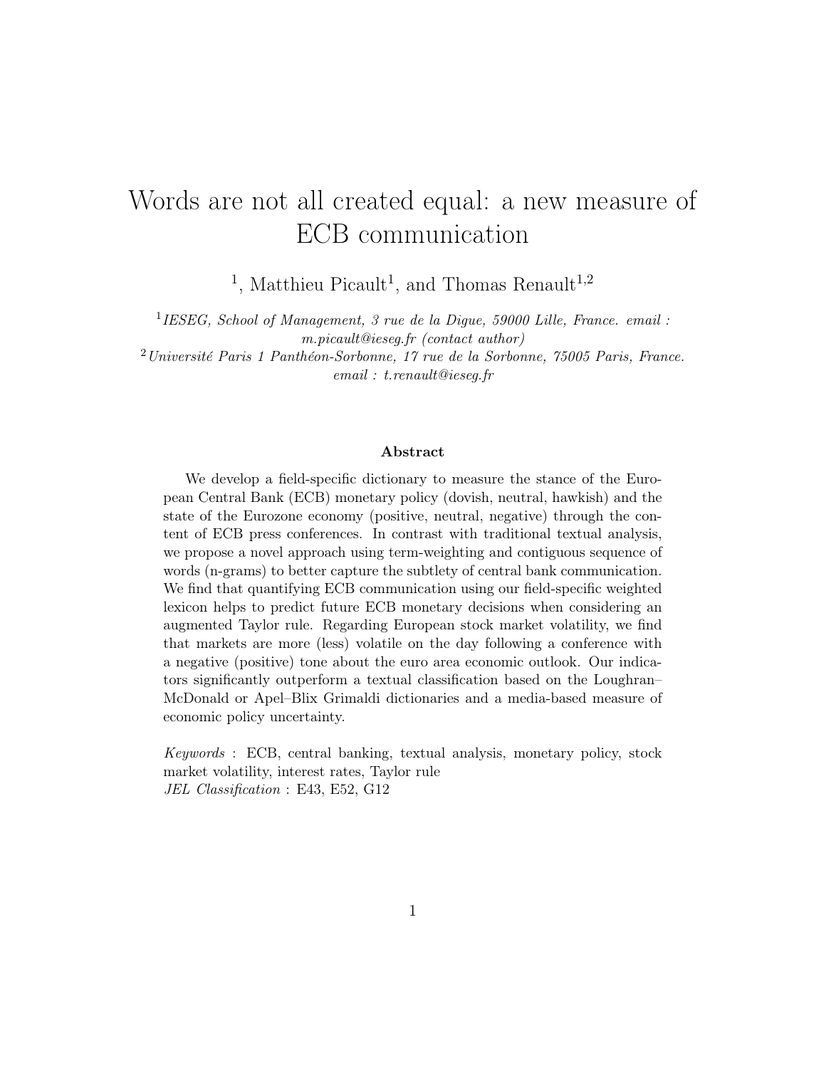# Words are not all created equal: a new measure of ECB communication

[1], Matthieu Picault[1], and Thomas Renault[1,2]

[1] *IESEG, School of Management, 3 rue de la Digue, 59000 Lille, France. email : m.picault@ieseg.fr (contact author)*

[2] *Université Paris 1 Panthéon-Sorbonne, 17 rue de la Sorbonne, 75005 Paris, France. email : t.renault@ieseg.fr*

**Abstract**

We develop a field-specific dictionary to measure the stance of the European Central Bank (ECB) monetary policy (dovish, neutral, hawkish) and the state of the Eurozone economy (positive, neutral, negative) through the content of ECB press conferences. In contrast with traditional textual analysis, we propose a novel approach using term-weighting and contiguous sequence of words (n-grams) to better capture the subtlety of central bank communication. We find that quantifying ECB communication using our field-specific weighted lexicon helps to predict future ECB monetary decisions when considering an augmented Taylor rule. Regarding European stock market volatility, we find that markets are more (less) volatile on the day following a conference with a negative (positive) tone about the euro area economic outlook. Our indicators significantly outperform a textual classification based on the Loughran–McDonald or Apel–Blix Grimaldi dictionaries and a media-based measure of economic policy uncertainty.

*Keywords* : ECB, central banking, textual analysis, monetary policy, stock market volatility, interest rates, Taylor rule
*JEL Classification* : E43, E52, G12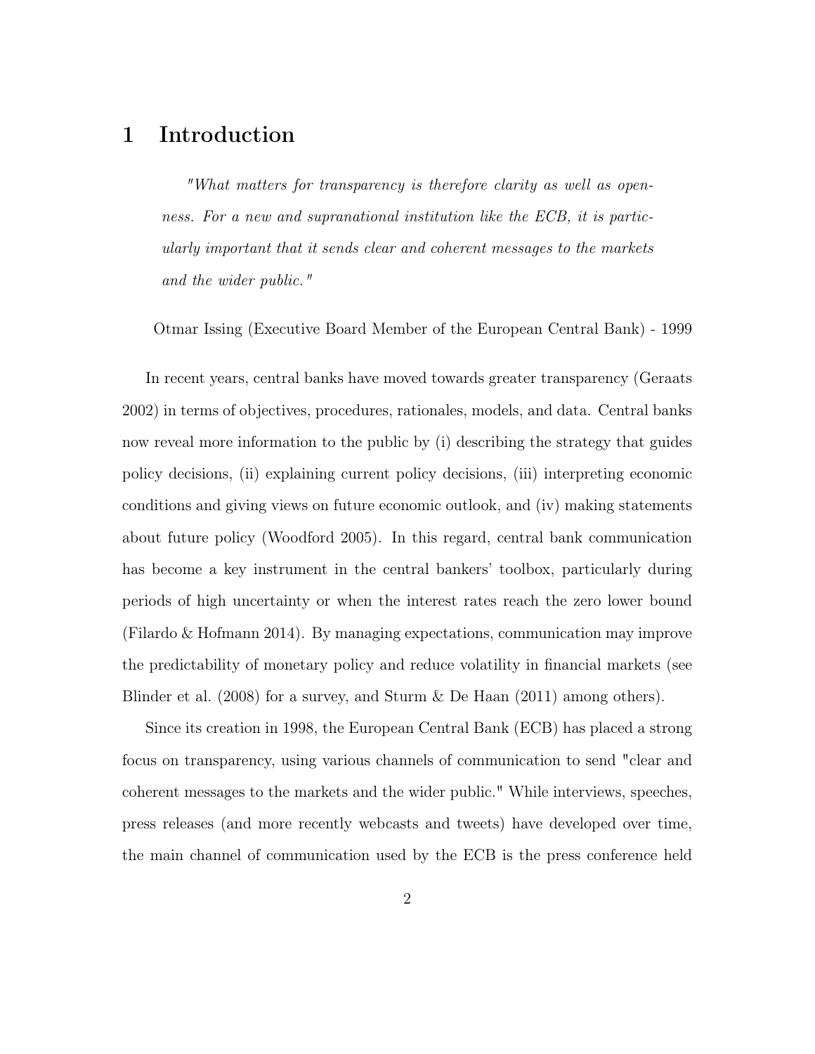# 1 Introduction

> *"What matters for transparency is therefore clarity as well as openness. For a new and supranational institution like the ECB, it is particularly important that it sends clear and coherent messages to the markets and the wider public."*
>
> Otmar Issing (Executive Board Member of the European Central Bank) - 1999

In recent years, central banks have moved towards greater transparency (Geraats 2002) in terms of objectives, procedures, rationales, models, and data. Central banks now reveal more information to the public by (i) describing the strategy that guides policy decisions, (ii) explaining current policy decisions, (iii) interpreting economic conditions and giving views on future economic outlook, and (iv) making statements about future policy (Woodford 2005). In this regard, central bank communication has become a key instrument in the central bankers' toolbox, particularly during periods of high uncertainty or when the interest rates reach the zero lower bound (Filardo & Hofmann 2014). By managing expectations, communication may improve the predictability of monetary policy and reduce volatility in financial markets (see Blinder et al. (2008) for a survey, and Sturm & De Haan (2011) among others).

Since its creation in 1998, the European Central Bank (ECB) has placed a strong focus on transparency, using various channels of communication to send "clear and coherent messages to the markets and the wider public." While interviews, speeches, press releases (and more recently webcasts and tweets) have developed over time, the main channel of communication used by the ECB is the press conference held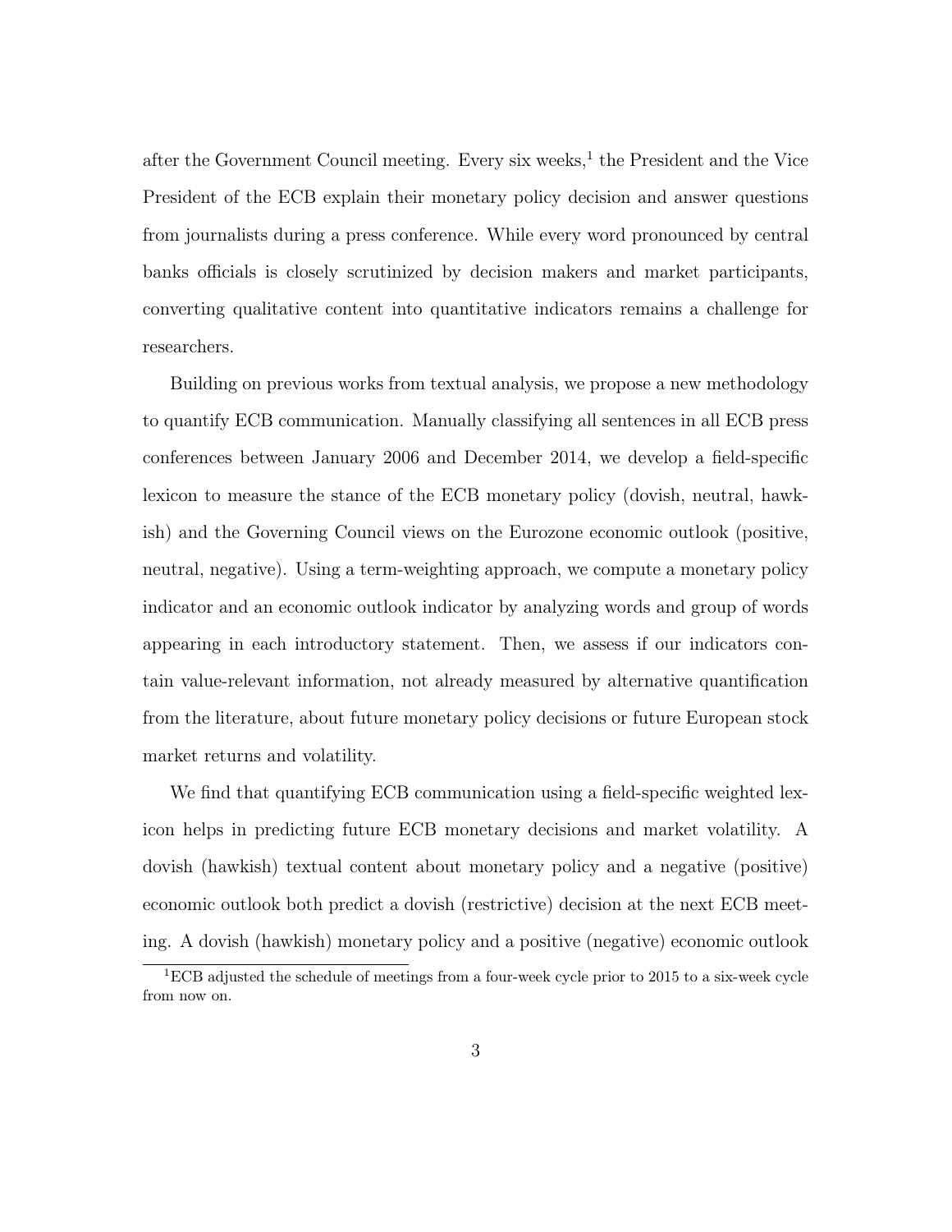after the Government Council meeting. Every six weeks,[1] the President and the Vice President of the ECB explain their monetary policy decision and answer questions from journalists during a press conference. While every word pronounced by central banks officials is closely scrutinized by decision makers and market participants, converting qualitative content into quantitative indicators remains a challenge for researchers.

Building on previous works from textual analysis, we propose a new methodology to quantify ECB communication. Manually classifying all sentences in all ECB press conferences between January 2006 and December 2014, we develop a field-specific lexicon to measure the stance of the ECB monetary policy (dovish, neutral, hawkish) and the Governing Council views on the Eurozone economic outlook (positive, neutral, negative). Using a term-weighting approach, we compute a monetary policy indicator and an economic outlook indicator by analyzing words and group of words appearing in each introductory statement. Then, we assess if our indicators contain value-relevant information, not already measured by alternative quantification from the literature, about future monetary policy decisions or future European stock market returns and volatility.

We find that quantifying ECB communication using a field-specific weighted lexicon helps in predicting future ECB monetary decisions and market volatility. A dovish (hawkish) textual content about monetary policy and a negative (positive) economic outlook both predict a dovish (restrictive) decision at the next ECB meeting. A dovish (hawkish) monetary policy and a positive (negative) economic outlook

[1] ECB adjusted the schedule of meetings from a four-week cycle prior to 2015 to a six-week cycle from now on.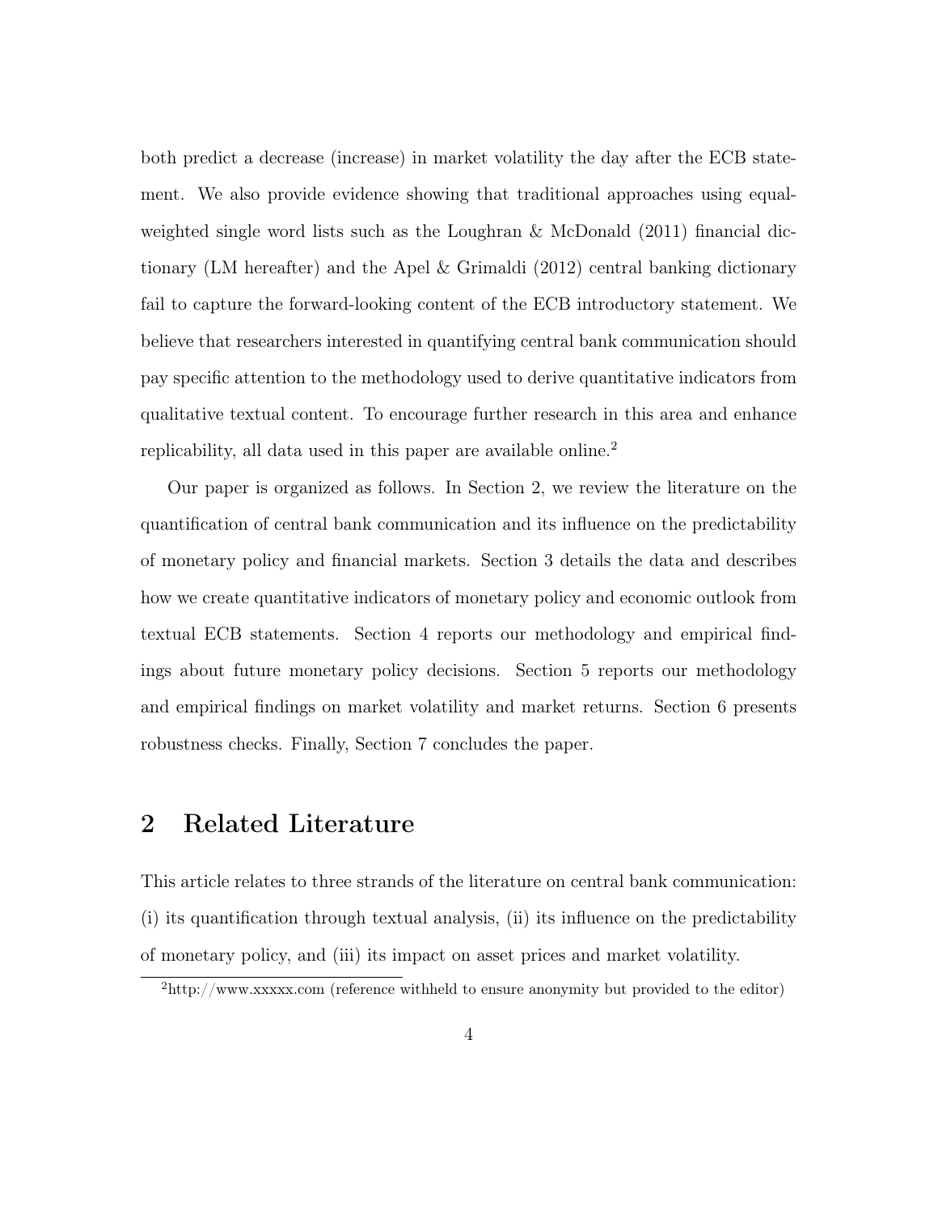both predict a decrease (increase) in market volatility the day after the ECB statement. We also provide evidence showing that traditional approaches using equal-weighted single word lists such as the Loughran & McDonald (2011) financial dictionary (LM hereafter) and the Apel & Grimaldi (2012) central banking dictionary fail to capture the forward-looking content of the ECB introductory statement. We believe that researchers interested in quantifying central bank communication should pay specific attention to the methodology used to derive quantitative indicators from qualitative textual content. To encourage further research in this area and enhance replicability, all data used in this paper are available online.[2]

Our paper is organized as follows. In Section 2, we review the literature on the quantification of central bank communication and its influence on the predictability of monetary policy and financial markets. Section 3 details the data and describes how we create quantitative indicators of monetary policy and economic outlook from textual ECB statements. Section 4 reports our methodology and empirical findings about future monetary policy decisions. Section 5 reports our methodology and empirical findings on market volatility and market returns. Section 6 presents robustness checks. Finally, Section 7 concludes the paper.

## 2 Related Literature

This article relates to three strands of the literature on central bank communication: (i) its quantification through textual analysis, (ii) its influence on the predictability of monetary policy, and (iii) its impact on asset prices and market volatility.

[2] http://www.xxxxx.com (reference withheld to ensure anonymity but provided to the editor)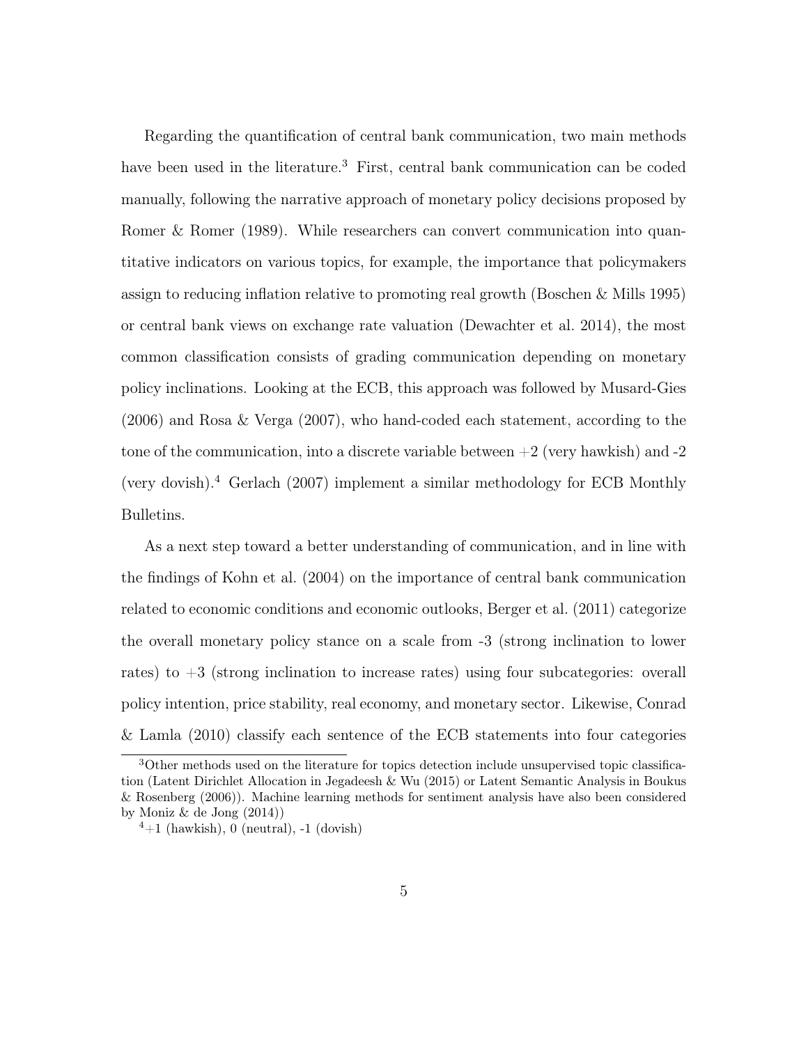Regarding the quantification of central bank communication, two main methods have been used in the literature.[3] First, central bank communication can be coded manually, following the narrative approach of monetary policy decisions proposed by Romer & Romer (1989). While researchers can convert communication into quantitative indicators on various topics, for example, the importance that policymakers assign to reducing inflation relative to promoting real growth (Boschen & Mills 1995) or central bank views on exchange rate valuation (Dewachter et al. 2014), the most common classification consists of grading communication depending on monetary policy inclinations. Looking at the ECB, this approach was followed by Musard-Gies (2006) and Rosa & Verga (2007), who hand-coded each statement, according to the tone of the communication, into a discrete variable between +2 (very hawkish) and -2 (very dovish).[4] Gerlach (2007) implement a similar methodology for ECB Monthly Bulletins.

As a next step toward a better understanding of communication, and in line with the findings of Kohn et al. (2004) on the importance of central bank communication related to economic conditions and economic outlooks, Berger et al. (2011) categorize the overall monetary policy stance on a scale from -3 (strong inclination to lower rates) to +3 (strong inclination to increase rates) using four subcategories: overall policy intention, price stability, real economy, and monetary sector. Likewise, Conrad & Lamla (2010) classify each sentence of the ECB statements into four categories

[3] Other methods used on the literature for topics detection include unsupervised topic classification (Latent Dirichlet Allocation in Jegadeesh & Wu (2015) or Latent Semantic Analysis in Boukus & Rosenberg (2006)). Machine learning methods for sentiment analysis have also been considered by Moniz & de Jong (2014))

[4] +1 (hawkish), 0 (neutral), -1 (dovish)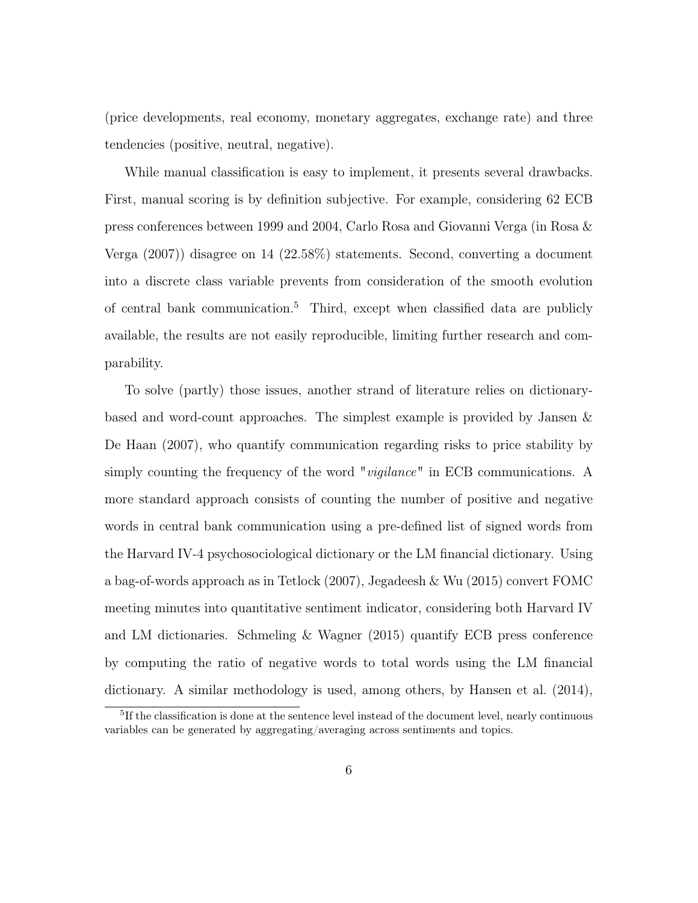(price developments, real economy, monetary aggregates, exchange rate) and three tendencies (positive, neutral, negative).

While manual classification is easy to implement, it presents several drawbacks. First, manual scoring is by definition subjective. For example, considering 62 ECB press conferences between 1999 and 2004, Carlo Rosa and Giovanni Verga (in Rosa & Verga (2007)) disagree on 14 (22.58%) statements. Second, converting a document into a discrete class variable prevents from consideration of the smooth evolution of central bank communication.[5] Third, except when classified data are publicly available, the results are not easily reproducible, limiting further research and comparability.

To solve (partly) those issues, another strand of literature relies on dictionary-based and word-count approaches. The simplest example is provided by Jansen & De Haan (2007), who quantify communication regarding risks to price stability by simply counting the frequency of the word "*vigilance*" in ECB communications. A more standard approach consists of counting the number of positive and negative words in central bank communication using a pre-defined list of signed words from the Harvard IV-4 psychosociological dictionary or the LM financial dictionary. Using a bag-of-words approach as in Tetlock (2007), Jegadeesh & Wu (2015) convert FOMC meeting minutes into quantitative sentiment indicator, considering both Harvard IV and LM dictionaries. Schmeling & Wagner (2015) quantify ECB press conference by computing the ratio of negative words to total words using the LM financial dictionary. A similar methodology is used, among others, by Hansen et al. (2014),

[5] If the classification is done at the sentence level instead of the document level, nearly continuous variables can be generated by aggregating/averaging across sentiments and topics.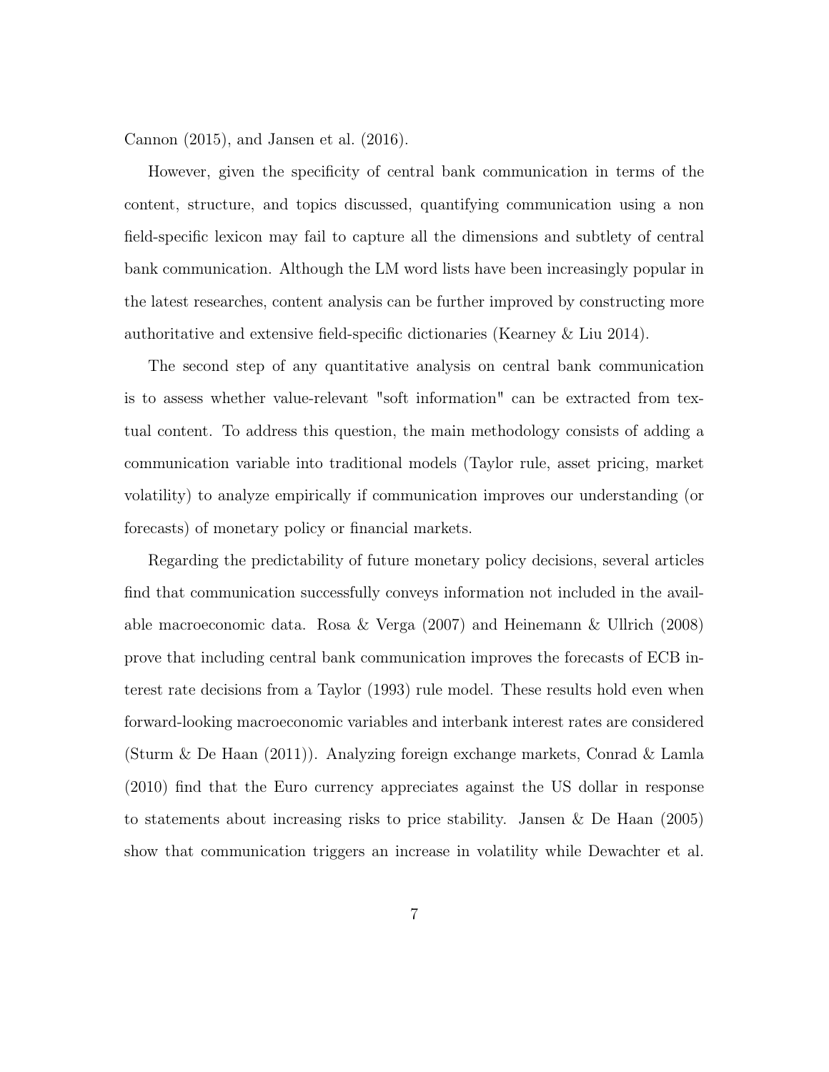Cannon (2015), and Jansen et al. (2016).

However, given the specificity of central bank communication in terms of the content, structure, and topics discussed, quantifying communication using a non field-specific lexicon may fail to capture all the dimensions and subtlety of central bank communication. Although the LM word lists have been increasingly popular in the latest researches, content analysis can be further improved by constructing more authoritative and extensive field-specific dictionaries (Kearney & Liu 2014).

The second step of any quantitative analysis on central bank communication is to assess whether value-relevant "soft information" can be extracted from textual content. To address this question, the main methodology consists of adding a communication variable into traditional models (Taylor rule, asset pricing, market volatility) to analyze empirically if communication improves our understanding (or forecasts) of monetary policy or financial markets.

Regarding the predictability of future monetary policy decisions, several articles find that communication successfully conveys information not included in the available macroeconomic data. Rosa & Verga (2007) and Heinemann & Ullrich (2008) prove that including central bank communication improves the forecasts of ECB interest rate decisions from a Taylor (1993) rule model. These results hold even when forward-looking macroeconomic variables and interbank interest rates are considered (Sturm & De Haan (2011)). Analyzing foreign exchange markets, Conrad & Lamla (2010) find that the Euro currency appreciates against the US dollar in response to statements about increasing risks to price stability. Jansen & De Haan (2005) show that communication triggers an increase in volatility while Dewachter et al.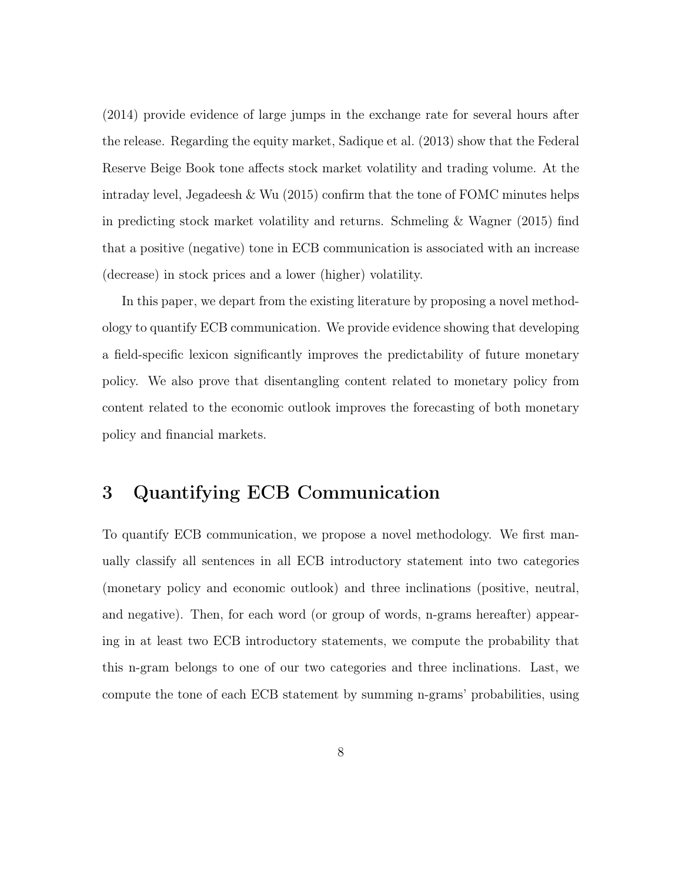(2014) provide evidence of large jumps in the exchange rate for several hours after the release. Regarding the equity market, Sadique et al. (2013) show that the Federal Reserve Beige Book tone affects stock market volatility and trading volume. At the intraday level, Jegadeesh & Wu (2015) confirm that the tone of FOMC minutes helps in predicting stock market volatility and returns. Schmeling & Wagner (2015) find that a positive (negative) tone in ECB communication is associated with an increase (decrease) in stock prices and a lower (higher) volatility.

In this paper, we depart from the existing literature by proposing a novel methodology to quantify ECB communication. We provide evidence showing that developing a field-specific lexicon significantly improves the predictability of future monetary policy. We also prove that disentangling content related to monetary policy from content related to the economic outlook improves the forecasting of both monetary policy and financial markets.

# 3 Quantifying ECB Communication

To quantify ECB communication, we propose a novel methodology. We first manually classify all sentences in all ECB introductory statement into two categories (monetary policy and economic outlook) and three inclinations (positive, neutral, and negative). Then, for each word (or group of words, n-grams hereafter) appearing in at least two ECB introductory statements, we compute the probability that this n-gram belongs to one of our two categories and three inclinations. Last, we compute the tone of each ECB statement by summing n-grams' probabilities, using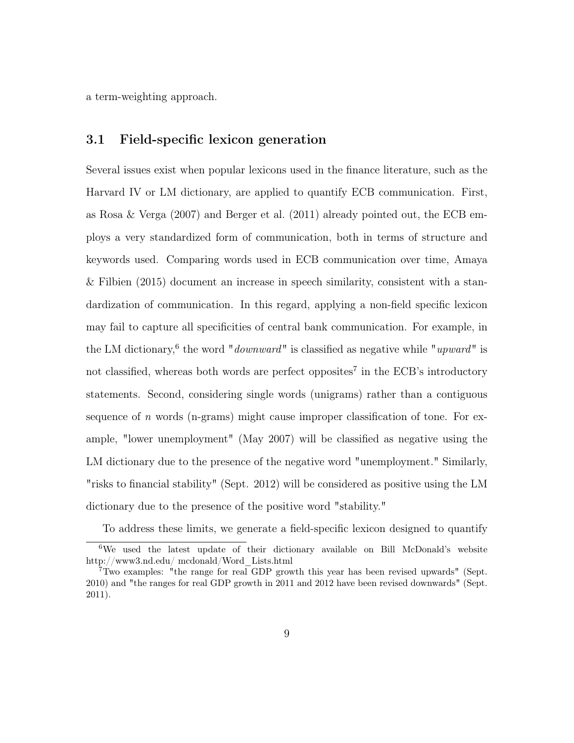a term-weighting approach.

## 3.1 Field-specific lexicon generation

Several issues exist when popular lexicons used in the finance literature, such as the Harvard IV or LM dictionary, are applied to quantify ECB communication. First, as Rosa & Verga (2007) and Berger et al. (2011) already pointed out, the ECB employs a very standardized form of communication, both in terms of structure and keywords used. Comparing words used in ECB communication over time, Amaya & Filbien (2015) document an increase in speech similarity, consistent with a standardization of communication. In this regard, applying a non-field specific lexicon may fail to capture all specificities of central bank communication. For example, in the LM dictionary,[6] the word "*downward*" is classified as negative while "*upward*" is not classified, whereas both words are perfect opposites[7] in the ECB's introductory statements. Second, considering single words (unigrams) rather than a contiguous sequence of $n$ words (n-grams) might cause improper classification of tone. For example, "lower unemployment" (May 2007) will be classified as negative using the LM dictionary due to the presence of the negative word "unemployment." Similarly, "risks to financial stability" (Sept. 2012) will be considered as positive using the LM dictionary due to the presence of the positive word "stability."

To address these limits, we generate a field-specific lexicon designed to quantify

---

[6] We used the latest update of their dictionary available on Bill McDonald's website http://www3.nd.edu/ mcdonald/Word_Lists.html

[7] Two examples: "the range for real GDP growth this year has been revised upwards" (Sept. 2010) and "the ranges for real GDP growth in 2011 and 2012 have been revised downwards" (Sept. 2011).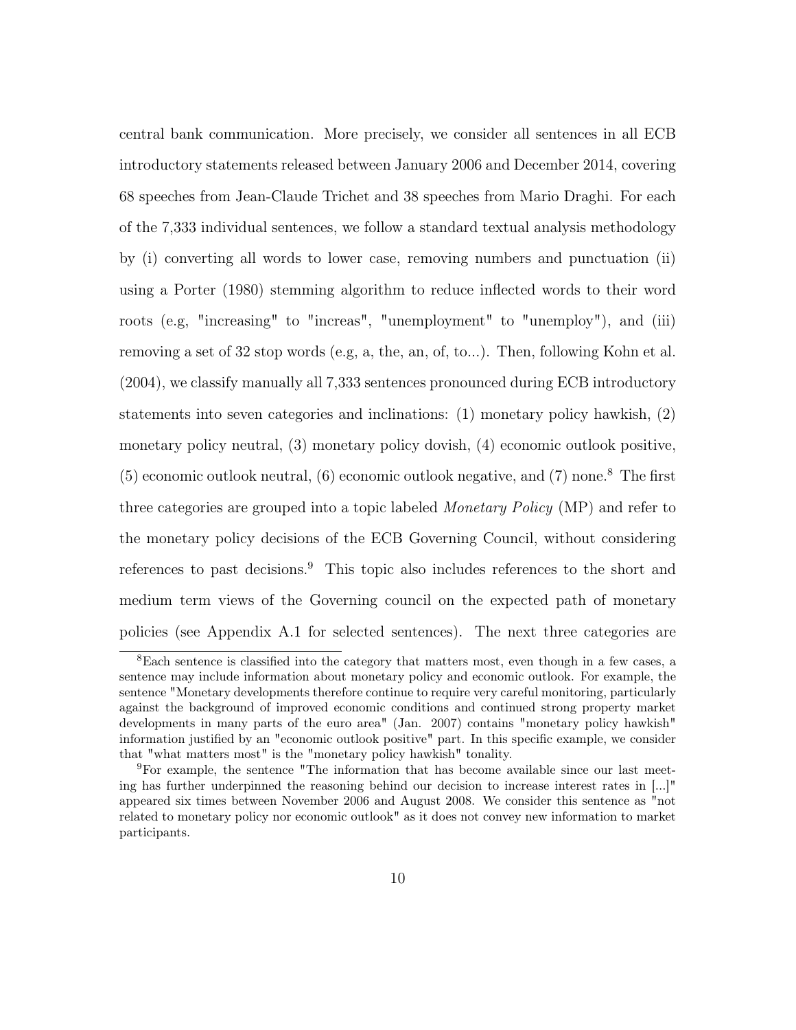central bank communication. More precisely, we consider all sentences in all ECB introductory statements released between January 2006 and December 2014, covering 68 speeches from Jean-Claude Trichet and 38 speeches from Mario Draghi. For each of the 7,333 individual sentences, we follow a standard textual analysis methodology by (i) converting all words to lower case, removing numbers and punctuation (ii) using a Porter (1980) stemming algorithm to reduce inflected words to their word roots (e.g, "increasing" to "increas", "unemployment" to "unemploy"), and (iii) removing a set of 32 stop words (e.g, a, the, an, of, to...). Then, following Kohn et al. (2004), we classify manually all 7,333 sentences pronounced during ECB introductory statements into seven categories and inclinations: (1) monetary policy hawkish, (2) monetary policy neutral, (3) monetary policy dovish, (4) economic outlook positive, (5) economic outlook neutral, (6) economic outlook negative, and (7) none.[8] The first three categories are grouped into a topic labeled *Monetary Policy* (MP) and refer to the monetary policy decisions of the ECB Governing Council, without considering references to past decisions.[9] This topic also includes references to the short and medium term views of the Governing council on the expected path of monetary policies (see Appendix A.1 for selected sentences). The next three categories are

[8] Each sentence is classified into the category that matters most, even though in a few cases, a sentence may include information about monetary policy and economic outlook. For example, the sentence "Monetary developments therefore continue to require very careful monitoring, particularly against the background of improved economic conditions and continued strong property market developments in many parts of the euro area" (Jan. 2007) contains "monetary policy hawkish" information justified by an "economic outlook positive" part. In this specific example, we consider that "what matters most" is the "monetary policy hawkish" tonality.

[9] For example, the sentence "The information that has become available since our last meeting has further underpinned the reasoning behind our decision to increase interest rates in [...]" appeared six times between November 2006 and August 2008. We consider this sentence as "not related to monetary policy nor economic outlook" as it does not convey new information to market participants.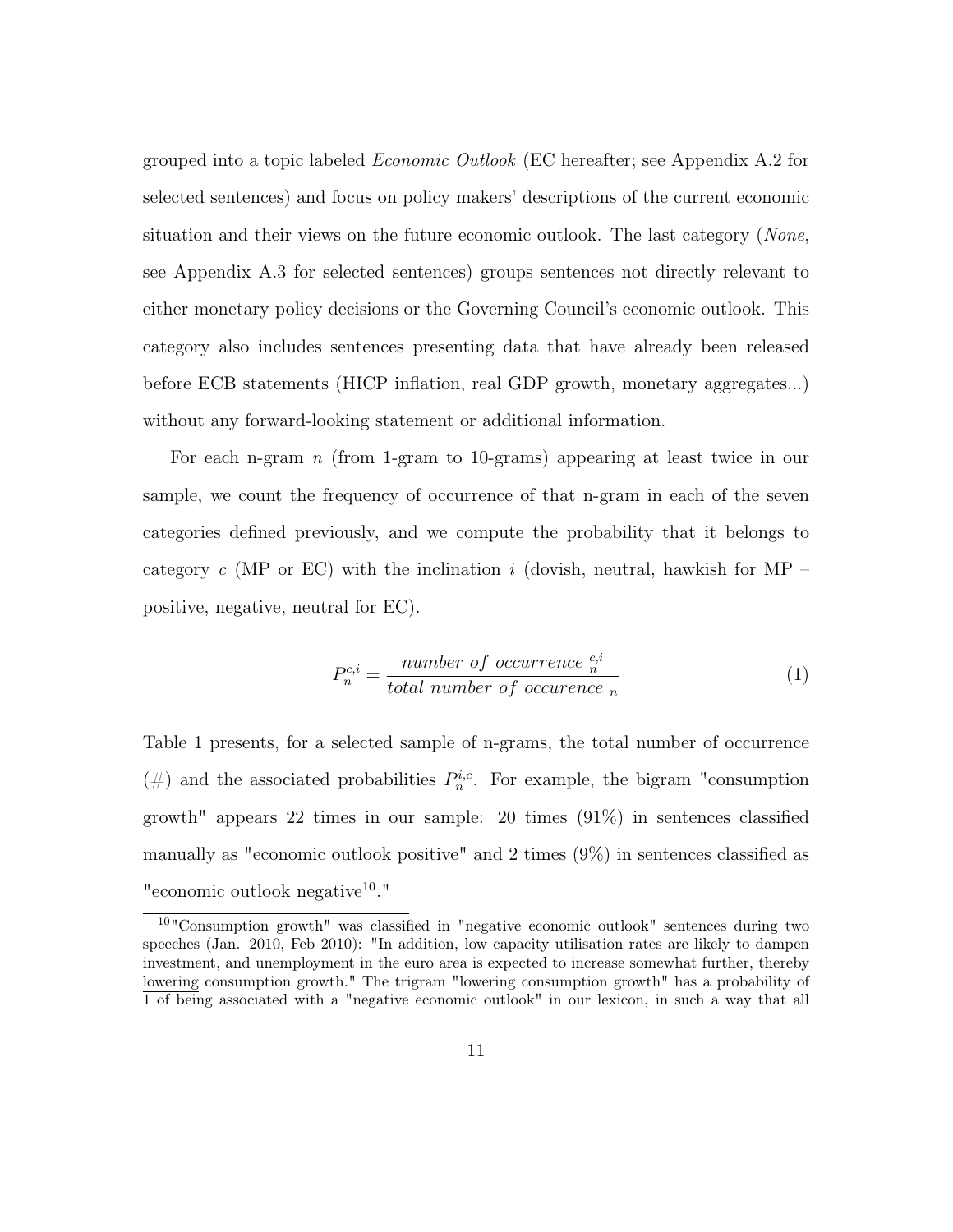grouped into a topic labeled *Economic Outlook* (EC hereafter; see Appendix A.2 for selected sentences) and focus on policy makers' descriptions of the current economic situation and their views on the future economic outlook. The last category (*None*, see Appendix A.3 for selected sentences) groups sentences not directly relevant to either monetary policy decisions or the Governing Council's economic outlook. This category also includes sentences presenting data that have already been released before ECB statements (HICP inflation, real GDP growth, monetary aggregates...) without any forward-looking statement or additional information.

For each n-gram $n$ (from 1-gram to 10-grams) appearing at least twice in our sample, we count the frequency of occurrence of that n-gram in each of the seven categories defined previously, and we compute the probability that it belongs to category $c$ (MP or EC) with the inclination $i$ (dovish, neutral, hawkish for MP – positive, negative, neutral for EC).

$$P_n^{c,i} = \frac{number\ of\ occurrence\ _n^{c,i}}{total\ number\ of\ occurence\ _n} \tag{1}$$

Table 1 presents, for a selected sample of n-grams, the total number of occurrence (#) and the associated probabilities $P_n^{i,c}$. For example, the bigram "consumption growth" appears 22 times in our sample: 20 times (91%) in sentences classified manually as "economic outlook positive" and 2 times (9%) in sentences classified as "economic outlook negative[10]."

[10] "Consumption growth" was classified in "negative economic outlook" sentences during two speeches (Jan. 2010, Feb 2010): "In addition, low capacity utilisation rates are likely to dampen investment, and unemployment in the euro area is expected to increase somewhat further, thereby lowering consumption growth." The trigram "lowering consumption growth" has a probability of 1 of being associated with a "negative economic outlook" in our lexicon, in such a way that all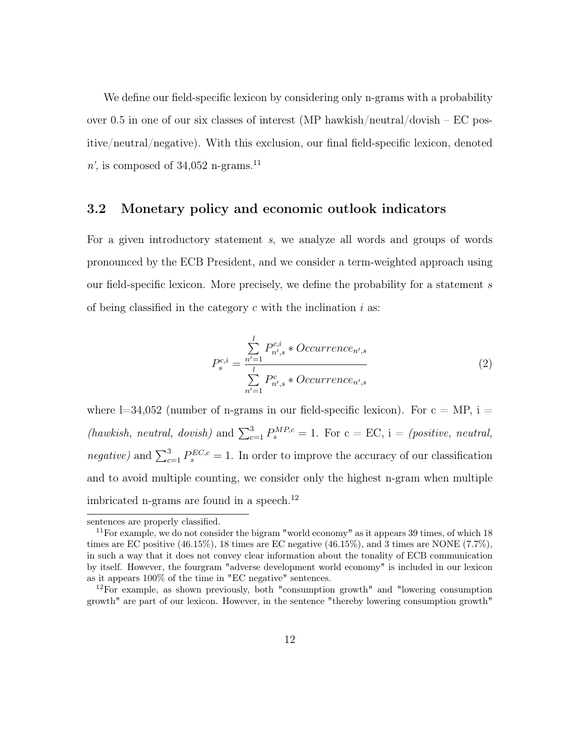We define our field-specific lexicon by considering only n-grams with a probability over 0.5 in one of our six classes of interest (MP hawkish/neutral/dovish – EC positive/neutral/negative). With this exclusion, our final field-specific lexicon, denoted *n'*, is composed of 34,052 n-grams.[11]

## 3.2 Monetary policy and economic outlook indicators

For a given introductory statement *s*, we analyze all words and groups of words pronounced by the ECB President, and we consider a term-weighted approach using our field-specific lexicon. More precisely, we define the probability for a statement *s* of being classified in the category *c* with the inclination *i* as:

$$P_s^{c,i} = \frac{\sum_{n'=1}^{l} P_{n',s}^{c,i} * Occurrence_{n',s}}{\sum_{n'=1}^{l} P_{n',s}^{c} * Occurrence_{n',s}} \tag{2}$$

where l=34,052 (number of n-grams in our field-specific lexicon). For c = MP, i = *(hawkish, neutral, dovish)* and $\sum_{c=1}^{3} P_s^{MP,c} = 1$. For c = EC, i = *(positive, neutral, negative)* and $\sum_{c=1}^{3} P_s^{EC,c} = 1$. In order to improve the accuracy of our classification and to avoid multiple counting, we consider only the highest n-gram when multiple imbricated n-grams are found in a speech.[12]

sentences are properly classified.

[11]For example, we do not consider the bigram "world economy" as it appears 39 times, of which 18 times are EC positive (46.15%), 18 times are EC negative (46.15%), and 3 times are NONE (7.7%), in such a way that it does not convey clear information about the tonality of ECB communication by itself. However, the fourgram "adverse development world economy" is included in our lexicon as it appears 100% of the time in "EC negative" sentences.

[12]For example, as shown previously, both "consumption growth" and "lowering consumption growth" are part of our lexicon. However, in the sentence "thereby lowering consumption growth"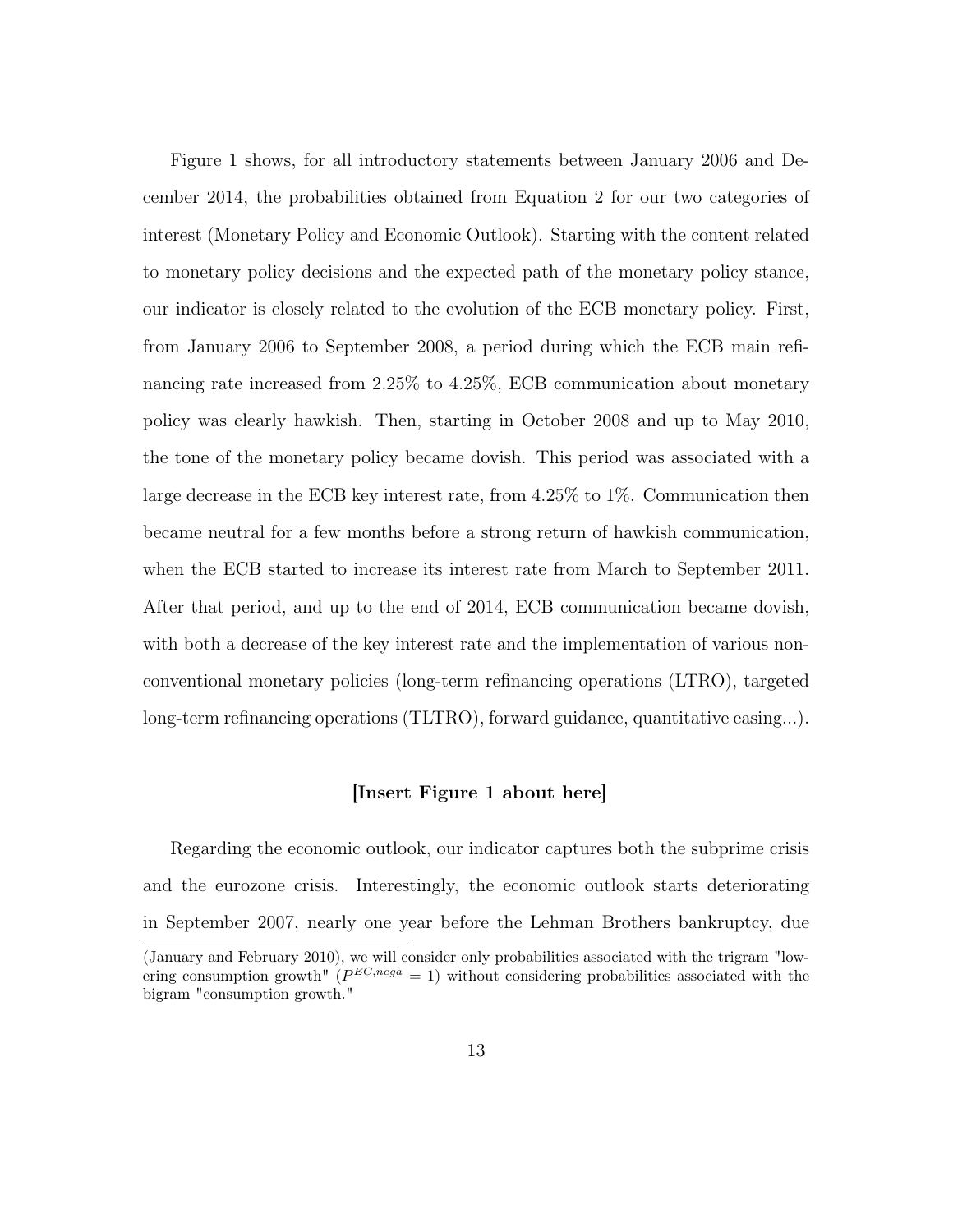Figure 1 shows, for all introductory statements between January 2006 and December 2014, the probabilities obtained from Equation 2 for our two categories of interest (Monetary Policy and Economic Outlook). Starting with the content related to monetary policy decisions and the expected path of the monetary policy stance, our indicator is closely related to the evolution of the ECB monetary policy. First, from January 2006 to September 2008, a period during which the ECB main refinancing rate increased from 2.25% to 4.25%, ECB communication about monetary policy was clearly hawkish. Then, starting in October 2008 and up to May 2010, the tone of the monetary policy became dovish. This period was associated with a large decrease in the ECB key interest rate, from 4.25% to 1%. Communication then became neutral for a few months before a strong return of hawkish communication, when the ECB started to increase its interest rate from March to September 2011. After that period, and up to the end of 2014, ECB communication became dovish, with both a decrease of the key interest rate and the implementation of various non-conventional monetary policies (long-term refinancing operations (LTRO), targeted long-term refinancing operations (TLTRO), forward guidance, quantitative easing...).

**[Insert Figure 1 about here]**

Regarding the economic outlook, our indicator captures both the subprime crisis and the eurozone crisis. Interestingly, the economic outlook starts deteriorating in September 2007, nearly one year before the Lehman Brothers bankruptcy, due

(January and February 2010), we will consider only probabilities associated with the trigram "lowering consumption growth" ($P^{EC,nega} = 1$) without considering probabilities associated with the bigram "consumption growth."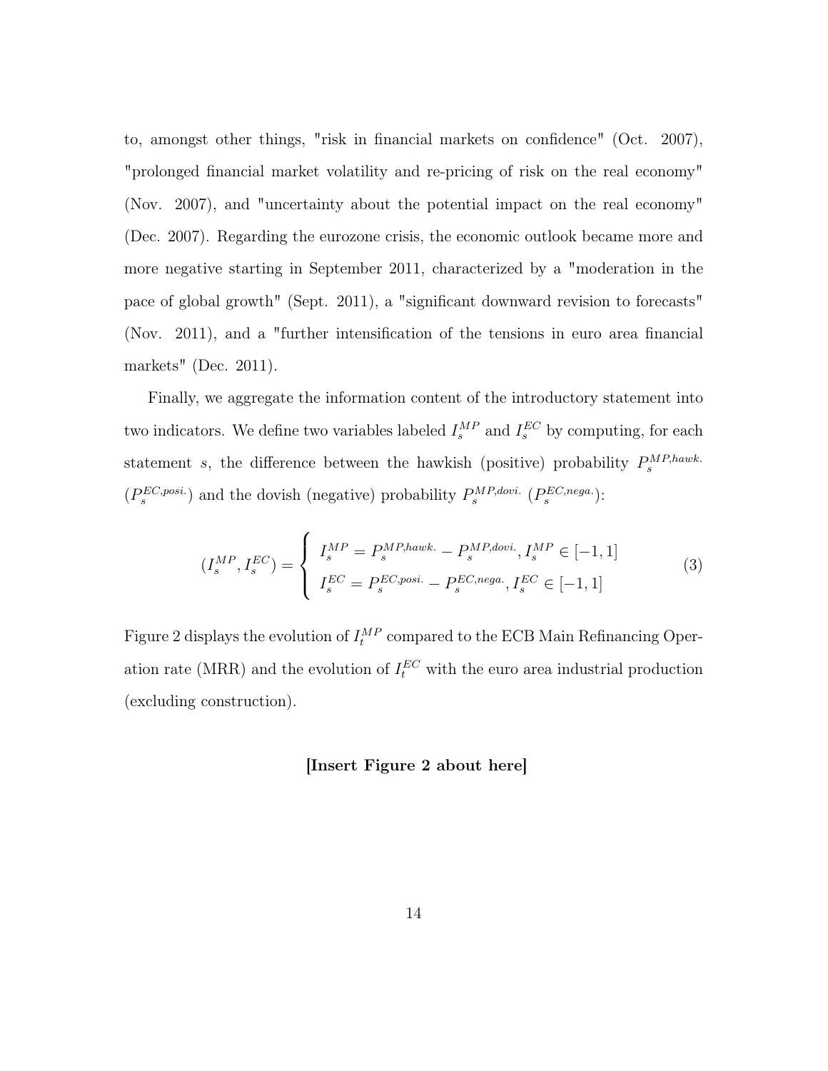to, amongst other things, "risk in financial markets on confidence" (Oct. 2007), "prolonged financial market volatility and re-pricing of risk on the real economy" (Nov. 2007), and "uncertainty about the potential impact on the real economy" (Dec. 2007). Regarding the eurozone crisis, the economic outlook became more and more negative starting in September 2011, characterized by a "moderation in the pace of global growth" (Sept. 2011), a "significant downward revision to forecasts" (Nov. 2011), and a "further intensification of the tensions in euro area financial markets" (Dec. 2011).

Finally, we aggregate the information content of the introductory statement into two indicators. We define two variables labeled $I_s^{MP}$ and $I_s^{EC}$ by computing, for each statement $s$, the difference between the hawkish (positive) probability $P_s^{MP,hawk.}$ ($P_s^{EC,posi.}$) and the dovish (negative) probability $P_s^{MP,dovi.}$ ($P_s^{EC,nega.}$):

$$(I_s^{MP}, I_s^{EC}) = \begin{cases} I_s^{MP} = P_s^{MP,hawk.} - P_s^{MP,dovi.}, I_s^{MP} \in [-1, 1] \\ I_s^{EC} = P_s^{EC,posi.} - P_s^{EC,nega.}, I_s^{EC} \in [-1, 1] \end{cases} \tag{3}$$

Figure 2 displays the evolution of $I_t^{MP}$ compared to the ECB Main Refinancing Operation rate (MRR) and the evolution of $I_t^{EC}$ with the euro area industrial production (excluding construction).

**[Insert Figure 2 about here]**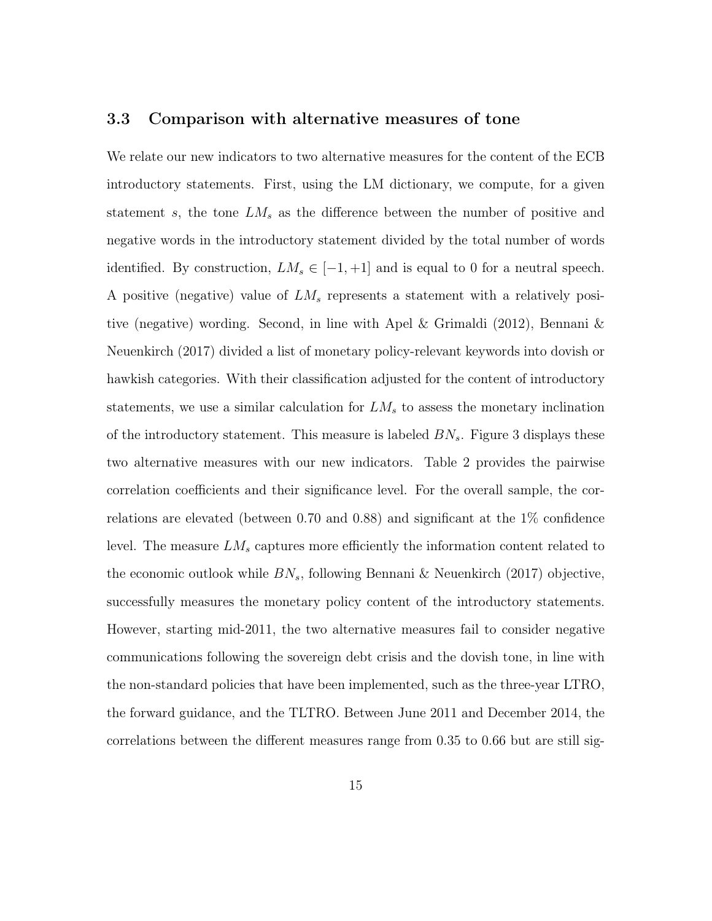### 3.3 Comparison with alternative measures of tone

We relate our new indicators to two alternative measures for the content of the ECB introductory statements. First, using the LM dictionary, we compute, for a given statement $s$, the tone $LM_s$ as the difference between the number of positive and negative words in the introductory statement divided by the total number of words identified. By construction, $LM_s \in [-1, +1]$ and is equal to 0 for a neutral speech. A positive (negative) value of $LM_s$ represents a statement with a relatively positive (negative) wording. Second, in line with Apel & Grimaldi (2012), Bennani & Neuenkirch (2017) divided a list of monetary policy-relevant keywords into dovish or hawkish categories. With their classification adjusted for the content of introductory statements, we use a similar calculation for $LM_s$ to assess the monetary inclination of the introductory statement. This measure is labeled $BN_s$. Figure 3 displays these two alternative measures with our new indicators. Table 2 provides the pairwise correlation coefficients and their significance level. For the overall sample, the correlations are elevated (between 0.70 and 0.88) and significant at the 1% confidence level. The measure $LM_s$ captures more efficiently the information content related to the economic outlook while $BN_s$, following Bennani & Neuenkirch (2017) objective, successfully measures the monetary policy content of the introductory statements. However, starting mid-2011, the two alternative measures fail to consider negative communications following the sovereign debt crisis and the dovish tone, in line with the non-standard policies that have been implemented, such as the three-year LTRO, the forward guidance, and the TLTRO. Between June 2011 and December 2014, the correlations between the different measures range from 0.35 to 0.66 but are still sig-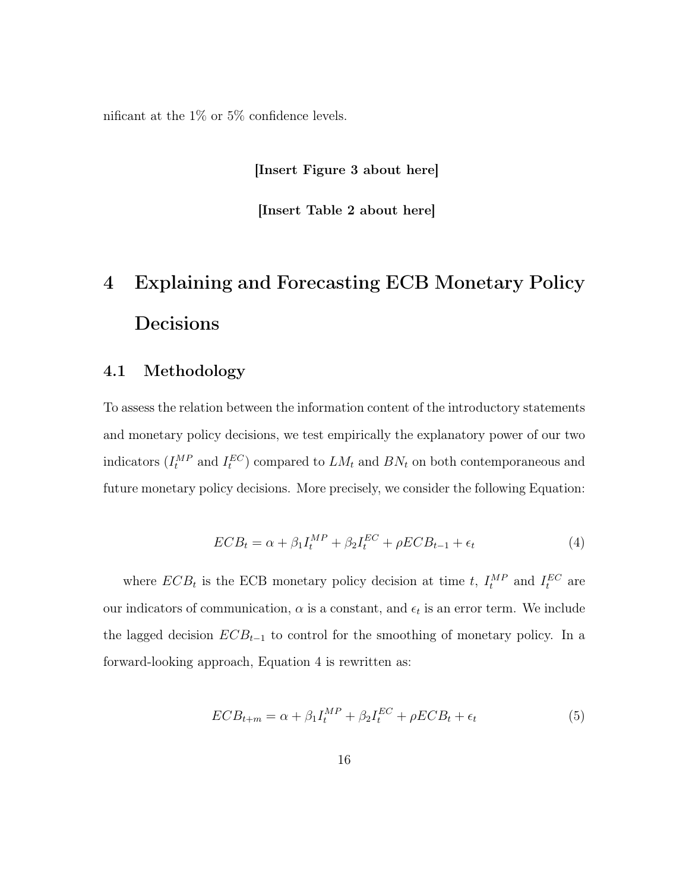nificant at the 1% or 5% confidence levels.

**[Insert Figure 3 about here]**

**[Insert Table 2 about here]**

# 4 Explaining and Forecasting ECB Monetary Policy Decisions

## 4.1 Methodology

To assess the relation between the information content of the introductory statements and monetary policy decisions, we test empirically the explanatory power of our two indicators ($I_t^{MP}$ and $I_t^{EC}$) compared to $LM_t$ and $BN_t$ on both contemporaneous and future monetary policy decisions. More precisely, we consider the following Equation:

$$ECB_t = \alpha + \beta_1 I_t^{MP} + \beta_2 I_t^{EC} + \rho ECB_{t-1} + \epsilon_t \tag{4}$$

where $ECB_t$ is the ECB monetary policy decision at time $t$, $I_t^{MP}$ and $I_t^{EC}$ are our indicators of communication, $\alpha$ is a constant, and $\epsilon_t$ is an error term. We include the lagged decision $ECB_{t-1}$ to control for the smoothing of monetary policy. In a forward-looking approach, Equation 4 is rewritten as:

$$ECB_{t+m} = \alpha + \beta_1 I_t^{MP} + \beta_2 I_t^{EC} + \rho ECB_t + \epsilon_t \tag{5}$$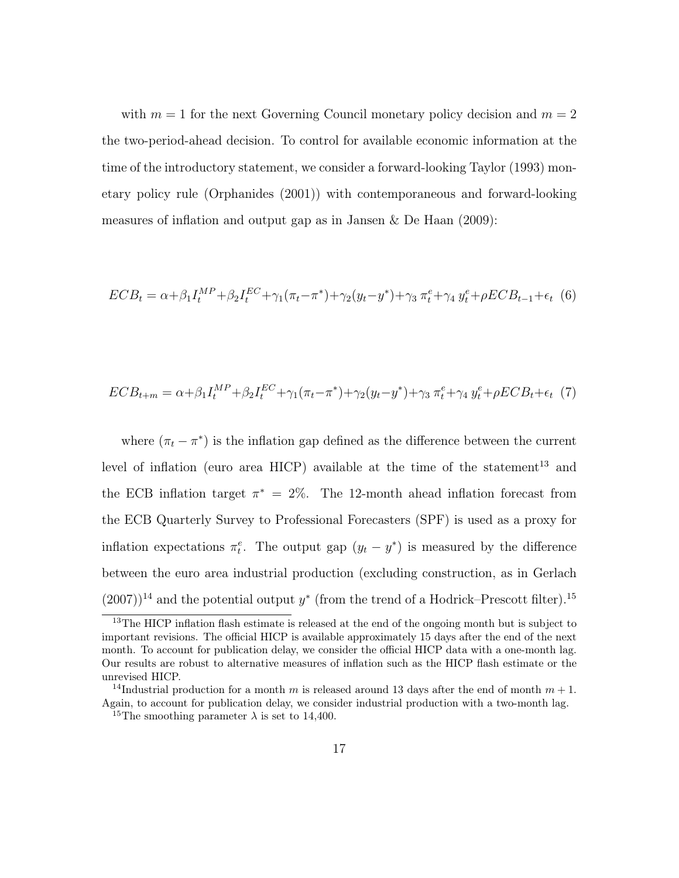with $m = 1$ for the next Governing Council monetary policy decision and $m = 2$ the two-period-ahead decision. To control for available economic information at the time of the introductory statement, we consider a forward-looking Taylor (1993) monetary policy rule (Orphanides (2001)) with contemporaneous and forward-looking measures of inflation and output gap as in Jansen & De Haan (2009):

$$ECB_t = \alpha + \beta_1 I_t^{MP} + \beta_2 I_t^{EC} + \gamma_1(\pi_t - \pi^*) + \gamma_2(y_t - y^*) + \gamma_3\, \pi_t^e + \gamma_4\, y_t^e + \rho ECB_{t-1} + \epsilon_t \quad (6)$$

$$ECB_{t+m} = \alpha + \beta_1 I_t^{MP} + \beta_2 I_t^{EC} + \gamma_1(\pi_t - \pi^*) + \gamma_2(y_t - y^*) + \gamma_3\, \pi_t^e + \gamma_4\, y_t^e + \rho ECB_t + \epsilon_t \quad (7)$$

where $(\pi_t - \pi^*)$ is the inflation gap defined as the difference between the current level of inflation (euro area HICP) available at the time of the statement[13] and the ECB inflation target $\pi^* = 2\%$. The 12-month ahead inflation forecast from the ECB Quarterly Survey to Professional Forecasters (SPF) is used as a proxy for inflation expectations $\pi_t^e$. The output gap $(y_t - y^*)$ is measured by the difference between the euro area industrial production (excluding construction, as in Gerlach (2007))[14] and the potential output $y^*$ (from the trend of a Hodrick–Prescott filter).[15]

[13] The HICP inflation flash estimate is released at the end of the ongoing month but is subject to important revisions. The official HICP is available approximately 15 days after the end of the next month. To account for publication delay, we consider the official HICP data with a one-month lag. Our results are robust to alternative measures of inflation such as the HICP flash estimate or the unrevised HICP.

[14] Industrial production for a month $m$ is released around 13 days after the end of month $m + 1$. Again, to account for publication delay, we consider industrial production with a two-month lag.

[15] The smoothing parameter $\lambda$ is set to 14,400.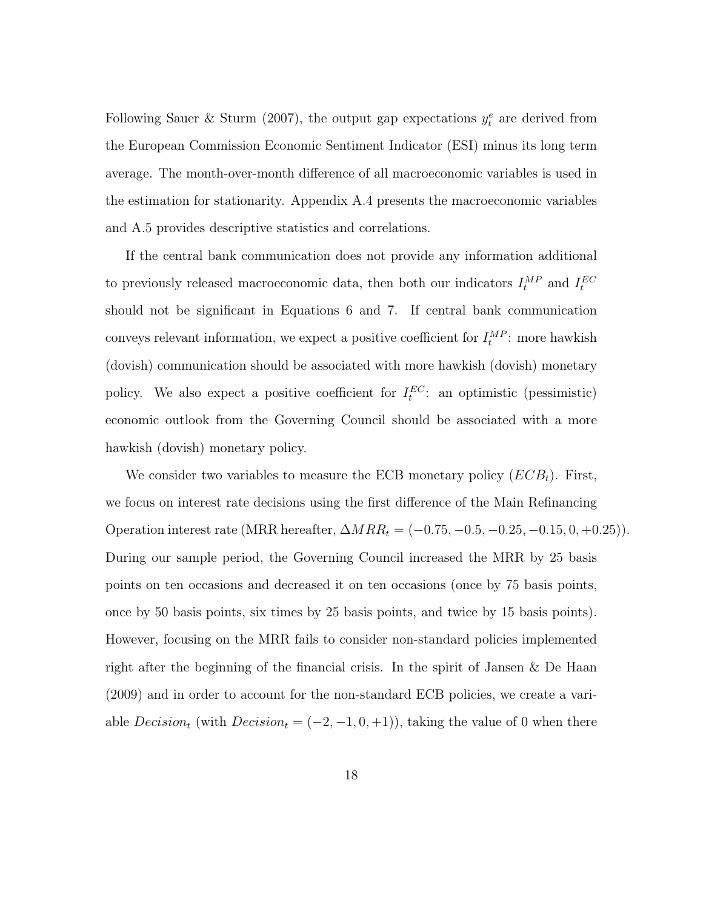Following Sauer & Sturm (2007), the output gap expectations $y_t^e$ are derived from the European Commission Economic Sentiment Indicator (ESI) minus its long term average. The month-over-month difference of all macroeconomic variables is used in the estimation for stationarity. Appendix A.4 presents the macroeconomic variables and A.5 provides descriptive statistics and correlations.

If the central bank communication does not provide any information additional to previously released macroeconomic data, then both our indicators $I_t^{MP}$ and $I_t^{EC}$ should not be significant in Equations 6 and 7. If central bank communication conveys relevant information, we expect a positive coefficient for $I_t^{MP}$: more hawkish (dovish) communication should be associated with more hawkish (dovish) monetary policy. We also expect a positive coefficient for $I_t^{EC}$: an optimistic (pessimistic) economic outlook from the Governing Council should be associated with a more hawkish (dovish) monetary policy.

We consider two variables to measure the ECB monetary policy ($ECB_t$). First, we focus on interest rate decisions using the first difference of the Main Refinancing Operation interest rate (MRR hereafter, $\Delta MRR_t = (-0.75, -0.5, -0.25, -0.15, 0, +0.25)$). During our sample period, the Governing Council increased the MRR by 25 basis points on ten occasions and decreased it on ten occasions (once by 75 basis points, once by 50 basis points, six times by 25 basis points, and twice by 15 basis points). However, focusing on the MRR fails to consider non-standard policies implemented right after the beginning of the financial crisis. In the spirit of Jansen & De Haan (2009) and in order to account for the non-standard ECB policies, we create a variable $Decision_t$ (with $Decision_t = (-2, -1, 0, +1)$), taking the value of 0 when there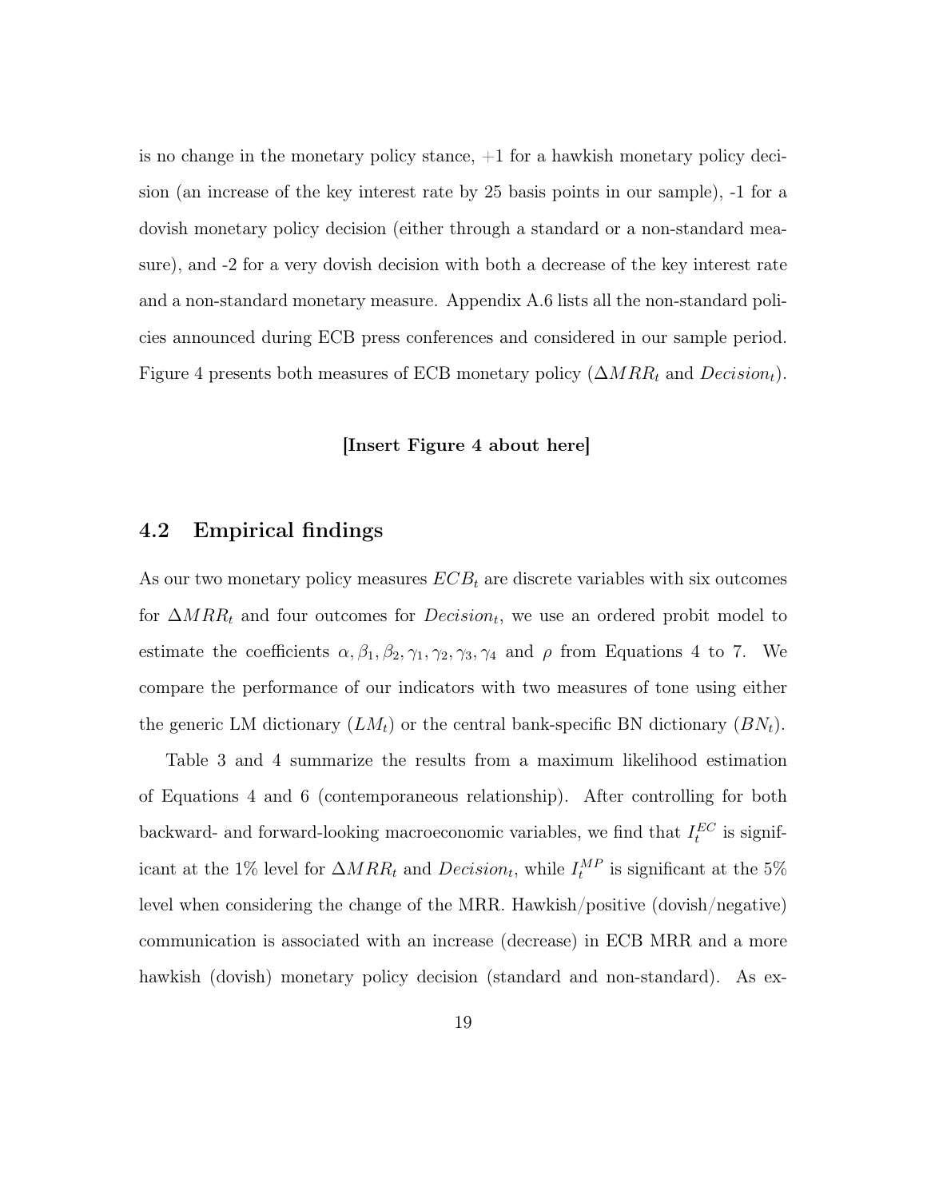is no change in the monetary policy stance, +1 for a hawkish monetary policy decision (an increase of the key interest rate by 25 basis points in our sample), -1 for a dovish monetary policy decision (either through a standard or a non-standard measure), and -2 for a very dovish decision with both a decrease of the key interest rate and a non-standard monetary measure. Appendix A.6 lists all the non-standard policies announced during ECB press conferences and considered in our sample period. Figure 4 presents both measures of ECB monetary policy ($\Delta MRR_t$ and $Decision_t$).

**[Insert Figure 4 about here]**

## 4.2 Empirical findings

As our two monetary policy measures $ECB_t$ are discrete variables with six outcomes for $\Delta MRR_t$ and four outcomes for $Decision_t$, we use an ordered probit model to estimate the coefficients $\alpha, \beta_1, \beta_2, \gamma_1, \gamma_2, \gamma_3, \gamma_4$ and $\rho$ from Equations 4 to 7. We compare the performance of our indicators with two measures of tone using either the generic LM dictionary ($LM_t$) or the central bank-specific BN dictionary ($BN_t$).

Table 3 and 4 summarize the results from a maximum likelihood estimation of Equations 4 and 6 (contemporaneous relationship). After controlling for both backward- and forward-looking macroeconomic variables, we find that $I_t^{EC}$ is significant at the 1% level for $\Delta MRR_t$ and $Decision_t$, while $I_t^{MP}$ is significant at the 5% level when considering the change of the MRR. Hawkish/positive (dovish/negative) communication is associated with an increase (decrease) in ECB MRR and a more hawkish (dovish) monetary policy decision (standard and non-standard). As ex-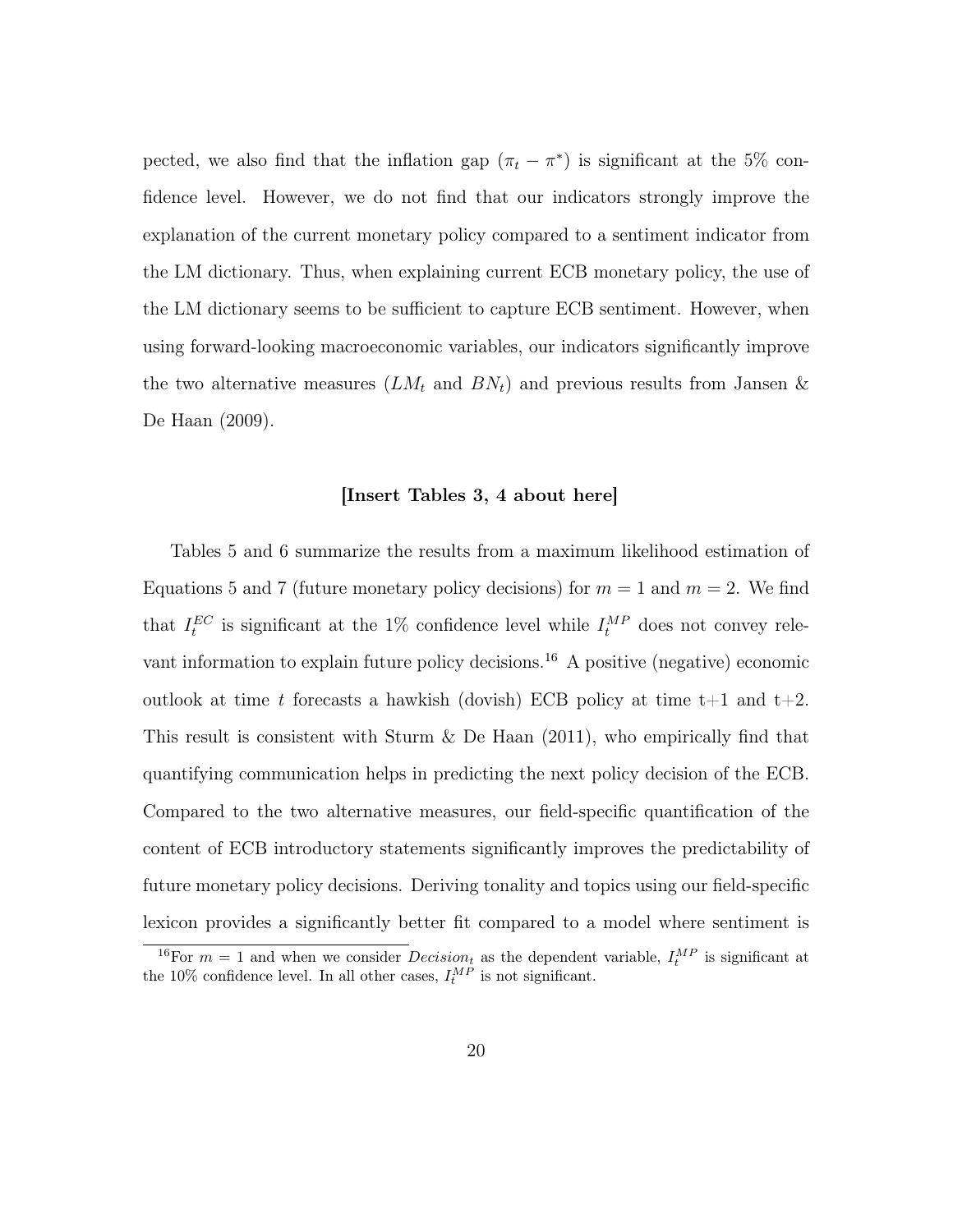pected, we also find that the inflation gap ($\pi_t - \pi^*$) is significant at the 5% confidence level. However, we do not find that our indicators strongly improve the explanation of the current monetary policy compared to a sentiment indicator from the LM dictionary. Thus, when explaining current ECB monetary policy, the use of the LM dictionary seems to be sufficient to capture ECB sentiment. However, when using forward-looking macroeconomic variables, our indicators significantly improve the two alternative measures ($LM_t$ and $BN_t$) and previous results from Jansen & De Haan (2009).

**[Insert Tables 3, 4 about here]**

Tables 5 and 6 summarize the results from a maximum likelihood estimation of Equations 5 and 7 (future monetary policy decisions) for $m = 1$ and $m = 2$. We find that $I_t^{EC}$ is significant at the 1% confidence level while $I_t^{MP}$ does not convey relevant information to explain future policy decisions.[16] A positive (negative) economic outlook at time $t$ forecasts a hawkish (dovish) ECB policy at time t+1 and t+2. This result is consistent with Sturm & De Haan (2011), who empirically find that quantifying communication helps in predicting the next policy decision of the ECB. Compared to the two alternative measures, our field-specific quantification of the content of ECB introductory statements significantly improves the predictability of future monetary policy decisions. Deriving tonality and topics using our field-specific lexicon provides a significantly better fit compared to a model where sentiment is

[16] For $m = 1$ and when we consider $Decision_t$ as the dependent variable, $I_t^{MP}$ is significant at the 10% confidence level. In all other cases, $I_t^{MP}$ is not significant.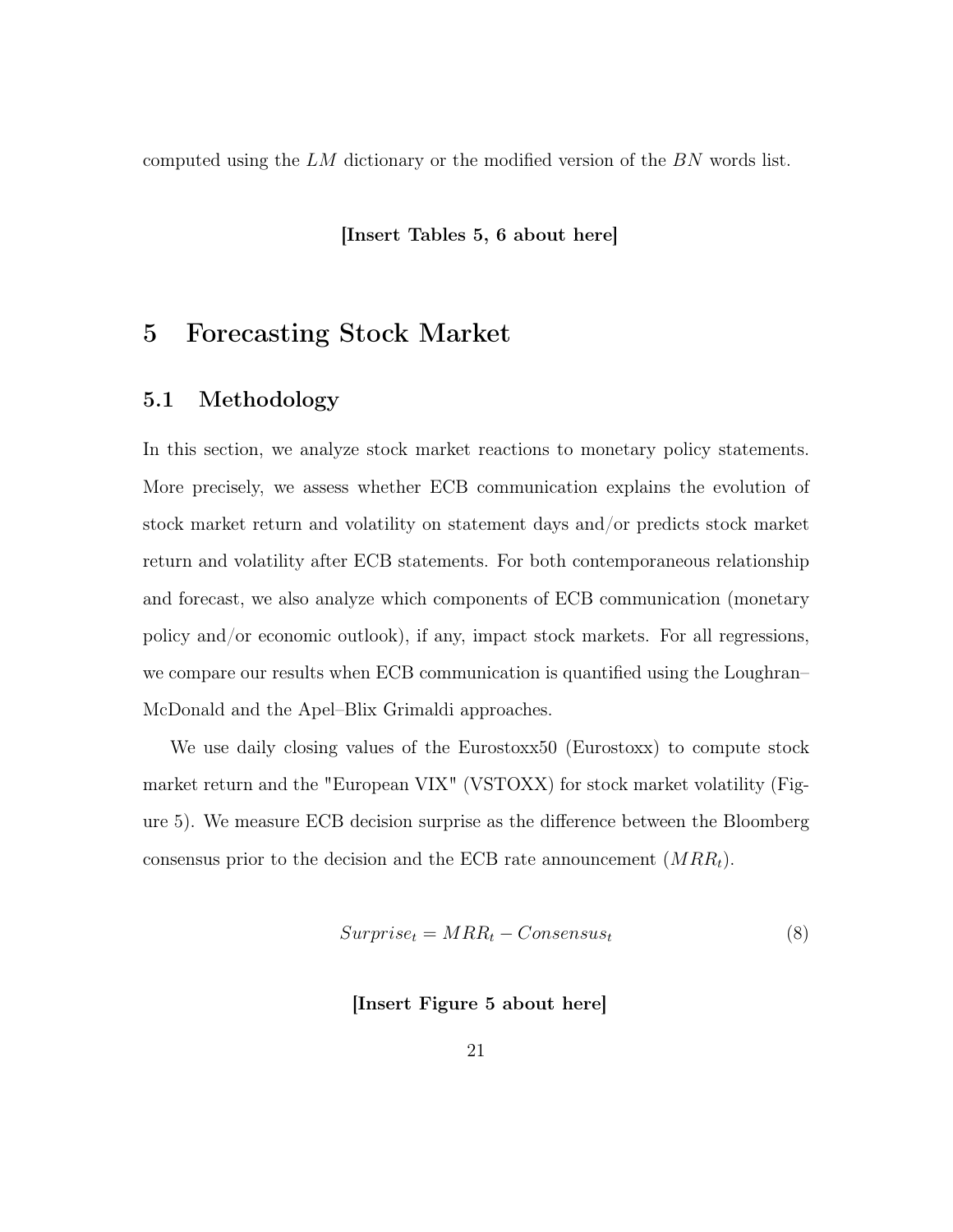computed using the $LM$ dictionary or the modified version of the $BN$ words list.

**[Insert Tables 5, 6 about here]**

# 5 Forecasting Stock Market

## 5.1 Methodology

In this section, we analyze stock market reactions to monetary policy statements. More precisely, we assess whether ECB communication explains the evolution of stock market return and volatility on statement days and/or predicts stock market return and volatility after ECB statements. For both contemporaneous relationship and forecast, we also analyze which components of ECB communication (monetary policy and/or economic outlook), if any, impact stock markets. For all regressions, we compare our results when ECB communication is quantified using the Loughran–McDonald and the Apel–Blix Grimaldi approaches.

We use daily closing values of the Eurostoxx50 (Eurostoxx) to compute stock market return and the "European VIX" (VSTOXX) for stock market volatility (Figure 5). We measure ECB decision surprise as the difference between the Bloomberg consensus prior to the decision and the ECB rate announcement ($MRR_t$).

$$Surprise_t = MRR_t - Consensus_t \tag{8}$$

**[Insert Figure 5 about here]**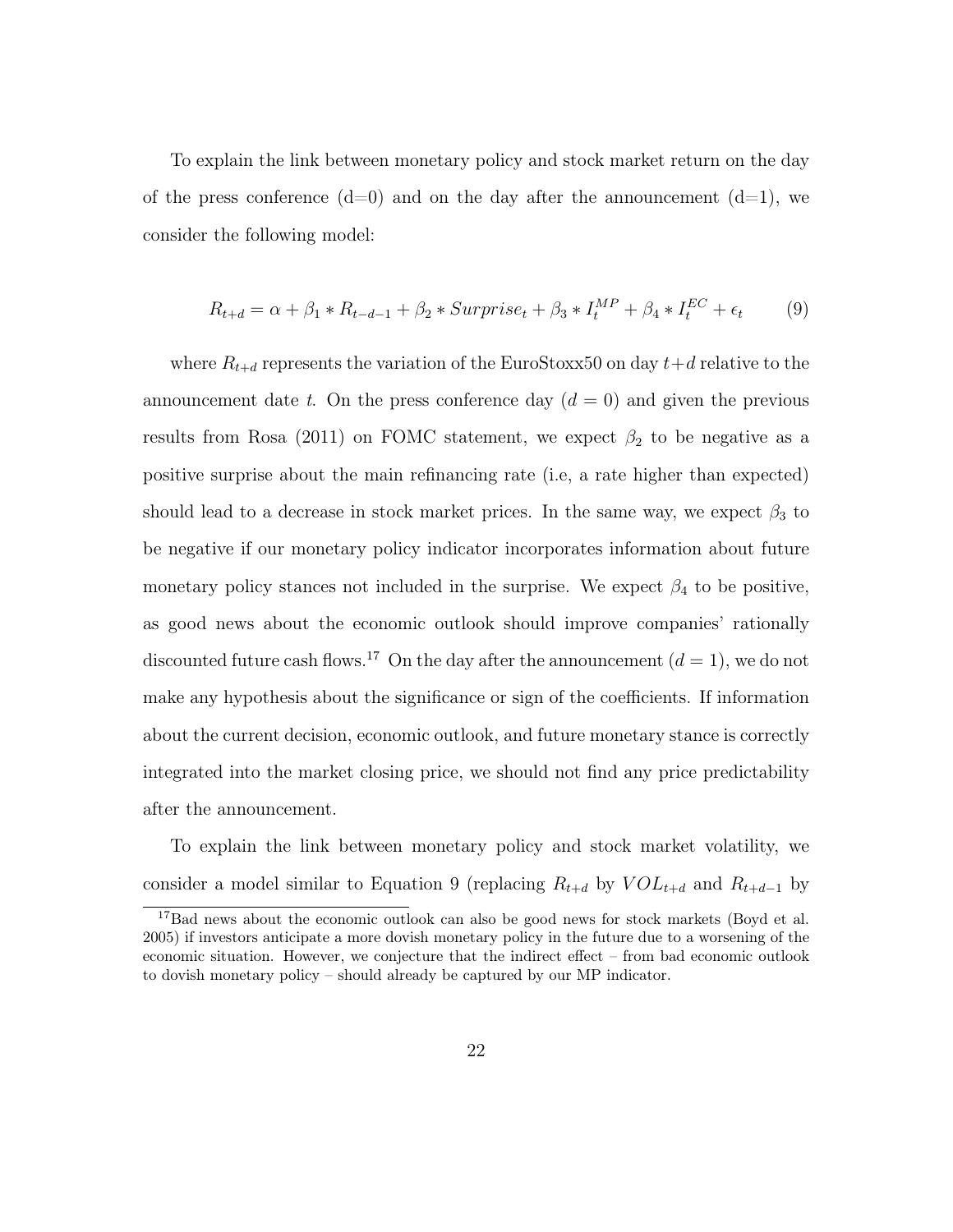To explain the link between monetary policy and stock market return on the day of the press conference (d=0) and on the day after the announcement (d=1), we consider the following model:

$$R_{t+d} = \alpha + \beta_1 * R_{t-d-1} + \beta_2 * Surprise_t + \beta_3 * I_t^{MP} + \beta_4 * I_t^{EC} + \epsilon_t \qquad (9)$$

where $R_{t+d}$ represents the variation of the EuroStoxx50 on day $t+d$ relative to the announcement date $t$. On the press conference day ($d = 0$) and given the previous results from Rosa (2011) on FOMC statement, we expect $\beta_2$ to be negative as a positive surprise about the main refinancing rate (i.e, a rate higher than expected) should lead to a decrease in stock market prices. In the same way, we expect $\beta_3$ to be negative if our monetary policy indicator incorporates information about future monetary policy stances not included in the surprise. We expect $\beta_4$ to be positive, as good news about the economic outlook should improve companies' rationally discounted future cash flows.[17] On the day after the announcement ($d = 1$), we do not make any hypothesis about the significance or sign of the coefficients. If information about the current decision, economic outlook, and future monetary stance is correctly integrated into the market closing price, we should not find any price predictability after the announcement.

To explain the link between monetary policy and stock market volatility, we consider a model similar to Equation 9 (replacing $R_{t+d}$ by $VOL_{t+d}$ and $R_{t+d-1}$ by

[17] Bad news about the economic outlook can also be good news for stock markets (Boyd et al. 2005) if investors anticipate a more dovish monetary policy in the future due to a worsening of the economic situation. However, we conjecture that the indirect effect – from bad economic outlook to dovish monetary policy – should already be captured by our MP indicator.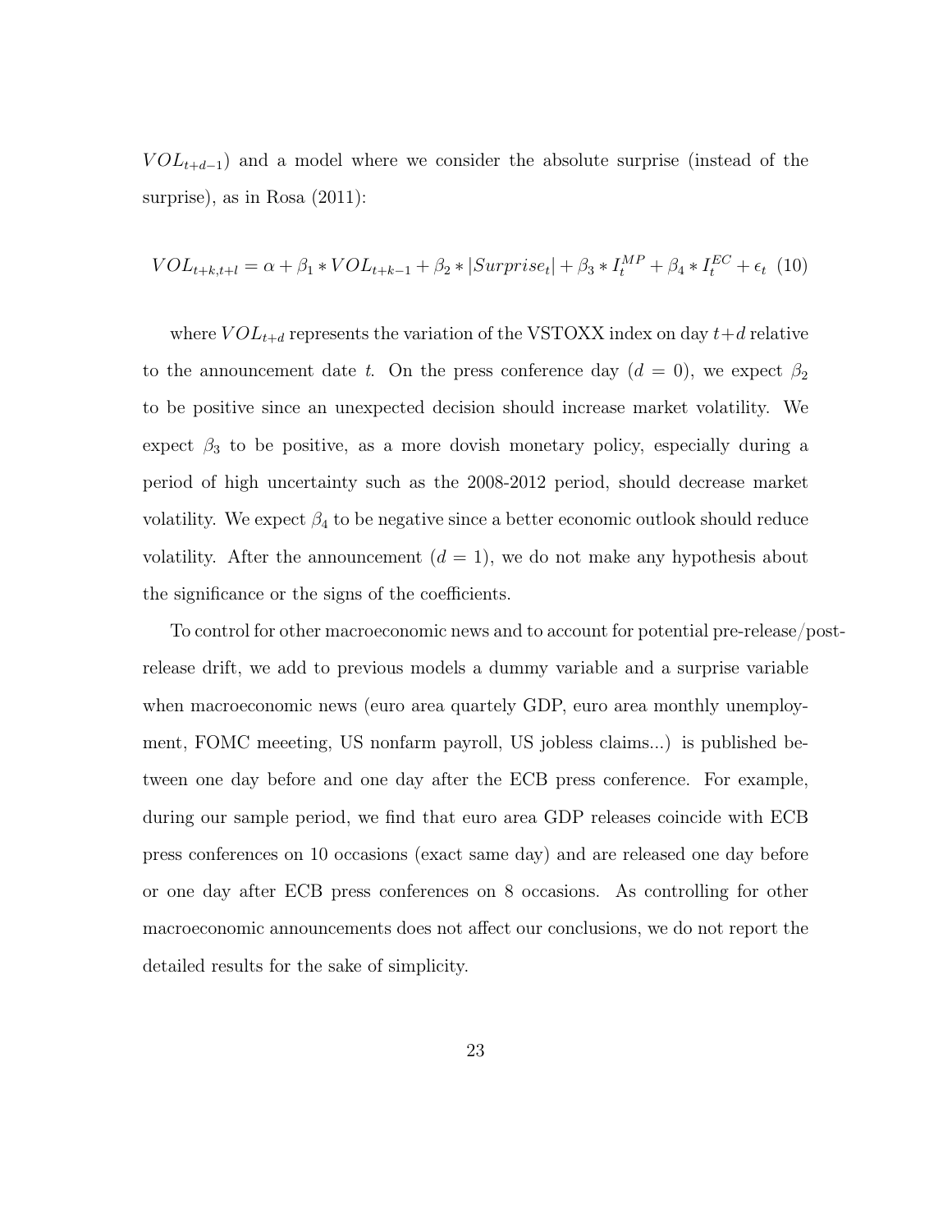$VOL_{t+d-1}$) and a model where we consider the absolute surprise (instead of the surprise), as in Rosa (2011):

$$VOL_{t+k,t+l} = \alpha + \beta_1 * VOL_{t+k-1} + \beta_2 * |Surprise_t| + \beta_3 * I_t^{MP} + \beta_4 * I_t^{EC} + \epsilon_t \quad (10)$$

where $VOL_{t+d}$ represents the variation of the VSTOXX index on day $t+d$ relative to the announcement date $t$. On the press conference day ($d = 0$), we expect $\beta_2$ to be positive since an unexpected decision should increase market volatility. We expect $\beta_3$ to be positive, as a more dovish monetary policy, especially during a period of high uncertainty such as the 2008-2012 period, should decrease market volatility. We expect $\beta_4$ to be negative since a better economic outlook should reduce volatility. After the announcement ($d = 1$), we do not make any hypothesis about the significance or the signs of the coefficients.

To control for other macroeconomic news and to account for potential pre-release/post-release drift, we add to previous models a dummy variable and a surprise variable when macroeconomic news (euro area quartely GDP, euro area monthly unemployment, FOMC meeeting, US nonfarm payroll, US jobless claims...) is published between one day before and one day after the ECB press conference. For example, during our sample period, we find that euro area GDP releases coincide with ECB press conferences on 10 occasions (exact same day) and are released one day before or one day after ECB press conferences on 8 occasions. As controlling for other macroeconomic announcements does not affect our conclusions, we do not report the detailed results for the sake of simplicity.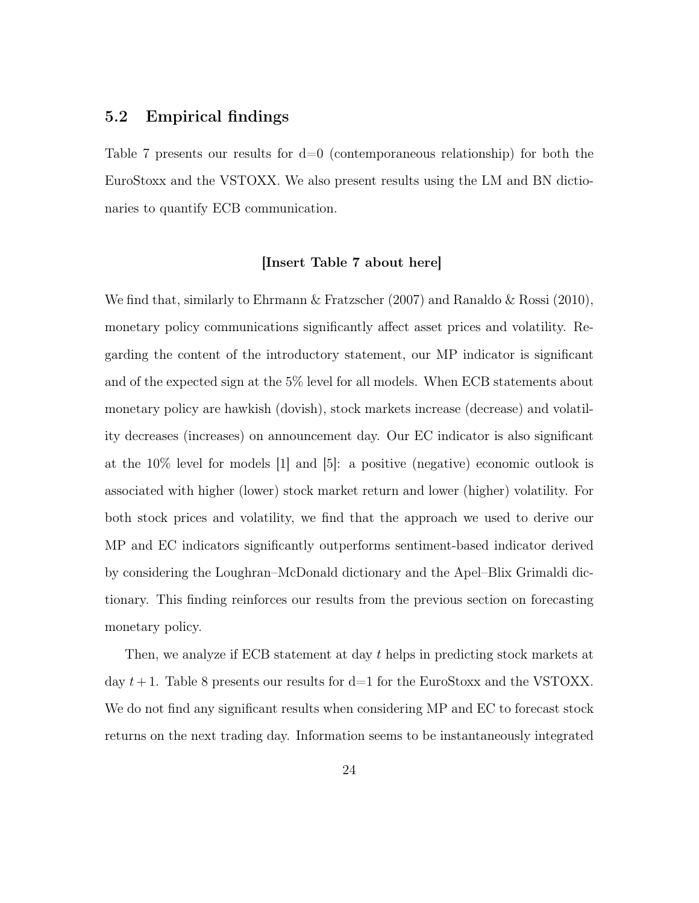## 5.2 Empirical findings

Table 7 presents our results for d=0 (contemporaneous relationship) for both the EuroStoxx and the VSTOXX. We also present results using the LM and BN dictionaries to quantify ECB communication.

**[Insert Table 7 about here]**

We find that, similarly to Ehrmann & Fratzscher (2007) and Ranaldo & Rossi (2010), monetary policy communications significantly affect asset prices and volatility. Regarding the content of the introductory statement, our MP indicator is significant and of the expected sign at the 5% level for all models. When ECB statements about monetary policy are hawkish (dovish), stock markets increase (decrease) and volatility decreases (increases) on announcement day. Our EC indicator is also significant at the 10% level for models [1] and [5]: a positive (negative) economic outlook is associated with higher (lower) stock market return and lower (higher) volatility. For both stock prices and volatility, we find that the approach we used to derive our MP and EC indicators significantly outperforms sentiment-based indicator derived by considering the Loughran–McDonald dictionary and the Apel–Blix Grimaldi dictionary. This finding reinforces our results from the previous section on forecasting monetary policy.

Then, we analyze if ECB statement at day $t$ helps in predicting stock markets at day $t+1$. Table 8 presents our results for d=1 for the EuroStoxx and the VSTOXX. We do not find any significant results when considering MP and EC to forecast stock returns on the next trading day. Information seems to be instantaneously integrated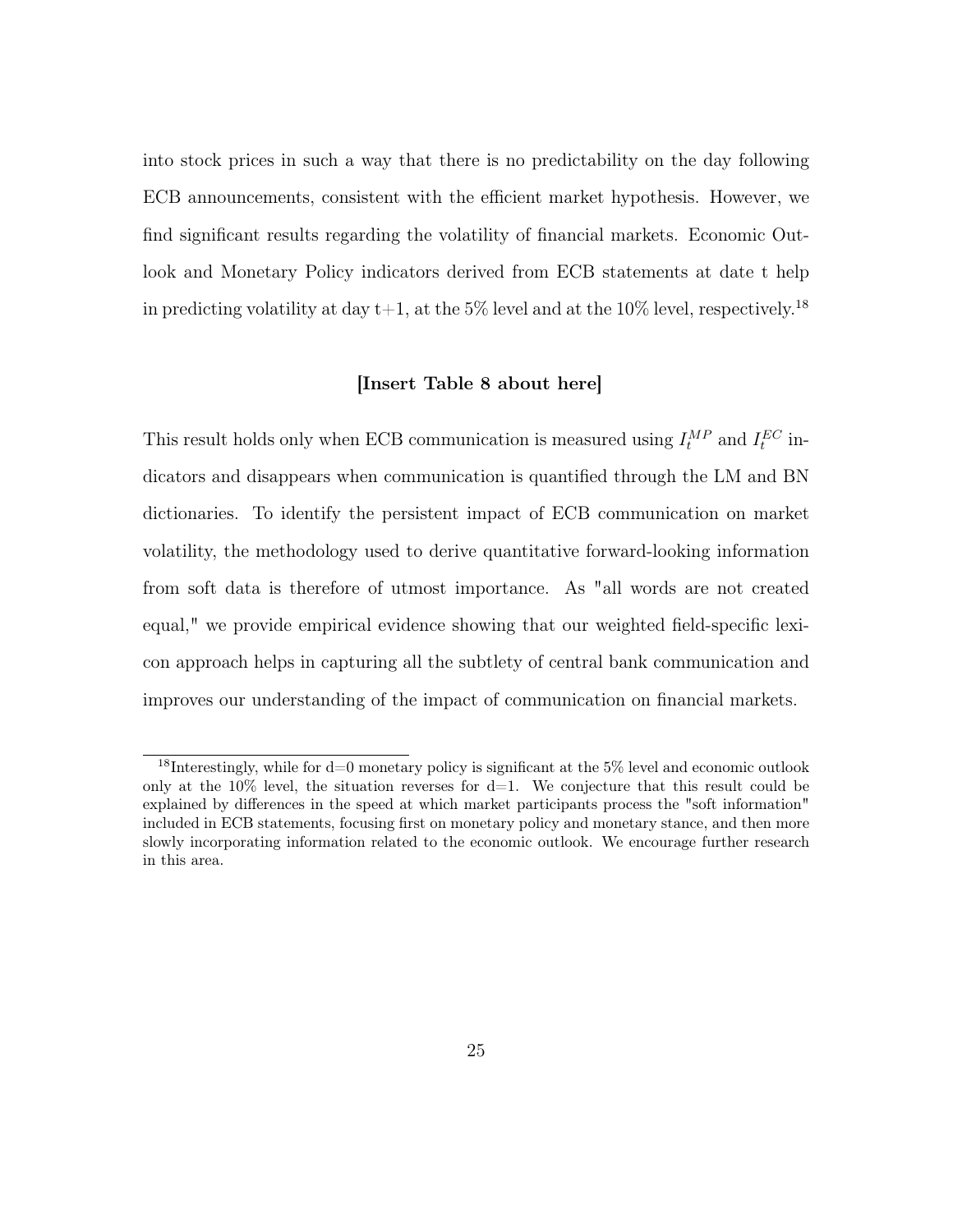into stock prices in such a way that there is no predictability on the day following ECB announcements, consistent with the efficient market hypothesis. However, we find significant results regarding the volatility of financial markets. Economic Outlook and Monetary Policy indicators derived from ECB statements at date t help in predicting volatility at day t+1, at the 5% level and at the 10% level, respectively.[18]

**[Insert Table 8 about here]**

This result holds only when ECB communication is measured using $I_t^{MP}$ and $I_t^{EC}$ indicators and disappears when communication is quantified through the LM and BN dictionaries. To identify the persistent impact of ECB communication on market volatility, the methodology used to derive quantitative forward-looking information from soft data is therefore of utmost importance. As "all words are not created equal," we provide empirical evidence showing that our weighted field-specific lexicon approach helps in capturing all the subtlety of central bank communication and improves our understanding of the impact of communication on financial markets.

[18] Interestingly, while for d=0 monetary policy is significant at the 5% level and economic outlook only at the 10% level, the situation reverses for d=1. We conjecture that this result could be explained by differences in the speed at which market participants process the "soft information" included in ECB statements, focusing first on monetary policy and monetary stance, and then more slowly incorporating information related to the economic outlook. We encourage further research in this area.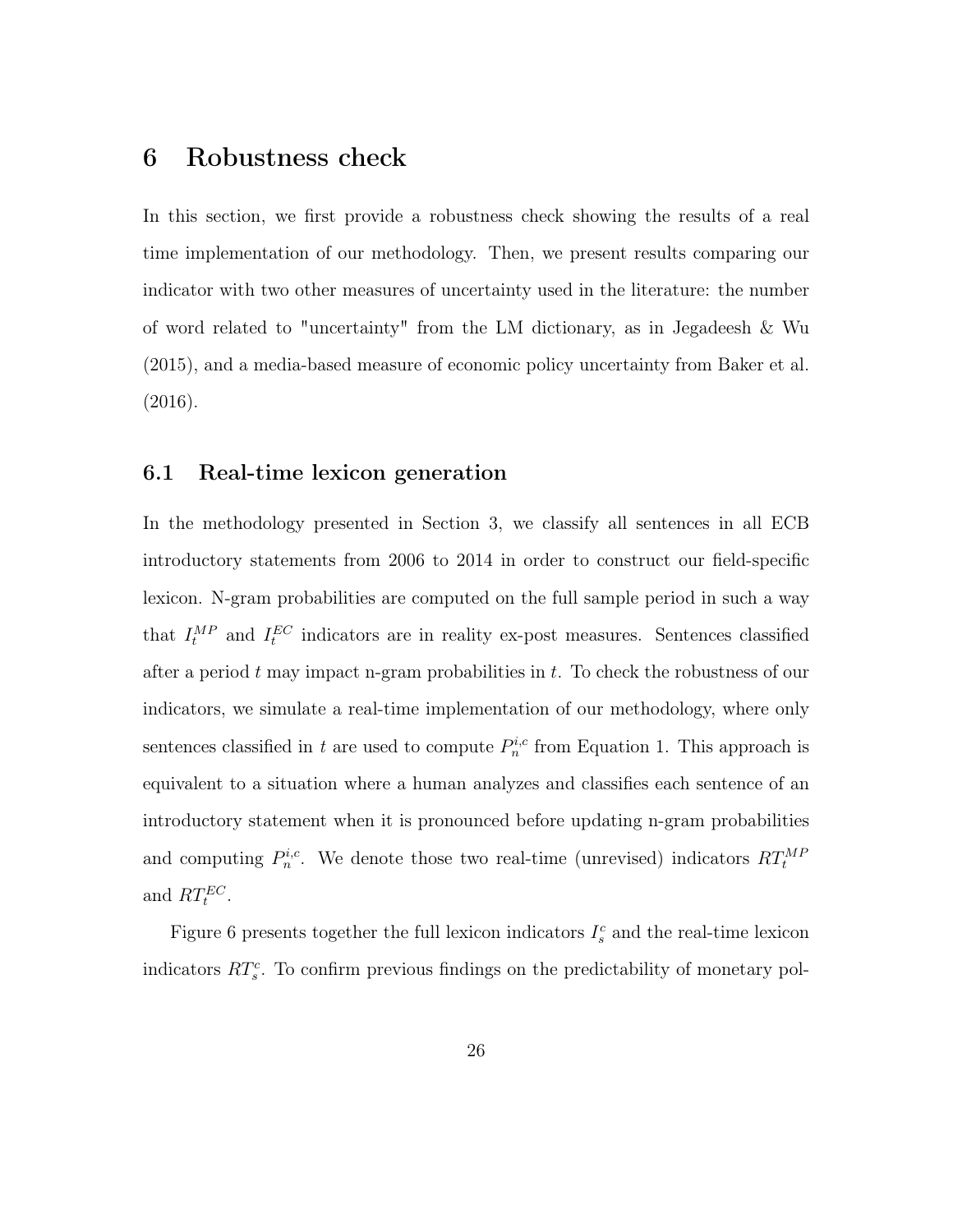# 6 Robustness check

In this section, we first provide a robustness check showing the results of a real time implementation of our methodology. Then, we present results comparing our indicator with two other measures of uncertainty used in the literature: the number of word related to "uncertainty" from the LM dictionary, as in Jegadeesh & Wu (2015), and a media-based measure of economic policy uncertainty from Baker et al. (2016).

## 6.1 Real-time lexicon generation

In the methodology presented in Section 3, we classify all sentences in all ECB introductory statements from 2006 to 2014 in order to construct our field-specific lexicon. N-gram probabilities are computed on the full sample period in such a way that $I_t^{MP}$ and $I_t^{EC}$ indicators are in reality ex-post measures. Sentences classified after a period $t$ may impact n-gram probabilities in $t$. To check the robustness of our indicators, we simulate a real-time implementation of our methodology, where only sentences classified in $t$ are used to compute $P_n^{i,c}$ from Equation 1. This approach is equivalent to a situation where a human analyzes and classifies each sentence of an introductory statement when it is pronounced before updating n-gram probabilities and computing $P_n^{i,c}$. We denote those two real-time (unrevised) indicators $RT_t^{MP}$ and $RT_t^{EC}$.

Figure 6 presents together the full lexicon indicators $I_s^c$ and the real-time lexicon indicators $RT_s^c$. To confirm previous findings on the predictability of monetary pol-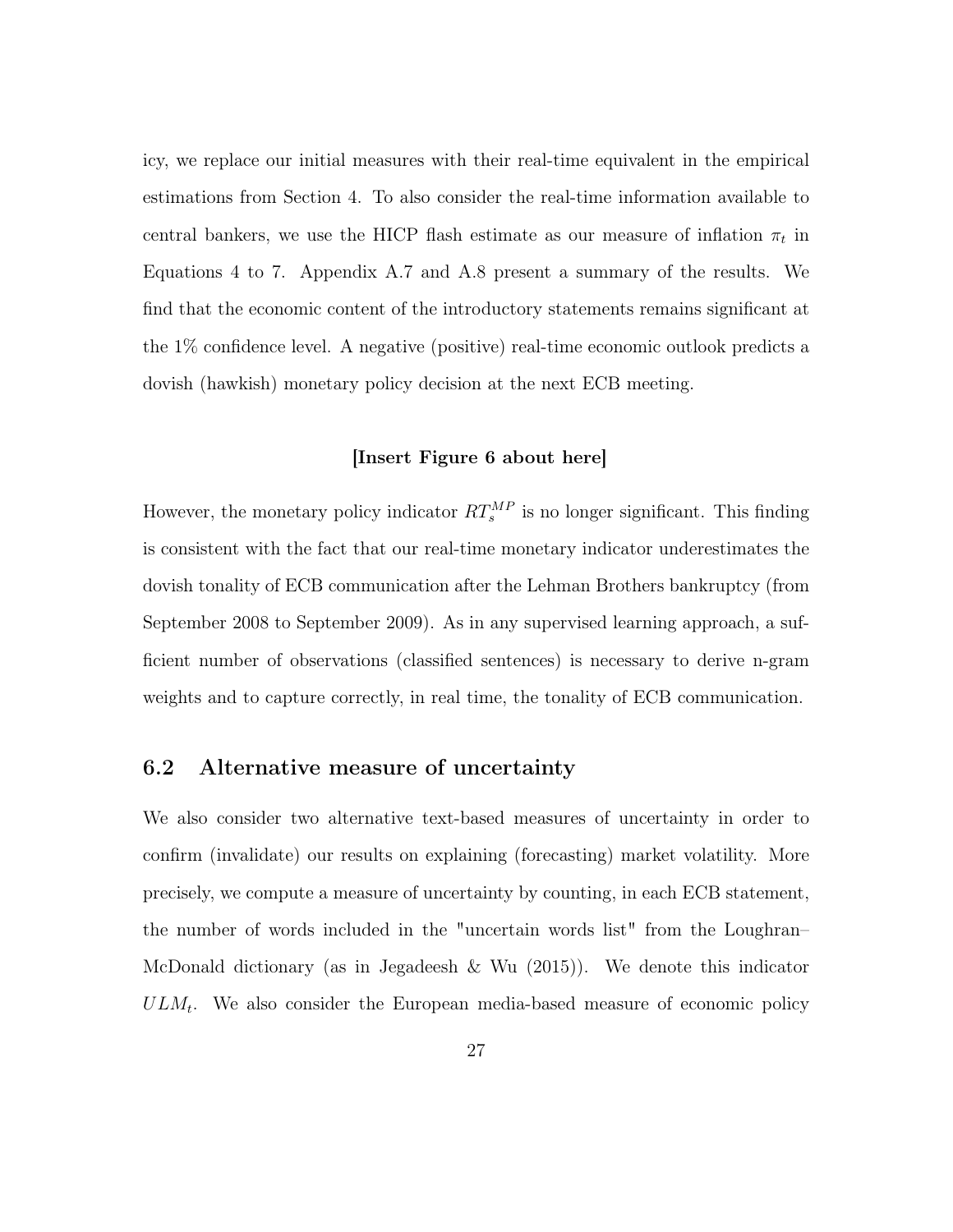icy, we replace our initial measures with their real-time equivalent in the empirical estimations from Section 4. To also consider the real-time information available to central bankers, we use the HICP flash estimate as our measure of inflation $\pi_t$ in Equations 4 to 7. Appendix A.7 and A.8 present a summary of the results. We find that the economic content of the introductory statements remains significant at the 1% confidence level. A negative (positive) real-time economic outlook predicts a dovish (hawkish) monetary policy decision at the next ECB meeting.

**[Insert Figure 6 about here]**

However, the monetary policy indicator $RT_s^{MP}$ is no longer significant. This finding is consistent with the fact that our real-time monetary indicator underestimates the dovish tonality of ECB communication after the Lehman Brothers bankruptcy (from September 2008 to September 2009). As in any supervised learning approach, a sufficient number of observations (classified sentences) is necessary to derive n-gram weights and to capture correctly, in real time, the tonality of ECB communication.

## 6.2 Alternative measure of uncertainty

We also consider two alternative text-based measures of uncertainty in order to confirm (invalidate) our results on explaining (forecasting) market volatility. More precisely, we compute a measure of uncertainty by counting, in each ECB statement, the number of words included in the "uncertain words list" from the Loughran–McDonald dictionary (as in Jegadeesh & Wu (2015)). We denote this indicator $ULM_t$. We also consider the European media-based measure of economic policy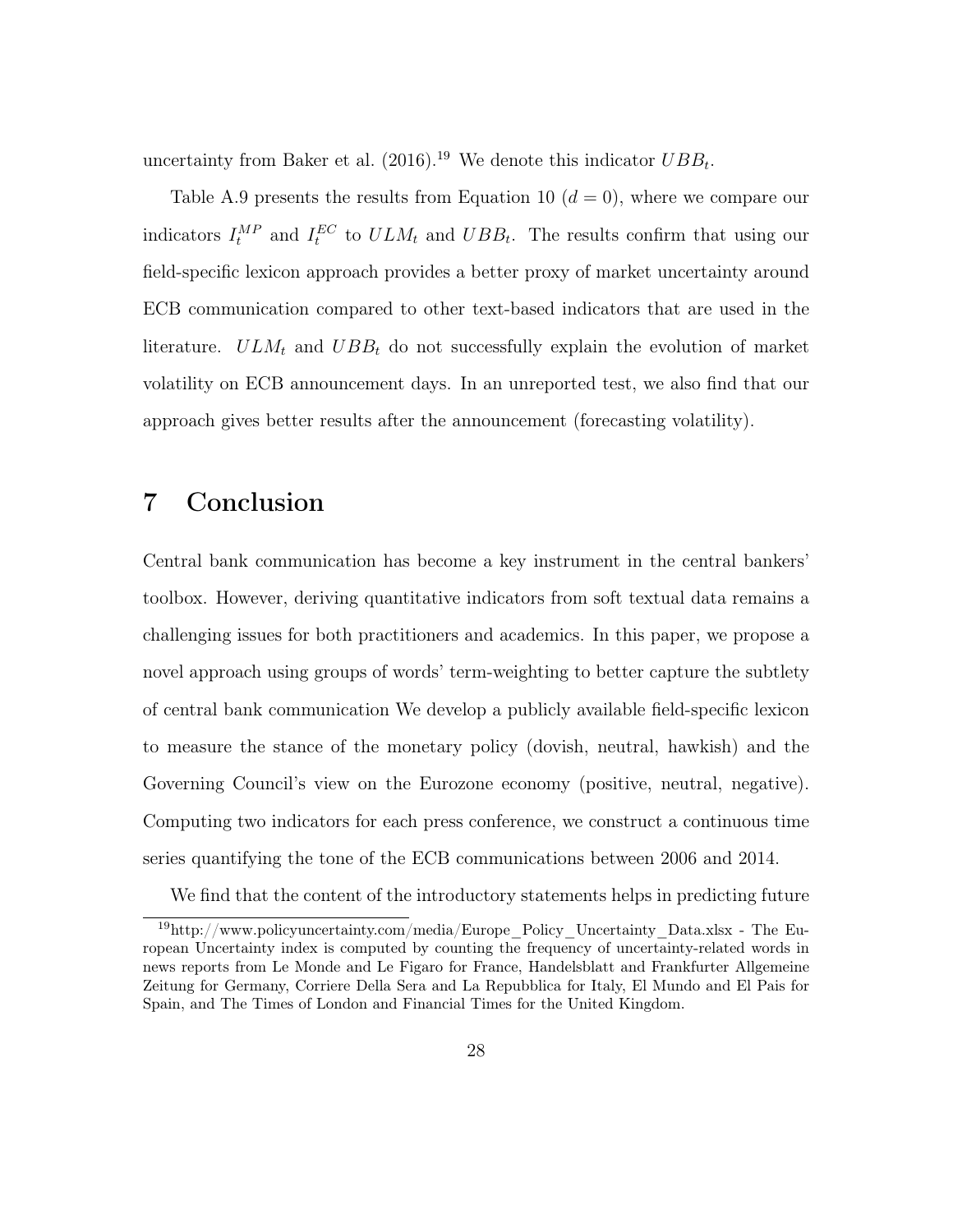uncertainty from Baker et al. (2016).[19] We denote this indicator $UBB_t$.

Table A.9 presents the results from Equation 10 ($d = 0$), where we compare our indicators $I_t^{MP}$ and $I_t^{EC}$ to $ULM_t$ and $UBB_t$. The results confirm that using our field-specific lexicon approach provides a better proxy of market uncertainty around ECB communication compared to other text-based indicators that are used in the literature. $ULM_t$ and $UBB_t$ do not successfully explain the evolution of market volatility on ECB announcement days. In an unreported test, we also find that our approach gives better results after the announcement (forecasting volatility).

# 7 Conclusion

Central bank communication has become a key instrument in the central bankers' toolbox. However, deriving quantitative indicators from soft textual data remains a challenging issues for both practitioners and academics. In this paper, we propose a novel approach using groups of words' term-weighting to better capture the subtlety of central bank communication We develop a publicly available field-specific lexicon to measure the stance of the monetary policy (dovish, neutral, hawkish) and the Governing Council's view on the Eurozone economy (positive, neutral, negative). Computing two indicators for each press conference, we construct a continuous time series quantifying the tone of the ECB communications between 2006 and 2014.

We find that the content of the introductory statements helps in predicting future

[19] http://www.policyuncertainty.com/media/Europe_Policy_Uncertainty_Data.xlsx - The European Uncertainty index is computed by counting the frequency of uncertainty-related words in news reports from Le Monde and Le Figaro for France, Handelsblatt and Frankfurter Allgemeine Zeitung for Germany, Corriere Della Sera and La Repubblica for Italy, El Mundo and El Pais for Spain, and The Times of London and Financial Times for the United Kingdom.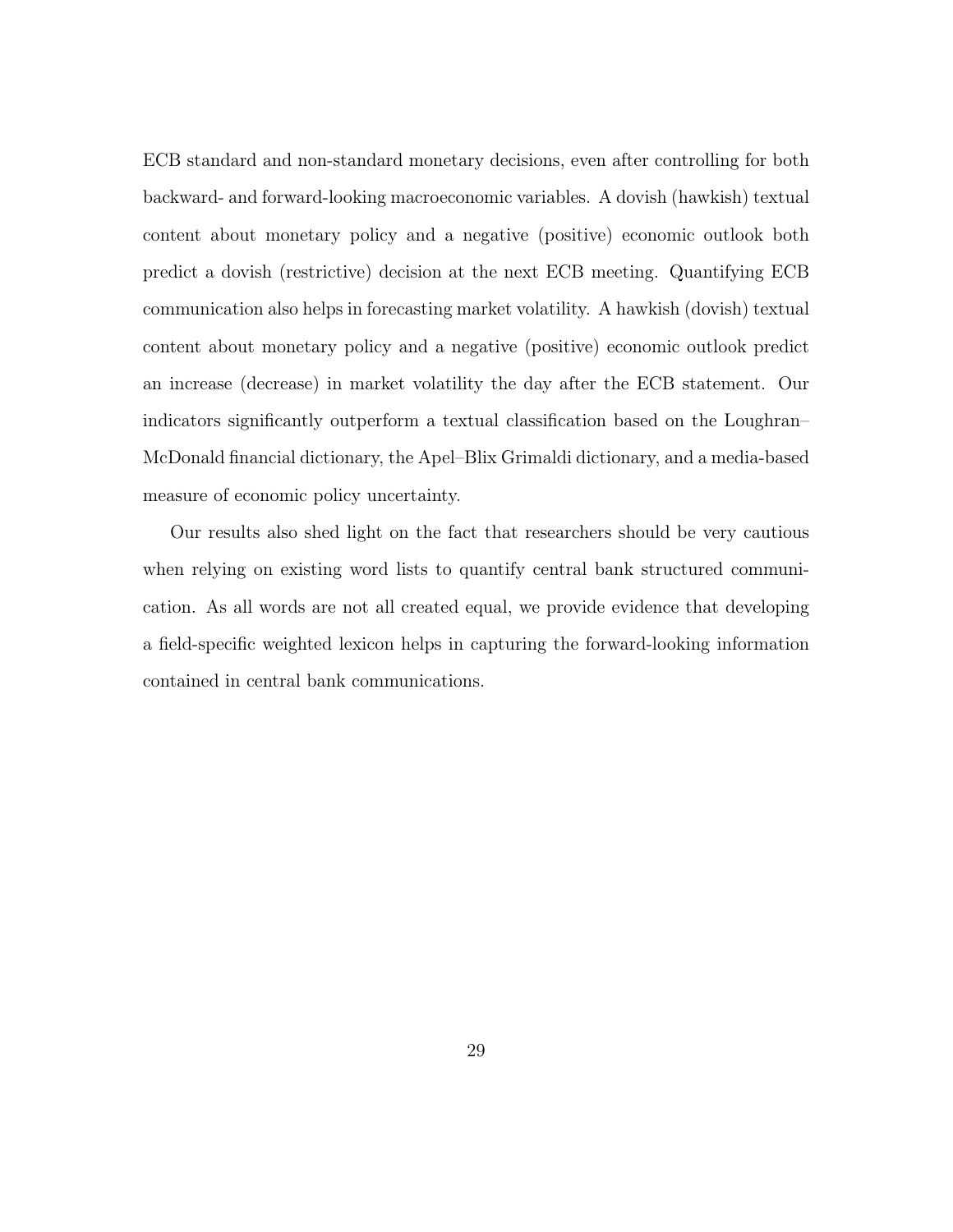ECB standard and non-standard monetary decisions, even after controlling for both backward- and forward-looking macroeconomic variables. A dovish (hawkish) textual content about monetary policy and a negative (positive) economic outlook both predict a dovish (restrictive) decision at the next ECB meeting. Quantifying ECB communication also helps in forecasting market volatility. A hawkish (dovish) textual content about monetary policy and a negative (positive) economic outlook predict an increase (decrease) in market volatility the day after the ECB statement. Our indicators significantly outperform a textual classification based on the Loughran–McDonald financial dictionary, the Apel–Blix Grimaldi dictionary, and a media-based measure of economic policy uncertainty.

Our results also shed light on the fact that researchers should be very cautious when relying on existing word lists to quantify central bank structured communication. As all words are not all created equal, we provide evidence that developing a field-specific weighted lexicon helps in capturing the forward-looking information contained in central bank communications.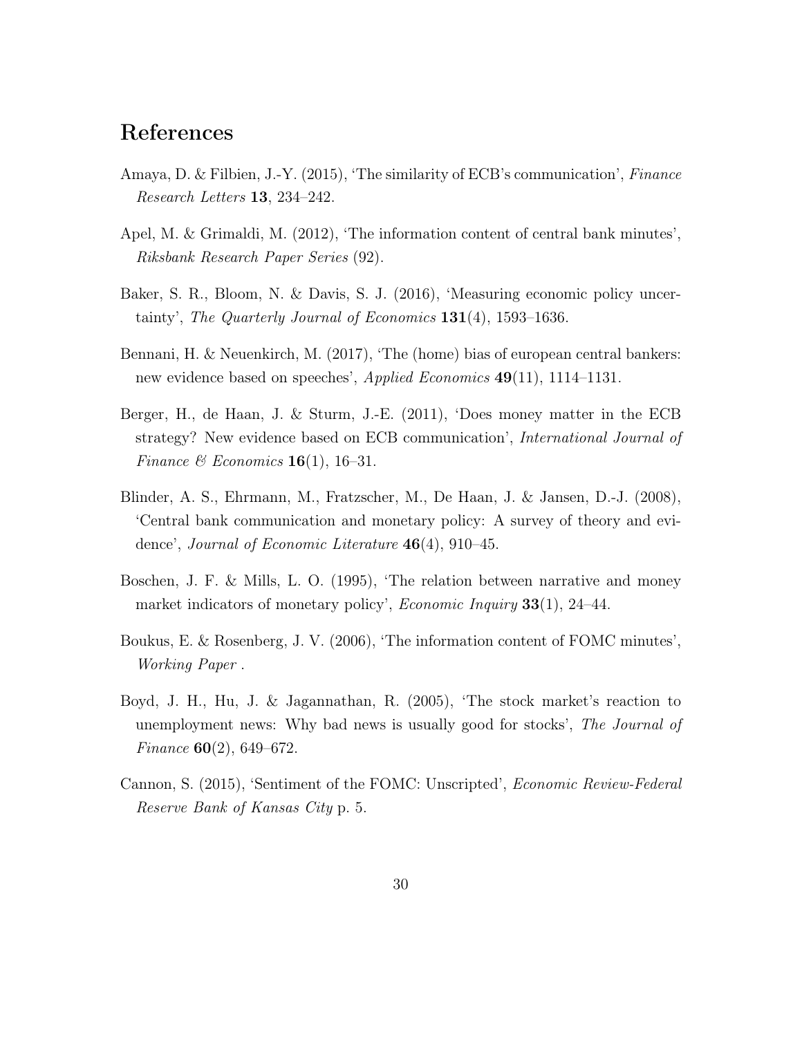# References

Amaya, D. & Filbien, J.-Y. (2015), 'The similarity of ECB's communication', *Finance Research Letters* **13**, 234–242.

Apel, M. & Grimaldi, M. (2012), 'The information content of central bank minutes', *Riksbank Research Paper Series* (92).

Baker, S. R., Bloom, N. & Davis, S. J. (2016), 'Measuring economic policy uncertainty', *The Quarterly Journal of Economics* **131**(4), 1593–1636.

Bennani, H. & Neuenkirch, M. (2017), 'The (home) bias of european central bankers: new evidence based on speeches', *Applied Economics* **49**(11), 1114–1131.

Berger, H., de Haan, J. & Sturm, J.-E. (2011), 'Does money matter in the ECB strategy? New evidence based on ECB communication', *International Journal of Finance & Economics* **16**(1), 16–31.

Blinder, A. S., Ehrmann, M., Fratzscher, M., De Haan, J. & Jansen, D.-J. (2008), 'Central bank communication and monetary policy: A survey of theory and evidence', *Journal of Economic Literature* **46**(4), 910–45.

Boschen, J. F. & Mills, L. O. (1995), 'The relation between narrative and money market indicators of monetary policy', *Economic Inquiry* **33**(1), 24–44.

Boukus, E. & Rosenberg, J. V. (2006), 'The information content of FOMC minutes', *Working Paper* .

Boyd, J. H., Hu, J. & Jagannathan, R. (2005), 'The stock market's reaction to unemployment news: Why bad news is usually good for stocks', *The Journal of Finance* **60**(2), 649–672.

Cannon, S. (2015), 'Sentiment of the FOMC: Unscripted', *Economic Review-Federal Reserve Bank of Kansas City* p. 5.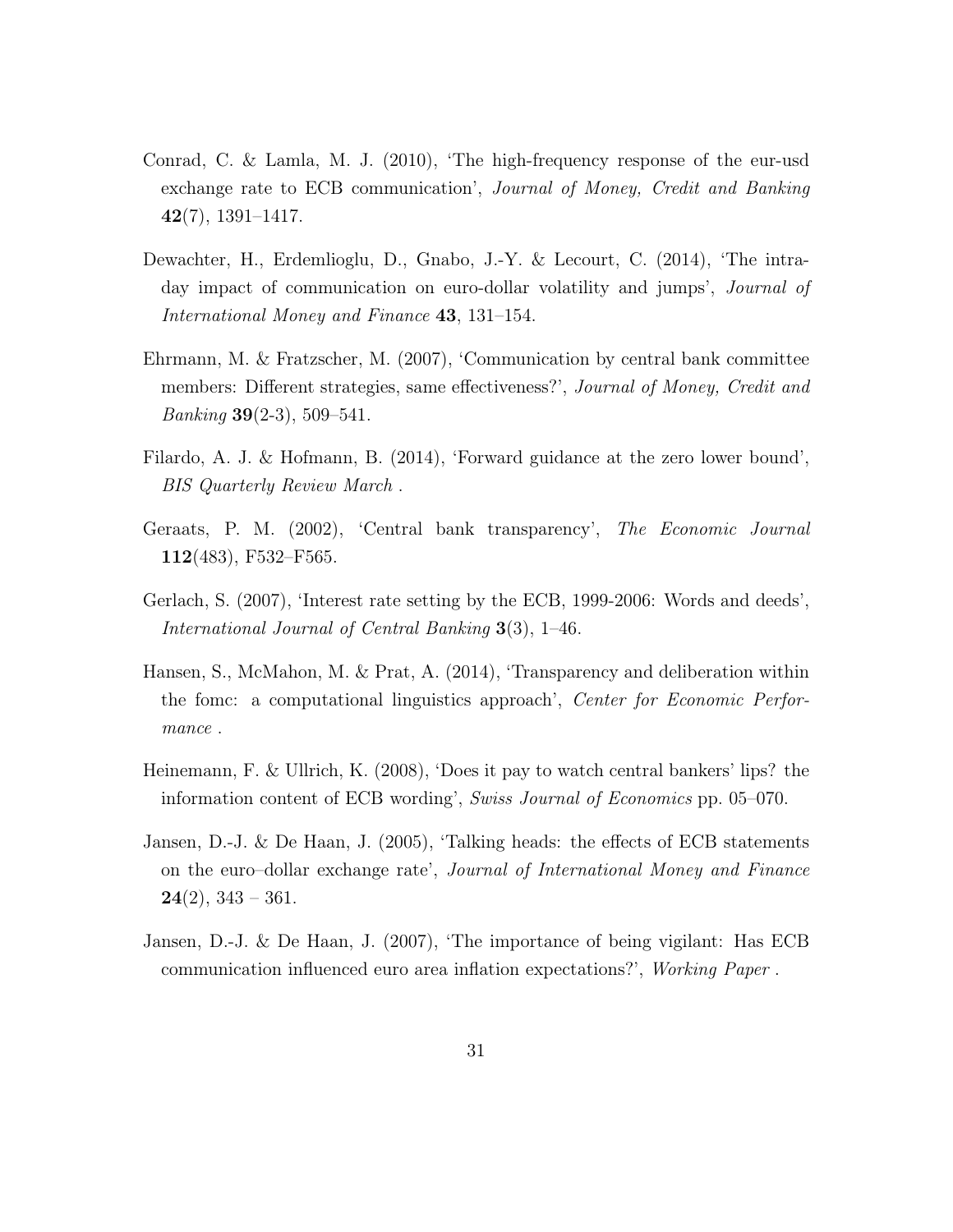Conrad, C. & Lamla, M. J. (2010), 'The high-frequency response of the eur-usd exchange rate to ECB communication', *Journal of Money, Credit and Banking* **42**(7), 1391–1417.

Dewachter, H., Erdemlioglu, D., Gnabo, J.-Y. & Lecourt, C. (2014), 'The intra-day impact of communication on euro-dollar volatility and jumps', *Journal of International Money and Finance* **43**, 131–154.

Ehrmann, M. & Fratzscher, M. (2007), 'Communication by central bank committee members: Different strategies, same effectiveness?', *Journal of Money, Credit and Banking* **39**(2-3), 509–541.

Filardo, A. J. & Hofmann, B. (2014), 'Forward guidance at the zero lower bound', *BIS Quarterly Review March* .

Geraats, P. M. (2002), 'Central bank transparency', *The Economic Journal* **112**(483), F532–F565.

Gerlach, S. (2007), 'Interest rate setting by the ECB, 1999-2006: Words and deeds', *International Journal of Central Banking* **3**(3), 1–46.

Hansen, S., McMahon, M. & Prat, A. (2014), 'Transparency and deliberation within the fomc: a computational linguistics approach', *Center for Economic Performance* .

Heinemann, F. & Ullrich, K. (2008), 'Does it pay to watch central bankers' lips? the information content of ECB wording', *Swiss Journal of Economics* pp. 05–070.

Jansen, D.-J. & De Haan, J. (2005), 'Talking heads: the effects of ECB statements on the euro–dollar exchange rate', *Journal of International Money and Finance* **24**(2), 343 – 361.

Jansen, D.-J. & De Haan, J. (2007), 'The importance of being vigilant: Has ECB communication influenced euro area inflation expectations?', *Working Paper* .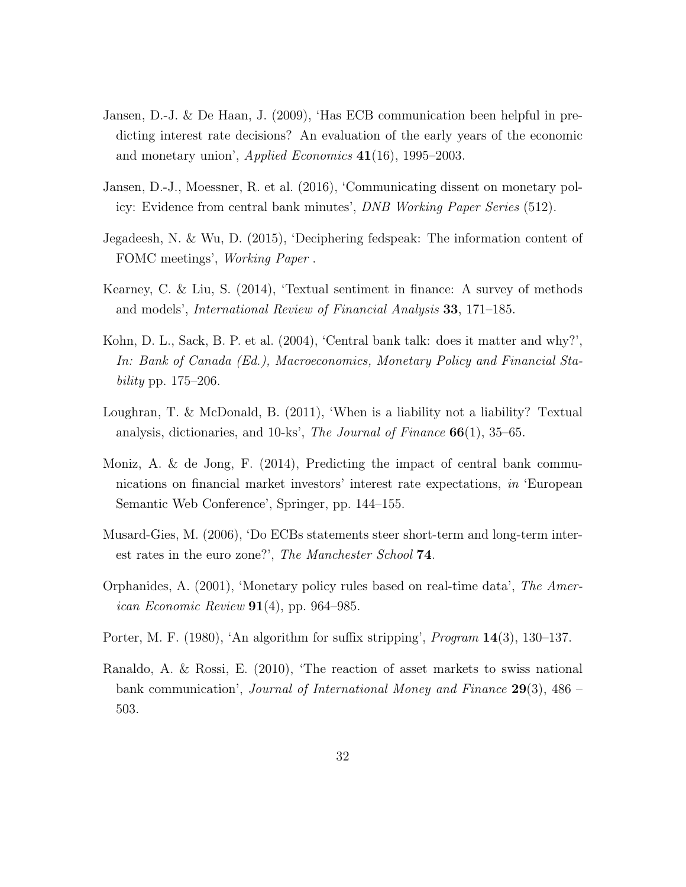Jansen, D.-J. & De Haan, J. (2009), 'Has ECB communication been helpful in predicting interest rate decisions? An evaluation of the early years of the economic and monetary union', *Applied Economics* **41**(16), 1995–2003.

Jansen, D.-J., Moessner, R. et al. (2016), 'Communicating dissent on monetary policy: Evidence from central bank minutes', *DNB Working Paper Series* (512).

Jegadeesh, N. & Wu, D. (2015), 'Deciphering fedspeak: The information content of FOMC meetings', *Working Paper* .

Kearney, C. & Liu, S. (2014), 'Textual sentiment in finance: A survey of methods and models', *International Review of Financial Analysis* **33**, 171–185.

Kohn, D. L., Sack, B. P. et al. (2004), 'Central bank talk: does it matter and why?', *In: Bank of Canada (Ed.), Macroeconomics, Monetary Policy and Financial Stability* pp. 175–206.

Loughran, T. & McDonald, B. (2011), 'When is a liability not a liability? Textual analysis, dictionaries, and 10-ks', *The Journal of Finance* **66**(1), 35–65.

Moniz, A. & de Jong, F. (2014), Predicting the impact of central bank communications on financial market investors' interest rate expectations, *in* 'European Semantic Web Conference', Springer, pp. 144–155.

Musard-Gies, M. (2006), 'Do ECBs statements steer short-term and long-term interest rates in the euro zone?', *The Manchester School* **74**.

Orphanides, A. (2001), 'Monetary policy rules based on real-time data', *The American Economic Review* **91**(4), pp. 964–985.

Porter, M. F. (1980), 'An algorithm for suffix stripping', *Program* **14**(3), 130–137.

Ranaldo, A. & Rossi, E. (2010), 'The reaction of asset markets to swiss national bank communication', *Journal of International Money and Finance* **29**(3), 486 – 503.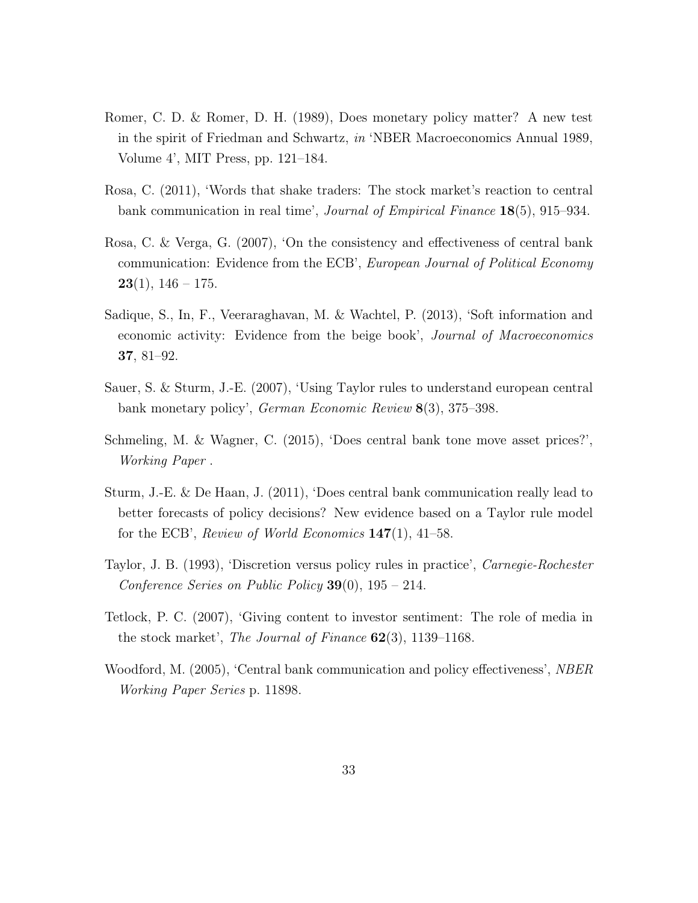Romer, C. D. & Romer, D. H. (1989), Does monetary policy matter? A new test in the spirit of Friedman and Schwartz, *in* 'NBER Macroeconomics Annual 1989, Volume 4', MIT Press, pp. 121–184.

Rosa, C. (2011), 'Words that shake traders: The stock market's reaction to central bank communication in real time', *Journal of Empirical Finance* **18**(5), 915–934.

Rosa, C. & Verga, G. (2007), 'On the consistency and effectiveness of central bank communication: Evidence from the ECB', *European Journal of Political Economy* **23**(1), 146 – 175.

Sadique, S., In, F., Veeraraghavan, M. & Wachtel, P. (2013), 'Soft information and economic activity: Evidence from the beige book', *Journal of Macroeconomics* **37**, 81–92.

Sauer, S. & Sturm, J.-E. (2007), 'Using Taylor rules to understand european central bank monetary policy', *German Economic Review* **8**(3), 375–398.

Schmeling, M. & Wagner, C. (2015), 'Does central bank tone move asset prices?', *Working Paper* .

Sturm, J.-E. & De Haan, J. (2011), 'Does central bank communication really lead to better forecasts of policy decisions? New evidence based on a Taylor rule model for the ECB', *Review of World Economics* **147**(1), 41–58.

Taylor, J. B. (1993), 'Discretion versus policy rules in practice', *Carnegie-Rochester Conference Series on Public Policy* **39**(0), 195 – 214.

Tetlock, P. C. (2007), 'Giving content to investor sentiment: The role of media in the stock market', *The Journal of Finance* **62**(3), 1139–1168.

Woodford, M. (2005), 'Central bank communication and policy effectiveness', *NBER Working Paper Series* p. 11898.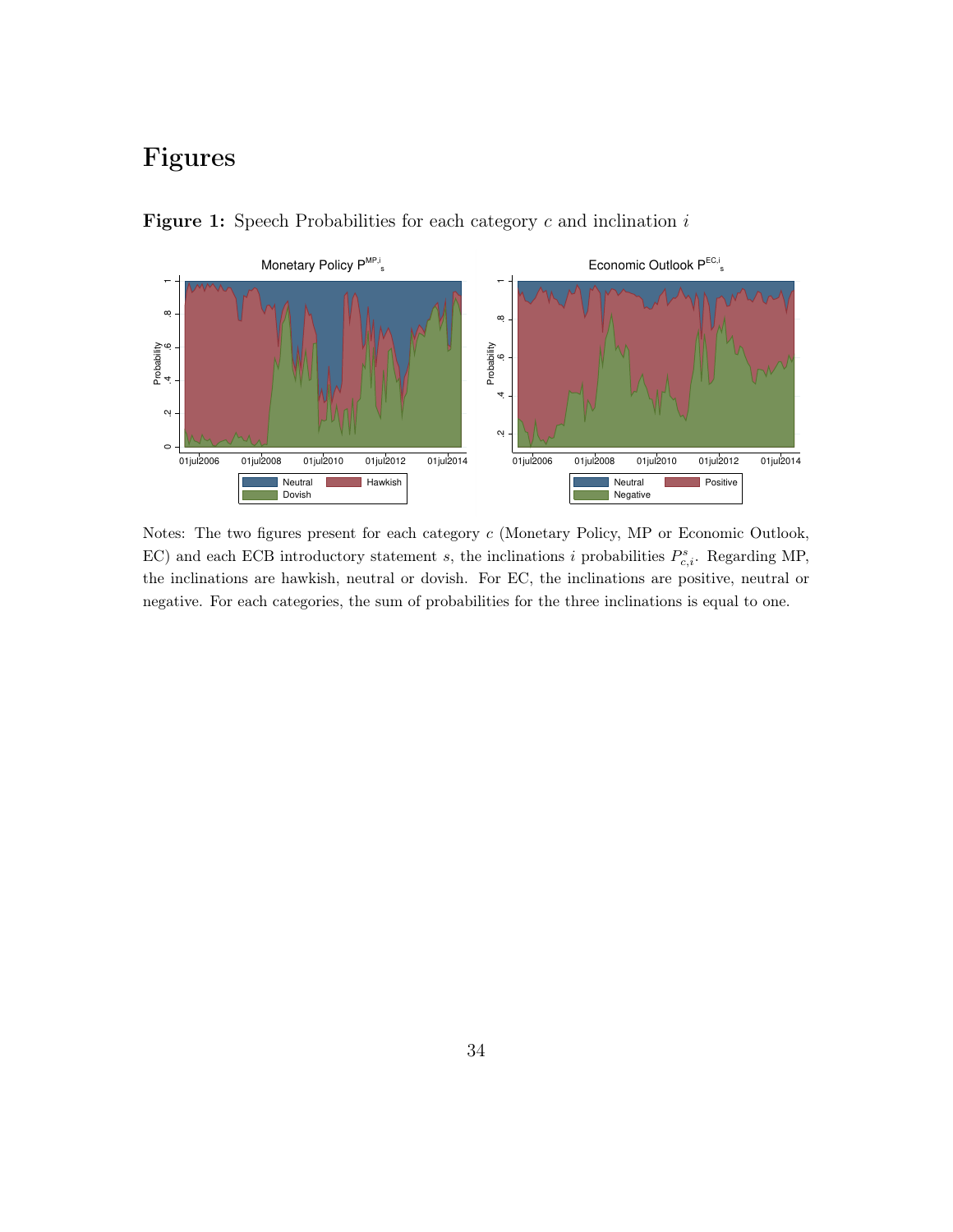# Figures

**Figure 1:** Speech Probabilities for each category $c$ and inclination $i$

Notes: The two figures present for each category $c$ (Monetary Policy, MP or Economic Outlook, EC) and each ECB introductory statement $s$, the inclinations $i$ probabilities $P^s_{c,i}$. Regarding MP, the inclinations are hawkish, neutral or dovish. For EC, the inclinations are positive, neutral or negative. For each categories, the sum of probabilities for the three inclinations is equal to one.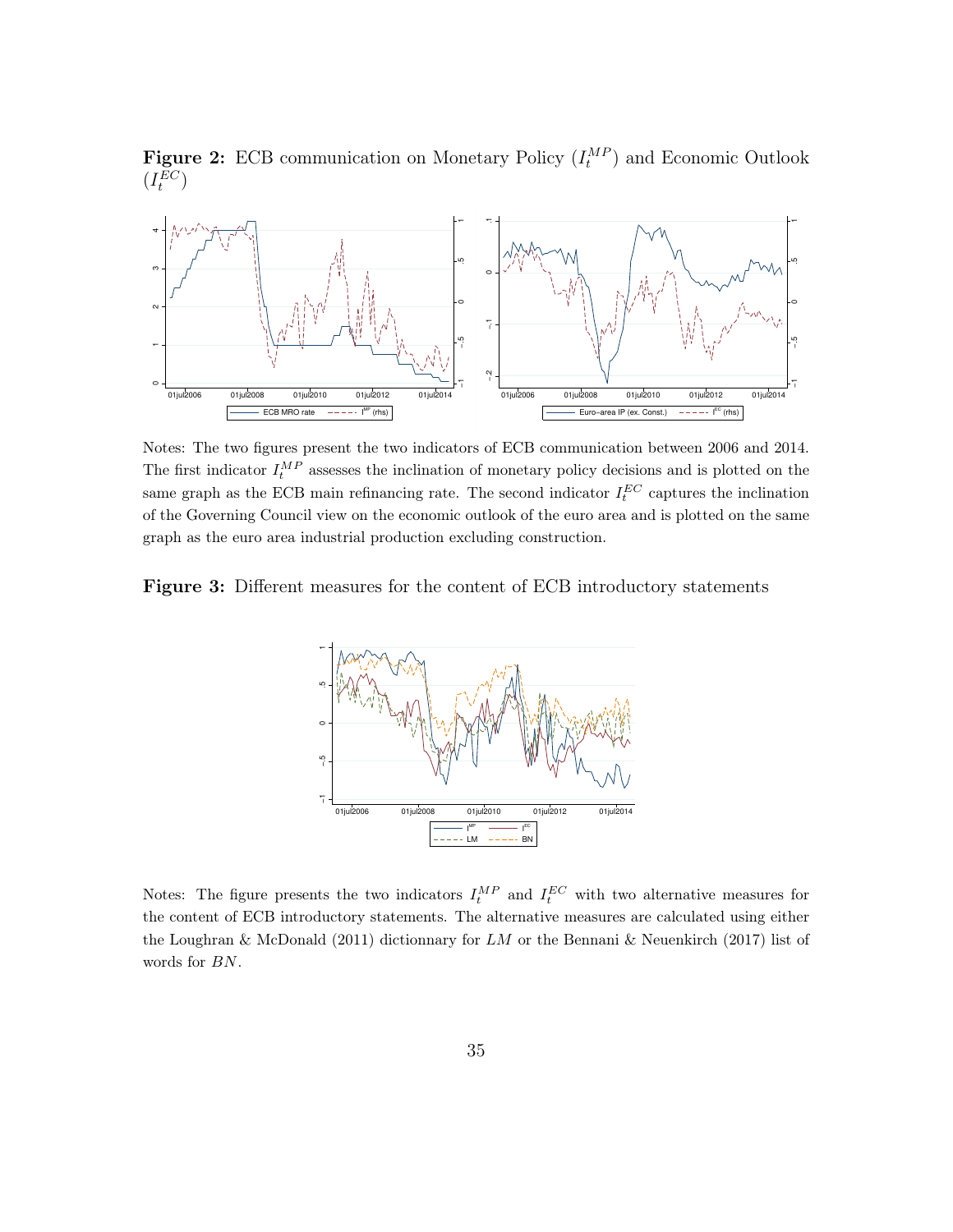**Figure 2:** ECB communication on Monetary Policy ($I_t^{MP}$) and Economic Outlook ($I_t^{EC}$)

Notes: The two figures present the two indicators of ECB communication between 2006 and 2014. The first indicator $I_t^{MP}$ assesses the inclination of monetary policy decisions and is plotted on the same graph as the ECB main refinancing rate. The second indicator $I_t^{EC}$ captures the inclination of the Governing Council view on the economic outlook of the euro area and is plotted on the same graph as the euro area industrial production excluding construction.

**Figure 3:** Different measures for the content of ECB introductory statements

Notes: The figure presents the two indicators $I_t^{MP}$ and $I_t^{EC}$ with two alternative measures for the content of ECB introductory statements. The alternative measures are calculated using either the Loughran & McDonald (2011) dictionnary for $LM$ or the Bennani & Neuenkirch (2017) list of words for $BN$.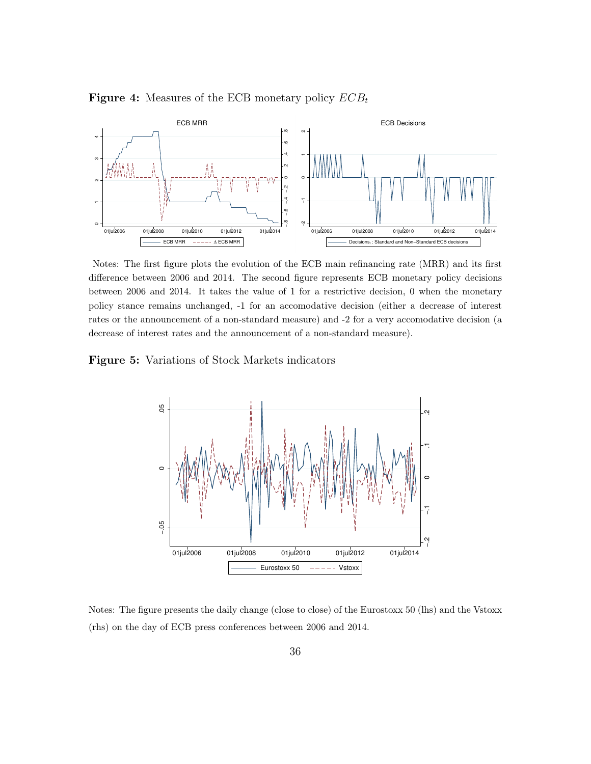**Figure 4:** Measures of the ECB monetary policy $ECB_t$

Notes: The first figure plots the evolution of the ECB main refinancing rate (MRR) and its first difference between 2006 and 2014. The second figure represents ECB monetary policy decisions between 2006 and 2014. It takes the value of 1 for a restrictive decision, 0 when the monetary policy stance remains unchanged, -1 for an accomodative decision (either a decrease of interest rates or the announcement of a non-standard measure) and -2 for a very accomodative decision (a decrease of interest rates and the announcement of a non-standard measure).

**Figure 5:** Variations of Stock Markets indicators

Notes: The figure presents the daily change (close to close) of the Eurostoxx 50 (lhs) and the Vstoxx (rhs) on the day of ECB press conferences between 2006 and 2014.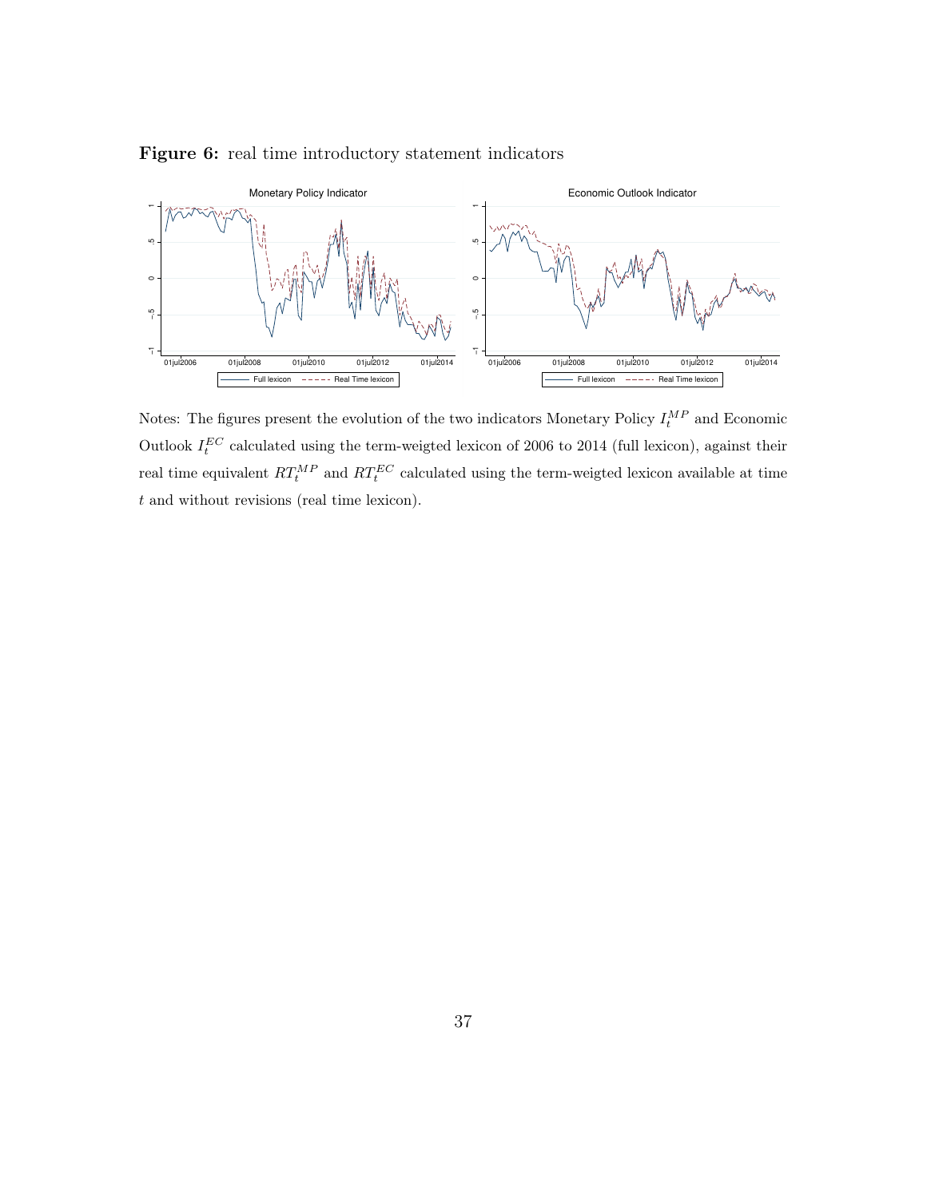**Figure 6:** real time introductory statement indicators

Notes: The figures present the evolution of the two indicators Monetary Policy $I_t^{MP}$ and Economic Outlook $I_t^{EC}$ calculated using the term-weigted lexicon of 2006 to 2014 (full lexicon), against their real time equivalent $RT_t^{MP}$ and $RT_t^{EC}$ calculated using the term-weigted lexicon available at time $t$ and without revisions (real time lexicon).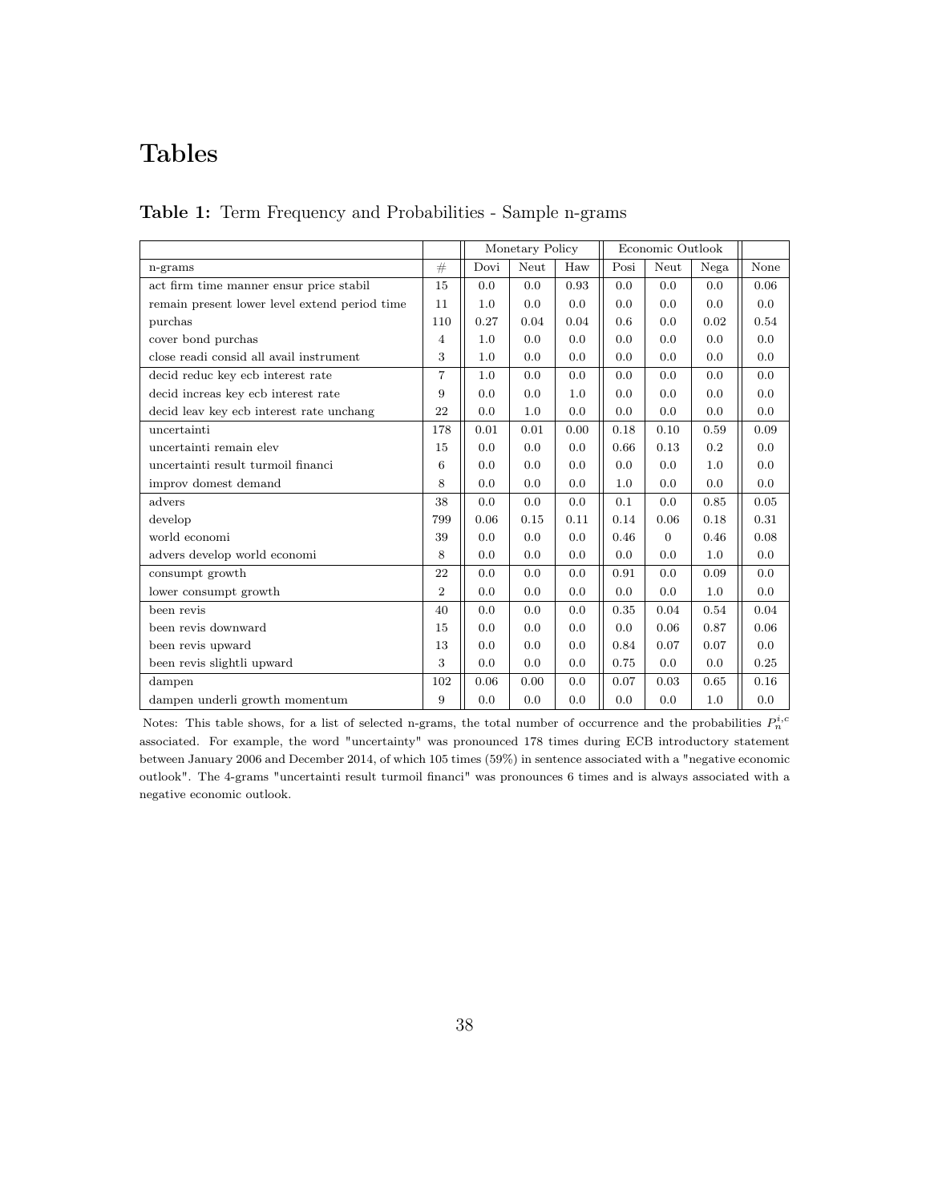# Tables

**Table 1:** Term Frequency and Probabilities - Sample n-grams

| | | Monetary Policy | | | Economic Outlook | | | |
|---|---|---|---|---|---|---|---|---|
| n-grams | # | Dovi | Neut | Haw | Posi | Neut | Nega | None |
| act firm time manner ensur price stabil | 15 | 0.0 | 0.0 | 0.93 | 0.0 | 0.0 | 0.0 | 0.06 |
| remain present lower level extend period time | 11 | 1.0 | 0.0 | 0.0 | 0.0 | 0.0 | 0.0 | 0.0 |
| purchas | 110 | 0.27 | 0.04 | 0.04 | 0.6 | 0.0 | 0.02 | 0.54 |
| cover bond purchas | 4 | 1.0 | 0.0 | 0.0 | 0.0 | 0.0 | 0.0 | 0.0 |
| close readi consid all avail instrument | 3 | 1.0 | 0.0 | 0.0 | 0.0 | 0.0 | 0.0 | 0.0 |
| decid reduc key ecb interest rate | 7 | 1.0 | 0.0 | 0.0 | 0.0 | 0.0 | 0.0 | 0.0 |
| decid increas key ecb interest rate | 9 | 0.0 | 0.0 | 1.0 | 0.0 | 0.0 | 0.0 | 0.0 |
| decid leav key ecb interest rate unchang | 22 | 0.0 | 1.0 | 0.0 | 0.0 | 0.0 | 0.0 | 0.0 |
| uncertainti | 178 | 0.01 | 0.01 | 0.00 | 0.18 | 0.10 | 0.59 | 0.09 |
| uncertainti remain elev | 15 | 0.0 | 0.0 | 0.0 | 0.66 | 0.13 | 0.2 | 0.0 |
| uncertainti result turmoil financi | 6 | 0.0 | 0.0 | 0.0 | 0.0 | 0.0 | 1.0 | 0.0 |
| improv domest demand | 8 | 0.0 | 0.0 | 0.0 | 1.0 | 0.0 | 0.0 | 0.0 |
| advers | 38 | 0.0 | 0.0 | 0.0 | 0.1 | 0.0 | 0.85 | 0.05 |
| develop | 799 | 0.06 | 0.15 | 0.11 | 0.14 | 0.06 | 0.18 | 0.31 |
| world economi | 39 | 0.0 | 0.0 | 0.0 | 0.46 | 0 | 0.46 | 0.08 |
| advers develop world economi | 8 | 0.0 | 0.0 | 0.0 | 0.0 | 0.0 | 1.0 | 0.0 |
| consumpt growth | 22 | 0.0 | 0.0 | 0.0 | 0.91 | 0.0 | 0.09 | 0.0 |
| lower consumpt growth | 2 | 0.0 | 0.0 | 0.0 | 0.0 | 0.0 | 1.0 | 0.0 |
| been revis | 40 | 0.0 | 0.0 | 0.0 | 0.35 | 0.04 | 0.54 | 0.04 |
| been revis downward | 15 | 0.0 | 0.0 | 0.0 | 0.0 | 0.06 | 0.87 | 0.06 |
| been revis upward | 13 | 0.0 | 0.0 | 0.0 | 0.84 | 0.07 | 0.07 | 0.0 |
| been revis slightli upward | 3 | 0.0 | 0.0 | 0.0 | 0.75 | 0.0 | 0.0 | 0.25 |
| dampen | 102 | 0.06 | 0.00 | 0.0 | 0.07 | 0.03 | 0.65 | 0.16 |
| dampen underli growth momentum | 9 | 0.0 | 0.0 | 0.0 | 0.0 | 0.0 | 1.0 | 0.0 |

Notes: This table shows, for a list of selected n-grams, the total number of occurrence and the probabilities $P_n^{i,c}$ associated. For example, the word "uncertainty" was pronounced 178 times during ECB introductory statement between January 2006 and December 2014, of which 105 times (59%) in sentence associated with a "negative economic outlook". The 4-grams "uncertainti result turmoil financi" was pronounces 6 times and is always associated with a negative economic outlook.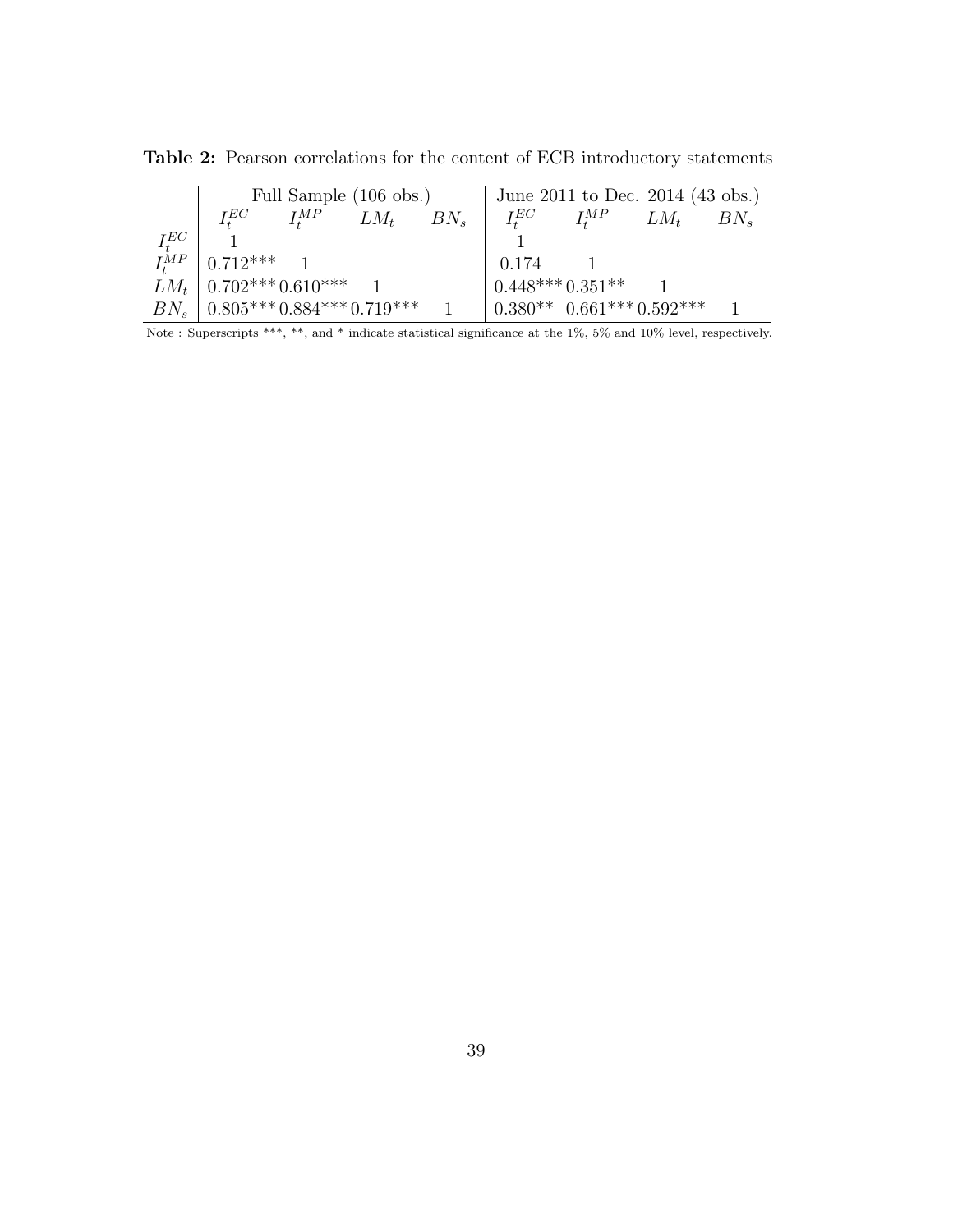**Table 2:** Pearson correlations for the content of ECB introductory statements

| | Full Sample (106 obs.) | | | | June 2011 to Dec. 2014 (43 obs.) | | | |
|---|---|---|---|---|---|---|---|---|
| | $I_t^{EC}$ | $I_t^{MP}$ | $LM_t$ | $BN_s$ | $I_t^{EC}$ | $I_t^{MP}$ | $LM_t$ | $BN_s$ |
| $I_t^{EC}$ | 1 | | | | 1 | | | |
| $I_t^{MP}$ | 0.712*** | 1 | | | 0.174 | 1 | | |
| $LM_t$ | 0.702*** | 0.610*** | 1 | | 0.448*** | 0.351** | 1 | |
| $BN_s$ | 0.805*** | 0.884*** | 0.719*** | 1 | 0.380** | 0.661*** | 0.592*** | 1 |

Note : Superscripts ***, **, and * indicate statistical significance at the 1%, 5% and 10% level, respectively.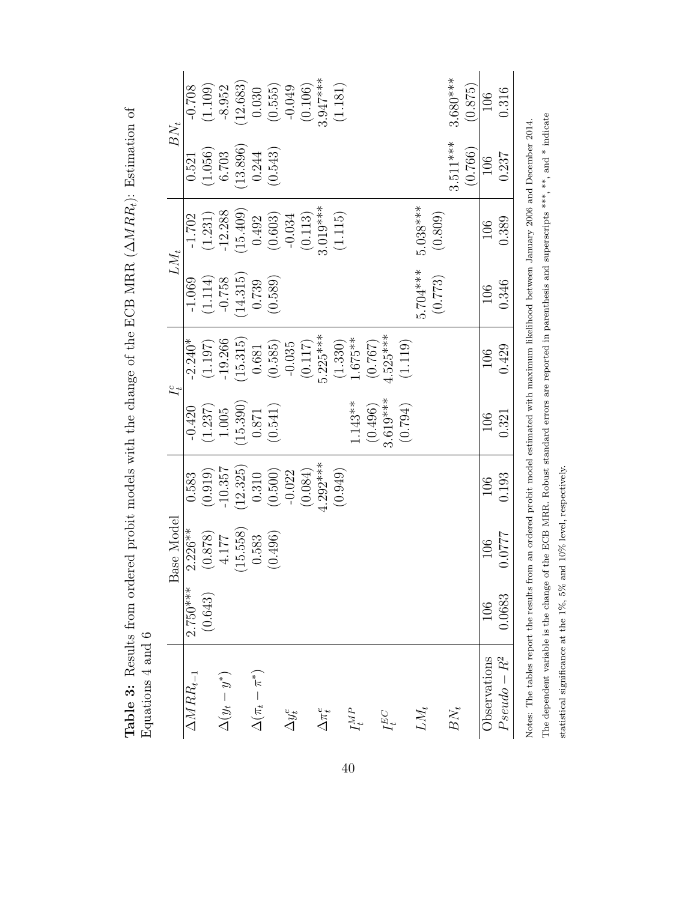**Table 3:** Results from ordered probit models with the change of the ECB MRR ($\Delta MRR_t$): Estimation of Equations 4 and 6

| | Base Model | | | $I_t^c$ | | $LM_t$ | | $BN_t$ | |
|---|---|---|---|---|---|---|---|---|---|
| $\Delta MRR_{t-1}$ | 2.750*** | 2.226** | 0.583 | -0.420 | -2.240* | -1.069 | -1.702 | 0.521 | -0.708 |
| | (0.643) | (0.878) | (0.919) | (1.237) | (1.197) | (1.114) | (1.231) | (1.056) | (1.109) |
| $\Delta(y_t - y^*)$ | | 4.177 | -10.357 | 1.005 | -19.266 | -0.758 | -12.288 | 6.703 | -8.952 |
| | | (15.558) | (12.325) | (15.390) | (15.315) | (14.315) | (15.409) | (13.896) | (12.683) |
| $\Delta(\pi_t - \pi^*)$ | | 0.583 | 0.310 | 0.871 | 0.681 | 0.739 | 0.492 | 0.244 | 0.030 |
| | | (0.496) | (0.500) | (0.541) | (0.585) | (0.589) | (0.603) | (0.543) | (0.555) |
| $\Delta y_t^e$ | | | -0.022 | | -0.035 | | -0.034 | | -0.049 |
| | | | (0.084) | | (0.117) | | (0.113) | | (0.106) |
| $\Delta \pi_t^e$ | | | 4.292*** | | 5.225*** | | 3.019*** | | 3.947*** |
| | | | (0.949) | | (1.330) | | (1.115) | | (1.181) |
| $I_t^{MP}$ | | | | 1.143** | 1.675** | | | | |
| | | | | (0.496) | (0.767) | | | | |
| $I_t^{EC}$ | | | | 3.619*** | 4.525*** | | | | |
| | | | | (0.794) | (1.119) | | | | |
| $LM_t$ | | | | | | 5.704*** | 5.038*** | | |
| | | | | | | (0.773) | (0.809) | | |
| $BN_t$ | | | | | | | | 3.511*** | 3.680*** |
| | | | | | | | | (0.766) | (0.875) |
| Observations | 106 | 106 | 106 | 106 | 106 | 106 | 106 | 106 | 106 |
| $Pseudo-R^2$ | 0.0683 | 0.0777 | 0.193 | 0.321 | 0.429 | 0.346 | 0.389 | 0.237 | 0.316 |

Notes: The tables report the results from an ordered probit model estimated with maximum likelihood between January 2006 and December 2014. The dependent variable is the change of the ECB MRR. Robust standard errors are reported in parenthesis and superscripts ***, **, and * indicate statistical significance at the 1%, 5% and 10% level, respectively.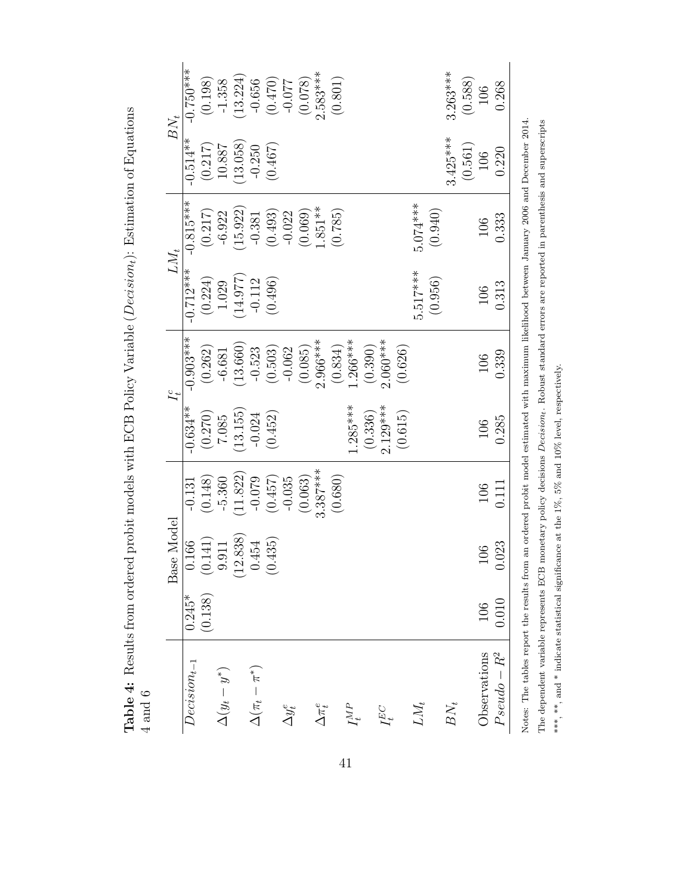**Table 4:** Results from ordered probit models with ECB Policy Variable ($Decision_t$): Estimation of Equations 4 and 6

| | Base Model | | $I_t^c$ | | $LM_t$ | | $BN_t$ | |
|---|---|---|---|---|---|---|---|---|
| $Decision_{t-1}$ | 0.245* | 0.166 | -0.634** | -0.903*** | -0.712*** | -0.815*** | -0.514** | -0.750*** |
| | (0.138) | (0.141) | (0.270) | (0.262) | (0.224) | (0.217) | (0.217) | (0.198) |
| $\Delta(y_t - y^*)$ | | 9.911 | 7.085 | -6.681 | 1.029 | -6.922 | 10.887 | -1.358 |
| | | (12.838) | (13.155) | (13.660) | (14.977) | (15.922) | (13.058) | (13.224) |
| $\Delta(\pi_t - \pi^*)$ | | 0.454 | -0.024 | -0.523 | -0.112 | -0.381 | -0.250 | -0.656 |
| | | (0.435) | (0.452) | (0.503) | (0.496) | (0.493) | (0.467) | (0.470) |
| $\Delta y_t^e$ | | -0.131 | | -0.062 | | -0.022 | | -0.077 |
| | | (0.148) | | (0.085) | | (0.069) | | (0.078) |
| $\Delta \pi_t^e$ | | -5.360 | | 2.966*** | | 1.851** | | 2.583*** |
| | | (11.822) | | (0.834) | | (0.785) | | (0.801) |
| $I_t^{MP}$ | | | 1.285*** | 1.266*** | | | | |
| | | | (0.336) | (0.390) | | | | |
| $I_t^{EC}$ | | | 2.129*** | 2.060*** | | | | |
| | | | (0.615) | (0.626) | | | | |
| $LM_t$ | | | | | 5.517*** | 5.074*** | | |
| | | | | | (0.956) | (0.940) | | |
| $BN_t$ | | | | | | | 3.425*** | 3.263*** |
| | | | | | | | (0.561) | (0.588) |
| Observations | 106 | 106 | 106 | 106 | 106 | 106 | 106 | 106 |
| $Pseudo-R^2$ | 0.010 | 0.023 | 0.285 | 0.339 | 0.313 | 0.333 | 0.220 | 0.268 |

Note on the Base Model second column: the values below the first two rows appear in the image as -0.131 (0.148), -5.360 (11.822), -0.079 (0.457), -0.035 (0.063), 3.387*** (0.680), aligned with rows $Decision_{t-1}$, $\Delta(y_t - y^*)$, $\Delta(\pi_t - \pi^*)$, $\Delta y_t^e$, $\Delta \pi_t^e$ respectively; the first Base Model column shows 0.166 (0.141), 9.911 (12.838), 0.454 (0.435) for $Decision_{t-1}$, $\Delta(y_t - y^*)$, $\Delta(\pi_t - \pi^*)$ beneath 0.245* (0.138).

Notes: The tables report the results from an ordered probit model estimated with maximum likelihood between January 2006 and December 2014. The dependent variable represents ECB monetary policy decisions $Decision_t$. Robust standard errors are reported in parenthesis and superscripts ***, **, and * indicate statistical significance at the 1%, 5% and 10% level, respectively.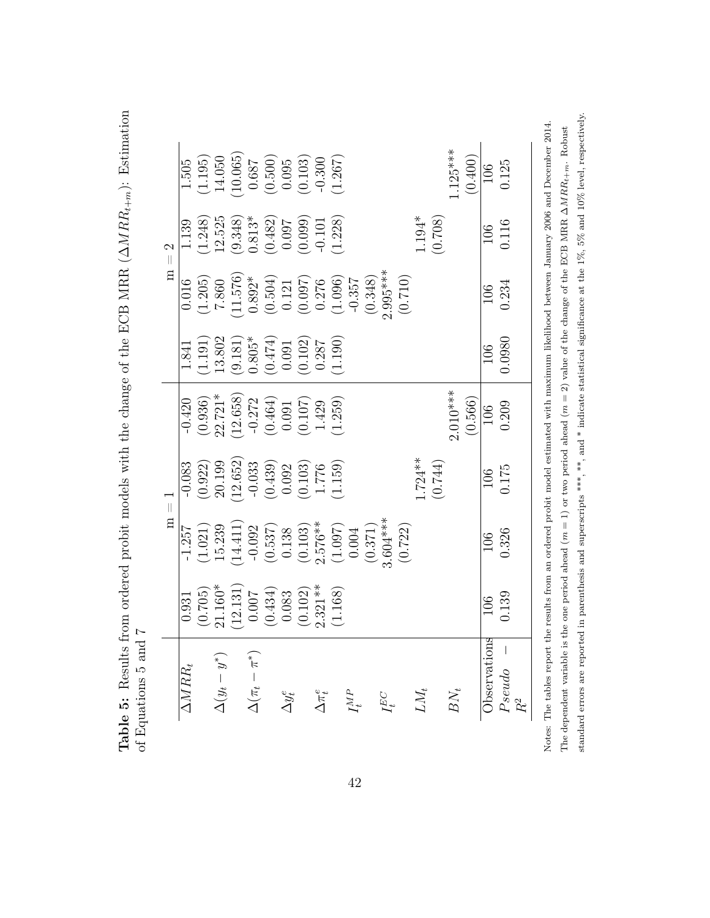**Table 5:** Results from ordered probit models with the change of the ECB MRR ($\Delta MRR_{t+m}$): Estimation of Equations 5 and 7

| | m = 1 | | | | m = 2 | | | |
|---|---|---|---|---|---|---|---|---|
| $\Delta MRR_t$ | 0.931 | -1.257 | -0.083 | -0.420 | 1.841 | 0.016 | 1.139 | 1.505 |
| | (0.705) | (1.021) | (0.922) | (0.936) | (1.191) | (1.205) | (1.248) | (1.195) |
| $\Delta(y_t - y^*)$ | 21.160* | 15.239 | 20.199 | 22.721* | 13.802 | 7.860 | 12.525 | 14.050 |
| | (12.131) | (14.411) | (12.652) | (12.658) | (9.181) | (11.576) | (9.348) | (10.065) |
| $\Delta(\pi_t - \pi^*)$ | 0.007 | -0.092 | -0.033 | -0.272 | 0.805* | 0.892* | 0.813* | 0.687 |
| | (0.434) | (0.537) | (0.439) | (0.464) | (0.474) | (0.504) | (0.482) | (0.500) |
| $\Delta y_t^e$ | 0.083 | 0.138 | 0.092 | 0.091 | 0.091 | 0.121 | 0.097 | 0.095 |
| | (0.102) | (0.103) | (0.103) | (0.107) | (0.102) | (0.097) | (0.099) | (0.103) |
| $\Delta\pi_t^e$ | 2.321 ** | 2.576** | 1.776 | 1.429 | 0.287 | 0.276 | -0.101 | -0.300 |
| | (1.168) | (1.097) | (1.159) | (1.259) | (1.190) | (1.096) | (1.228) | (1.267) |
| $I_t^{MP}$ | | 0.004 | | | | -0.357 | | |
| | | (0.371) | | | | (0.348) | | |
| $I_t^{EC}$ | | 3.604*** | | | | 2.995*** | | |
| | | (0.722) | | | | (0.710) | | |
| $LM_t$ | | | 1.724** | | | | 1.194* | |
| | | | (0.744) | | | | (0.708) | |
| $BN_t$ | | | | 2.010*** | | | | 1.125*** |
| | | | | (0.566) | | | | (0.400) |
| Observations | 106 | 106 | 106 | 106 | 106 | 106 | 106 | 106 |
| $Pseudo-R^2$ | 0.139 | 0.326 | 0.175 | 0.209 | 0.0980 | 0.234 | 0.116 | 0.125 |

Notes: The tables report the results from an ordered probit model estimated with maximum likelihood between January 2006 and December 2014. The dependent variable is the one period ahead ($m = 1$) or two period ahead ($m = 2$) value of the change of the ECB MRR $\Delta MRR_{t+m}$. Robust standard errors are reported in parenthesis and superscripts ***, **, and * indicate statistical significance at the 1%, 5% and 10% level, respectively.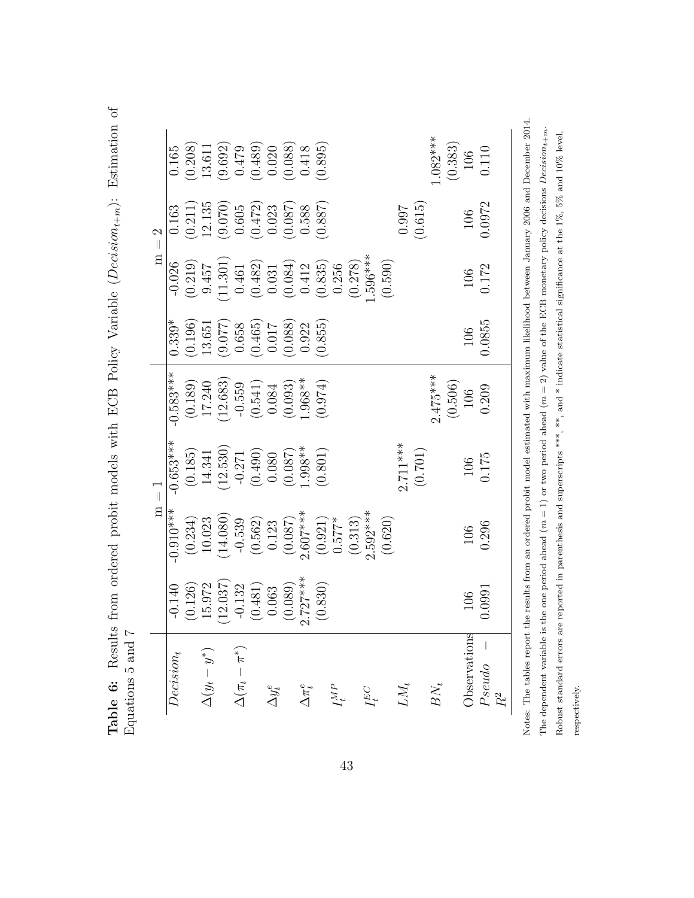**Table 6:** Results from ordered probit models with ECB Policy Variable ($Decision_{t+m}$): Estimation of Equations 5 and 7

| | m = 1 | | | | m = 2 | | | |
|---|---|---|---|---|---|---|---|---|
| $Decision_t$ | -0.140 | -0.910*** | -0.653*** | -0.583*** | 0.339* | -0.026 | 0.163 | 0.165 |
| | (0.126) | (0.234) | (0.185) | (0.189) | (0.196) | (0.219) | (0.211) | (0.208) |
| $\Delta(y_t - y^*)$ | 15.972 | 10.023 | 14.341 | 17.240 | 13.651 | 9.457 | 12.135 | 13.611 |
| | (12.037) | (14.080) | (12.530) | (12.683) | (9.077) | (11.301) | (9.070) | (9.692) |
| $\Delta(\pi_t - \pi^*)$ | -0.132 | -0.539 | -0.271 | -0.559 | 0.658 | 0.461 | 0.605 | 0.479 |
| | (0.481) | (0.562) | (0.490) | (0.541) | (0.465) | (0.482) | (0.472) | (0.489) |
| $\Delta y^e_t$ | 0.063 | 0.123 | 0.080 | 0.084 | 0.017 | 0.031 | 0.023 | 0.020 |
| | (0.089) | (0.087) | (0.087) | (0.093) | (0.088) | (0.084) | (0.087) | (0.088) |
| $\Delta \pi^e_t$ | 2.727*** | 2.607*** | 1.998** | 1.968** | 0.922 | 0.412 | 0.588 | 0.418 |
| | (0.830) | (0.921) | (0.801) | (0.974) | (0.855) | (0.835) | (0.887) | (0.895) |
| $I^{MP}_t$ | | 0.577* | | | | 0.256 | | |
| | | (0.313) | | | | (0.278) | | |
| $I^{EC}_t$ | | 2.592*** | | | | 1.596*** | | |
| | | (0.620) | | | | (0.590) | | |
| $LM_t$ | | | 2.711*** | | | | 0.997 | |
| | | | (0.701) | | | | (0.615) | |
| $BN_t$ | | | | 2.475*** | | | | 1.082*** |
| | | | | (0.506) | | | | (0.383) |
| Observations | 106 | 106 | 106 | 106 | 106 | 106 | 106 | 106 |
| $Pseudo - R^2$ | 0.0991 | 0.296 | 0.175 | 0.209 | 0.0855 | 0.172 | 0.0972 | 0.110 |

Notes: The tables report the results from an ordered probit model estimated with maximum likelihood between January 2006 and December 2014. The dependent variable is the one period ahead ($m = 1$) or two period ahead ($m = 2$) value of the ECB monetary policy decisions $Decision_{t+m}$. Robust standard errors are reported in parenthesis and superscripts ***, **, and * indicate statistical significance at the 1%, 5% and 10% level, respectively.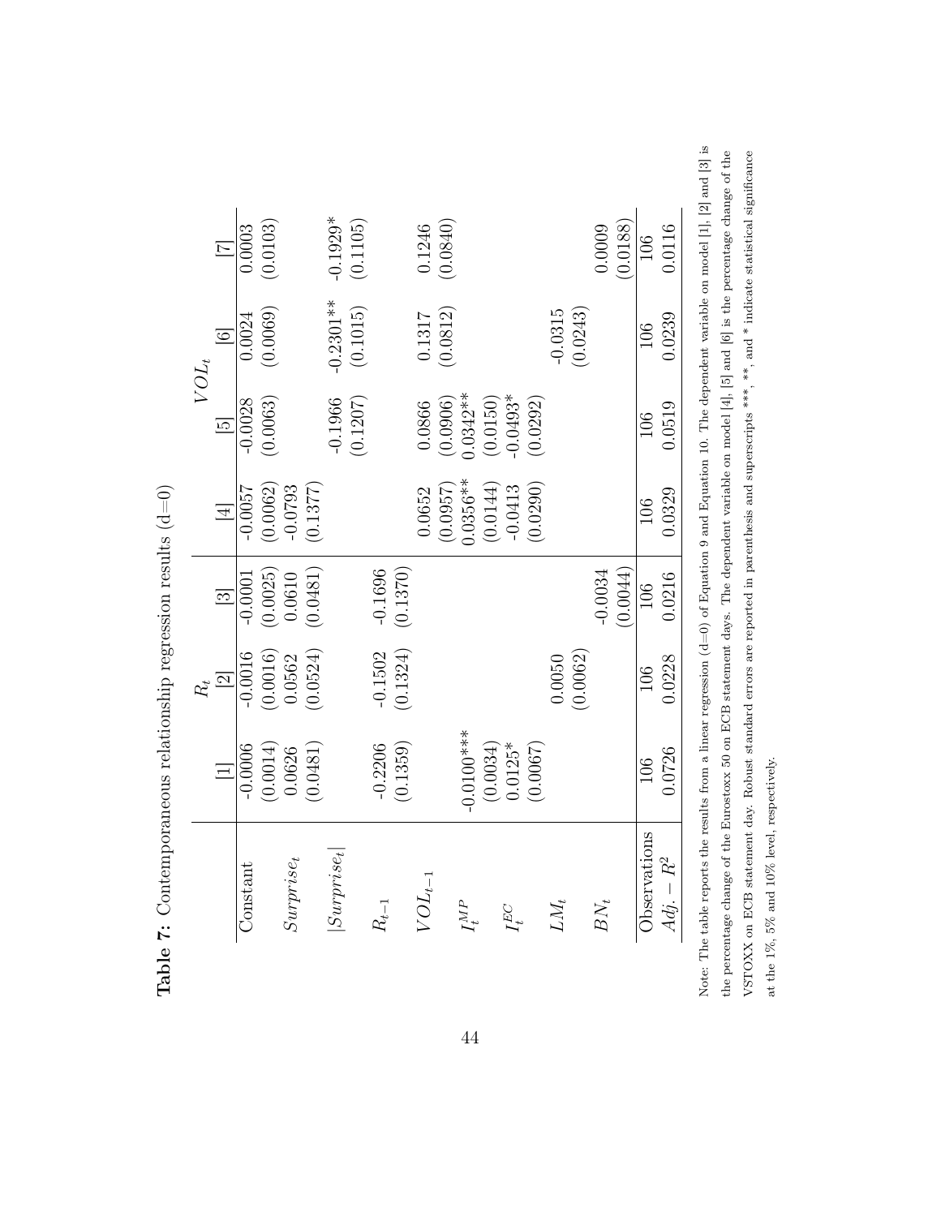**Table 7:** Contemporaneous relationship regression results (d=0)

| | $R_t$ | | | $VOL_t$ | | | |
|---|---|---|---|---|---|---|---|
| | [1] | [2] | [3] | [4] | [5] | [6] | [7] |
| Constant | -0.0006 | -0.0016 | -0.0001 | -0.0057 | -0.0028 | 0.0024 | 0.0003 |
| | (0.0014) | (0.0016) | (0.0025) | (0.0062) | (0.0063) | (0.0069) | (0.0103) |
| $Surprise_t$ | 0.0626 | 0.0562 | 0.0610 | -0.0793 | | | |
| | (0.0481) | (0.0524) | (0.0481) | (0.1377) | | | |
| $\|Surprise_t\|$ | | | | | -0.1966 | -0.2301** | -0.1929* |
| | | | | | (0.1207) | (0.1015) | (0.1105) |
| $R_{t-1}$ | -0.2206 | -0.1502 | -0.1696 | | | | |
| | (0.1359) | (0.1324) | (0.1370) | | | | |
| $VOL_{t-1}$ | | | | 0.0652 | 0.0866 | 0.1317 | 0.1246 |
| | | | | (0.0957) | (0.0906) | (0.0812) | (0.0840) |
| $I_t^{MP}$ | -0.0100*** | | | 0.0356** | 0.0342** | | |
| | (0.0034) | | | (0.0144) | (0.0150) | | |
| $I_t^{EC}$ | 0.0125* | | | -0.0413 | -0.0493* | | |
| | (0.0067) | | | (0.0290) | (0.0292) | | |
| $LM_t$ | | 0.0050 | | | | -0.0315 | |
| | | (0.0062) | | | | (0.0243) | |
| $BN_t$ | | | -0.0034 | | | | 0.0009 |
| | | | (0.0044) | | | | (0.0188) |
| Observations | 106 | 106 | 106 | 106 | 106 | 106 | 106 |
| $Adj.-R^2$ | 0.0726 | 0.0228 | 0.0216 | 0.0329 | 0.0519 | 0.0239 | 0.0116 |

Note: The table reports the results from a linear regression (d=0) of Equation 9 and Equation 10. The dependent variable on model [1], [2] and [3] is the percentage change of the Eurostoxx 50 on ECB statement days. The dependent variable on model [4], [5] and [6] is the percentage change of the VSTOXX on ECB statement day. Robust standard errors are reported in parenthesis and superscripts ***, **, and * indicate statistical significance at the 1%, 5% and 10% level, respectively.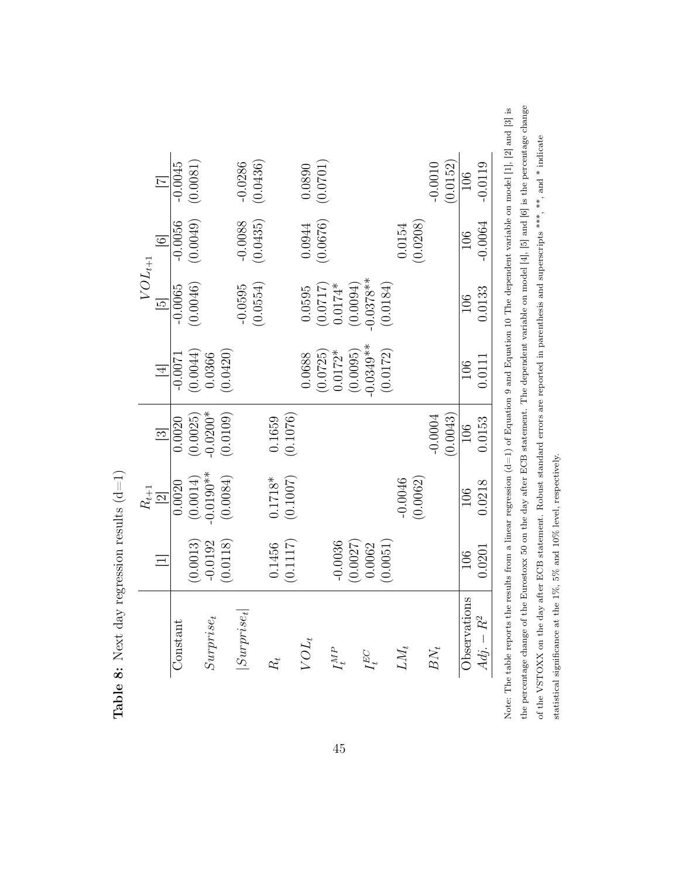**Table 8:** Next day regression results (d=1)

| | $R_{t+1}$ | | | $VOL_{t+1}$ | | | |
|---|---|---|---|---|---|---|---|
| | [1] | [2] | [3] | [4] | [5] | [6] | [7] |
| Constant | | 0.0020 | 0.0020 | -0.0071 | -0.0065 | -0.0056 | -0.0045 |
| | (0.0013) | (0.0014) | (0.0025) | (0.0044) | (0.0046) | (0.0049) | (0.0081) |
| $Surprise_t$ | -0.0192 | -0.0190** | -0.0200* | 0.0366 | | | |
| | (0.0118) | (0.0084) | (0.0109) | (0.0420) | | | |
| $\lvert Surprise_t \rvert$ | | | | | -0.0595 | -0.0088 | -0.0286 |
| | | | | | (0.0554) | (0.0435) | (0.0436) |
| $R_t$ | 0.1456 | 0.1718* | 0.1659 | | | | |
| | (0.1117) | (0.1007) | (0.1076) | | | | |
| $VOL_t$ | | | | 0.0688 | 0.0595 | 0.0944 | 0.0890 |
| | | | | (0.0725) | (0.0717) | (0.0676) | (0.0701) |
| $I_t^{MP}$ | -0.0036 | | | 0.0172* | 0.0174* | | |
| | (0.0027) | | | (0.0095) | (0.0094) | | |
| $I_t^{EC}$ | 0.0062 | | | -0.0349** | -0.0378** | | |
| | (0.0051) | | | (0.0172) | (0.0184) | | |
| $LM_t$ | | -0.0046 | | | | 0.0154 | |
| | | (0.0062) | | | | (0.0208) | |
| $BN_t$ | | | -0.0004 | | | | -0.0010 |
| | | | (0.0043) | | | | (0.0152) |
| Observations | 106 | 106 | 106 | 106 | 106 | 106 | 106 |
| $Adj. - R^2$ | 0.0201 | 0.0218 | 0.0153 | 0.0111 | 0.0133 | -0.0064 | -0.0119 |

Note: The table reports the results from a linear regression (d=1) of Equation 9 and Equation 10 The dependent variable on model [1], [2] and [3] is the percentage change of the Eurostoxx 50 on the day after ECB statement. The dependent variable on model [4], [5] and [6] is the percentage change of the VSTOXX on the day after ECB statement. Robust standard errors are reported in parenthesis and superscripts ***, **, and * indicate statistical significance at the 1%, 5% and 10% level, respectively.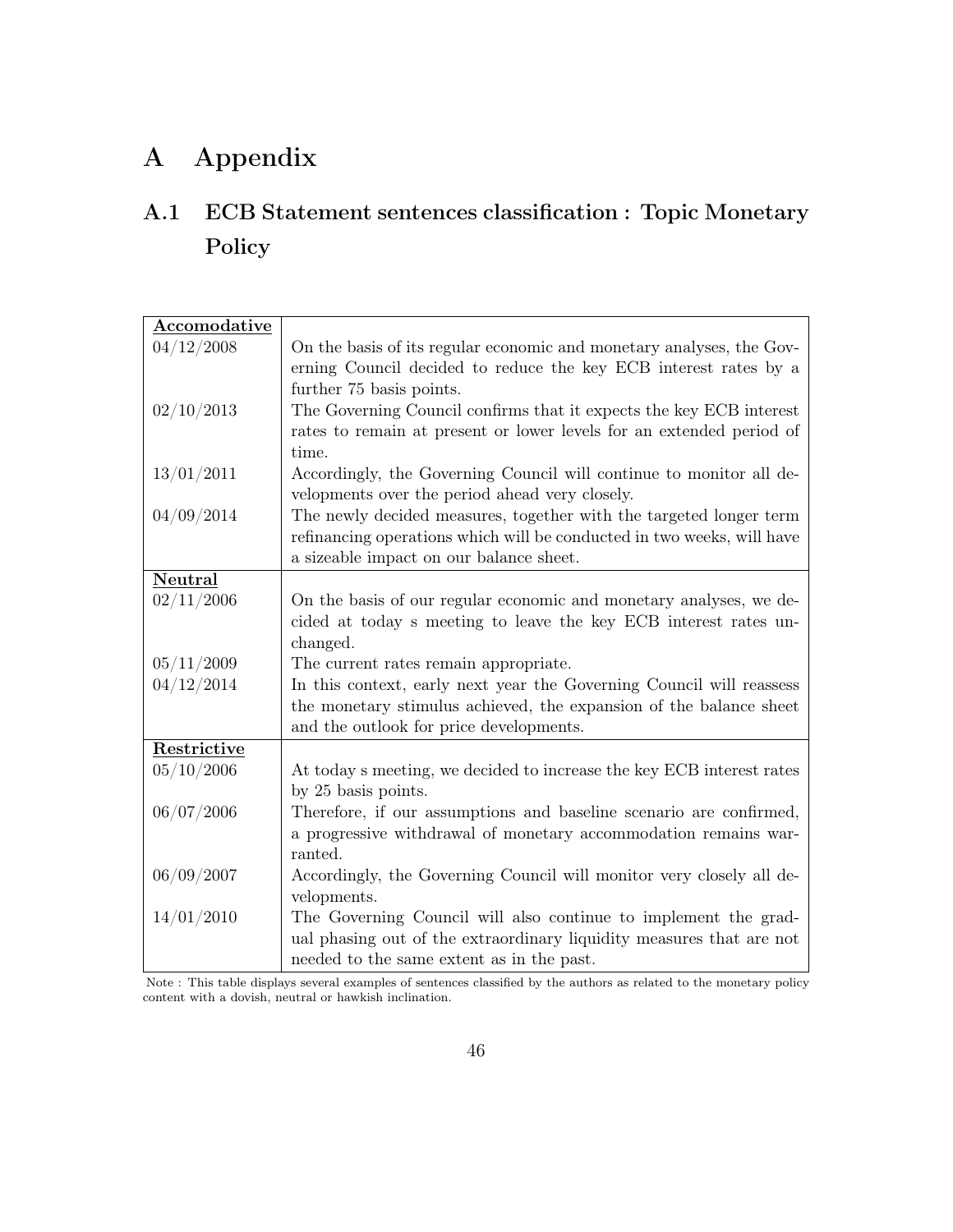# A Appendix

## A.1 ECB Statement sentences classification : Topic Monetary Policy

| **Accomodative** | |
|---|---|
| 04/12/2008 | On the basis of its regular economic and monetary analyses, the Governing Council decided to reduce the key ECB interest rates by a further 75 basis points. |
| 02/10/2013 | The Governing Council confirms that it expects the key ECB interest rates to remain at present or lower levels for an extended period of time. |
| 13/01/2011 | Accordingly, the Governing Council will continue to monitor all developments over the period ahead very closely. |
| 04/09/2014 | The newly decided measures, together with the targeted longer term refinancing operations which will be conducted in two weeks, will have a sizeable impact on our balance sheet. |
| **Neutral** | |
| 02/11/2006 | On the basis of our regular economic and monetary analyses, we decided at today s meeting to leave the key ECB interest rates unchanged. |
| 05/11/2009 | The current rates remain appropriate. |
| 04/12/2014 | In this context, early next year the Governing Council will reassess the monetary stimulus achieved, the expansion of the balance sheet and the outlook for price developments. |
| **Restrictive** | |
| 05/10/2006 | At today s meeting, we decided to increase the key ECB interest rates by 25 basis points. |
| 06/07/2006 | Therefore, if our assumptions and baseline scenario are confirmed, a progressive withdrawal of monetary accommodation remains warranted. |
| 06/09/2007 | Accordingly, the Governing Council will monitor very closely all developments. |
| 14/01/2010 | The Governing Council will also continue to implement the gradual phasing out of the extraordinary liquidity measures that are not needed to the same extent as in the past. |

Note : This table displays several examples of sentences classified by the authors as related to the monetary policy content with a dovish, neutral or hawkish inclination.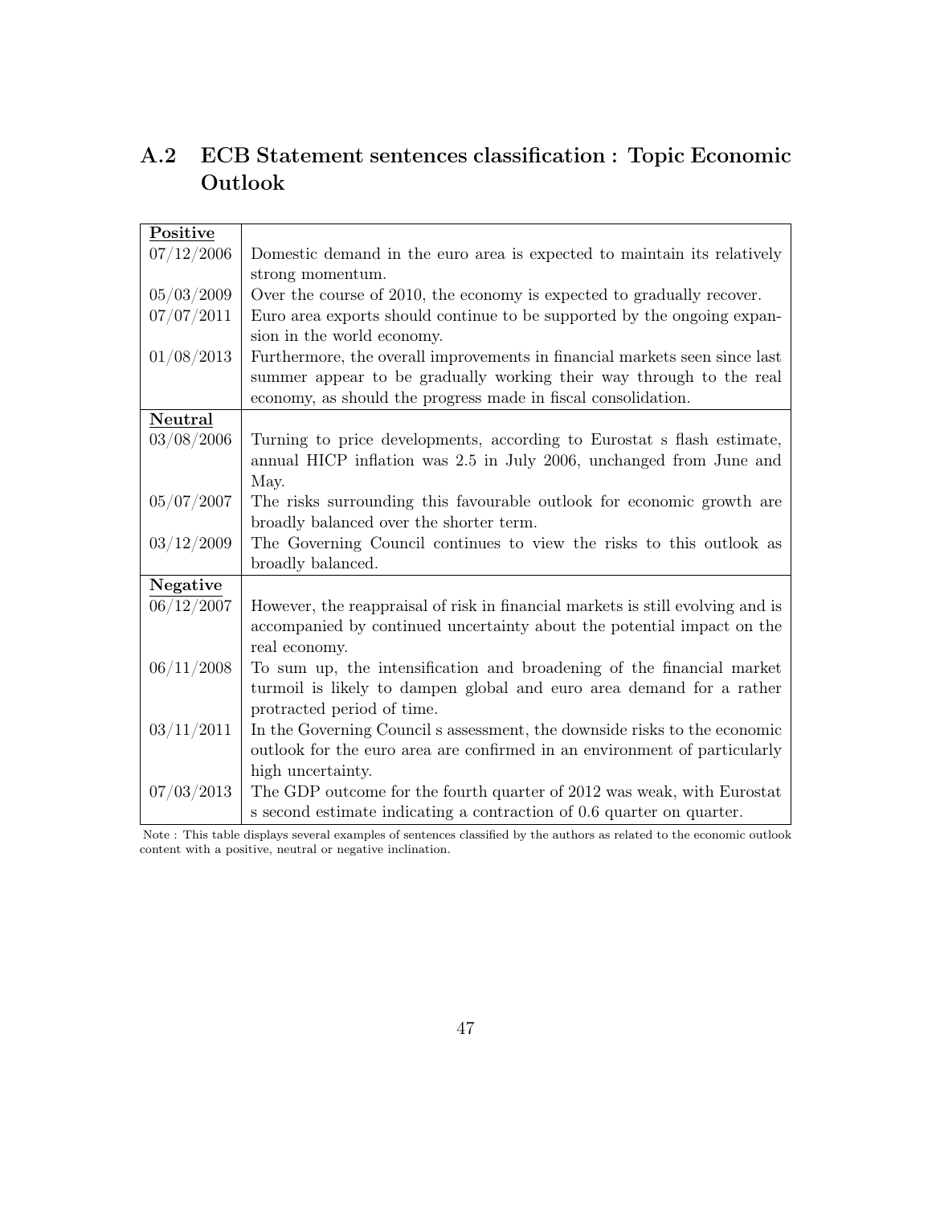## A.2 ECB Statement sentences classification : Topic Economic Outlook

| | |
|---|---|
| **Positive** | |
| 07/12/2006 | Domestic demand in the euro area is expected to maintain its relatively strong momentum. |
| 05/03/2009 | Over the course of 2010, the economy is expected to gradually recover. |
| 07/07/2011 | Euro area exports should continue to be supported by the ongoing expansion in the world economy. |
| 01/08/2013 | Furthermore, the overall improvements in financial markets seen since last summer appear to be gradually working their way through to the real economy, as should the progress made in fiscal consolidation. |
| **Neutral** | |
| 03/08/2006 | Turning to price developments, according to Eurostat s flash estimate, annual HICP inflation was 2.5 in July 2006, unchanged from June and May. |
| 05/07/2007 | The risks surrounding this favourable outlook for economic growth are broadly balanced over the shorter term. |
| 03/12/2009 | The Governing Council continues to view the risks to this outlook as broadly balanced. |
| **Negative** | |
| 06/12/2007 | However, the reappraisal of risk in financial markets is still evolving and is accompanied by continued uncertainty about the potential impact on the real economy. |
| 06/11/2008 | To sum up, the intensification and broadening of the financial market turmoil is likely to dampen global and euro area demand for a rather protracted period of time. |
| 03/11/2011 | In the Governing Council s assessment, the downside risks to the economic outlook for the euro area are confirmed in an environment of particularly high uncertainty. |
| 07/03/2013 | The GDP outcome for the fourth quarter of 2012 was weak, with Eurostat s second estimate indicating a contraction of 0.6 quarter on quarter. |

Note : This table displays several examples of sentences classified by the authors as related to the economic outlook content with a positive, neutral or negative inclination.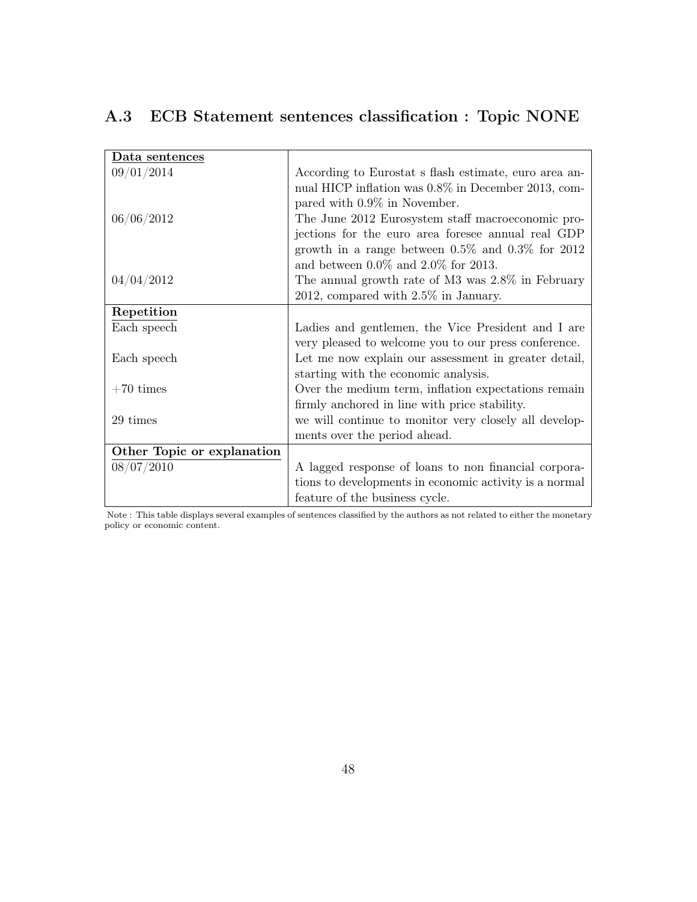## A.3 ECB Statement sentences classification : Topic NONE

| **Data sentences** | |
|---|---|
| 09/01/2014 | According to Eurostat s flash estimate, euro area annual HICP inflation was 0.8% in December 2013, compared with 0.9% in November. |
| 06/06/2012 | The June 2012 Eurosystem staff macroeconomic projections for the euro area foresee annual real GDP growth in a range between 0.5% and 0.3% for 2012 and between 0.0% and 2.0% for 2013. |
| 04/04/2012 | The annual growth rate of M3 was 2.8% in February 2012, compared with 2.5% in January. |
| **Repetition** | |
| Each speech | Ladies and gentlemen, the Vice President and I are very pleased to welcome you to our press conference. |
| Each speech | Let me now explain our assessment in greater detail, starting with the economic analysis. |
| +70 times | Over the medium term, inflation expectations remain firmly anchored in line with price stability. |
| 29 times | we will continue to monitor very closely all developments over the period ahead. |
| **Other Topic or explanation** | |
| 08/07/2010 | A lagged response of loans to non financial corporations to developments in economic activity is a normal feature of the business cycle. |

Note : This table displays several examples of sentences classified by the authors as not related to either the monetary policy or economic content.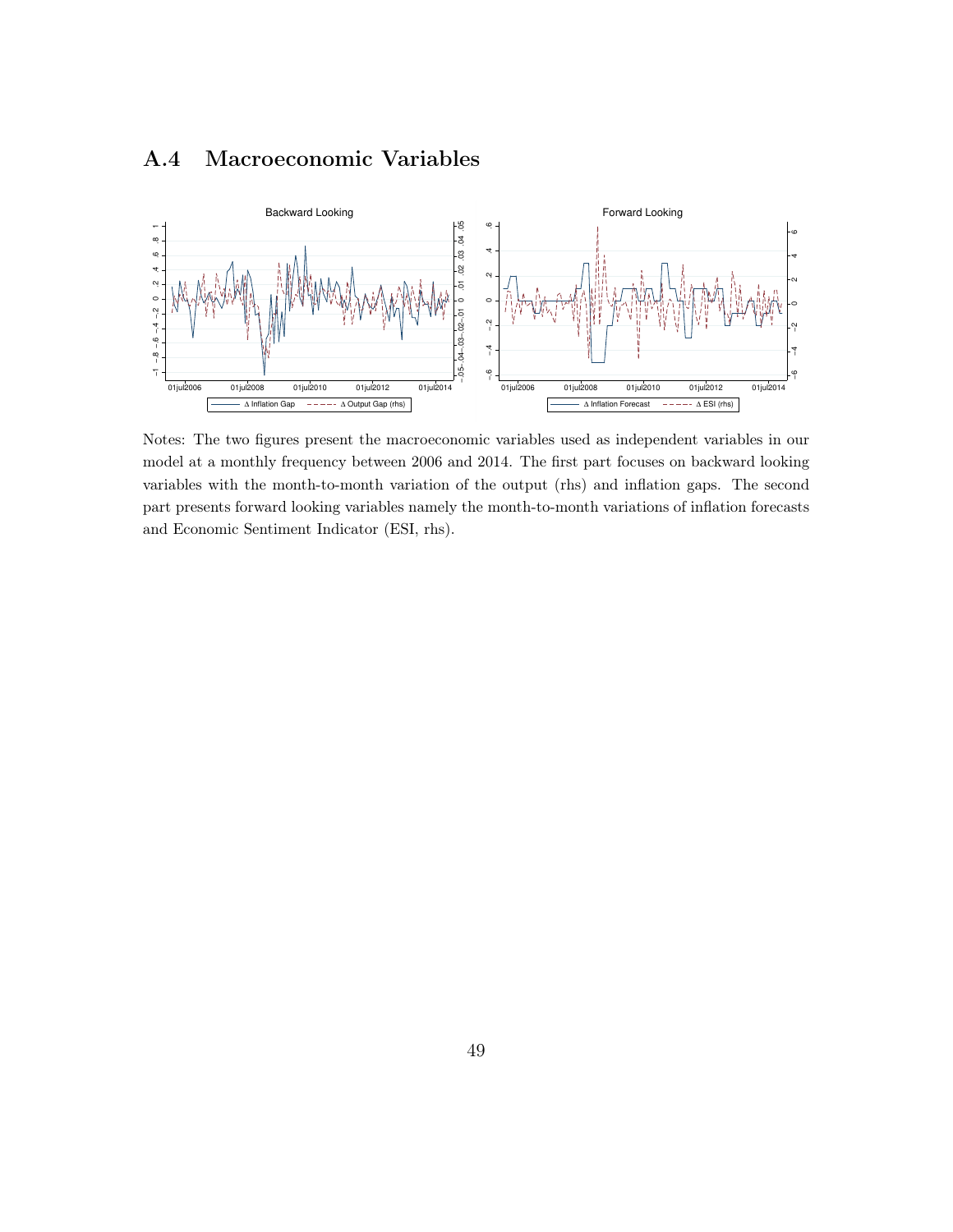## A.4 Macroeconomic Variables

Notes: The two figures present the macroeconomic variables used as independent variables in our model at a monthly frequency between 2006 and 2014. The first part focuses on backward looking variables with the month-to-month variation of the output (rhs) and inflation gaps. The second part presents forward looking variables namely the month-to-month variations of inflation forecasts and Economic Sentiment Indicator (ESI, rhs).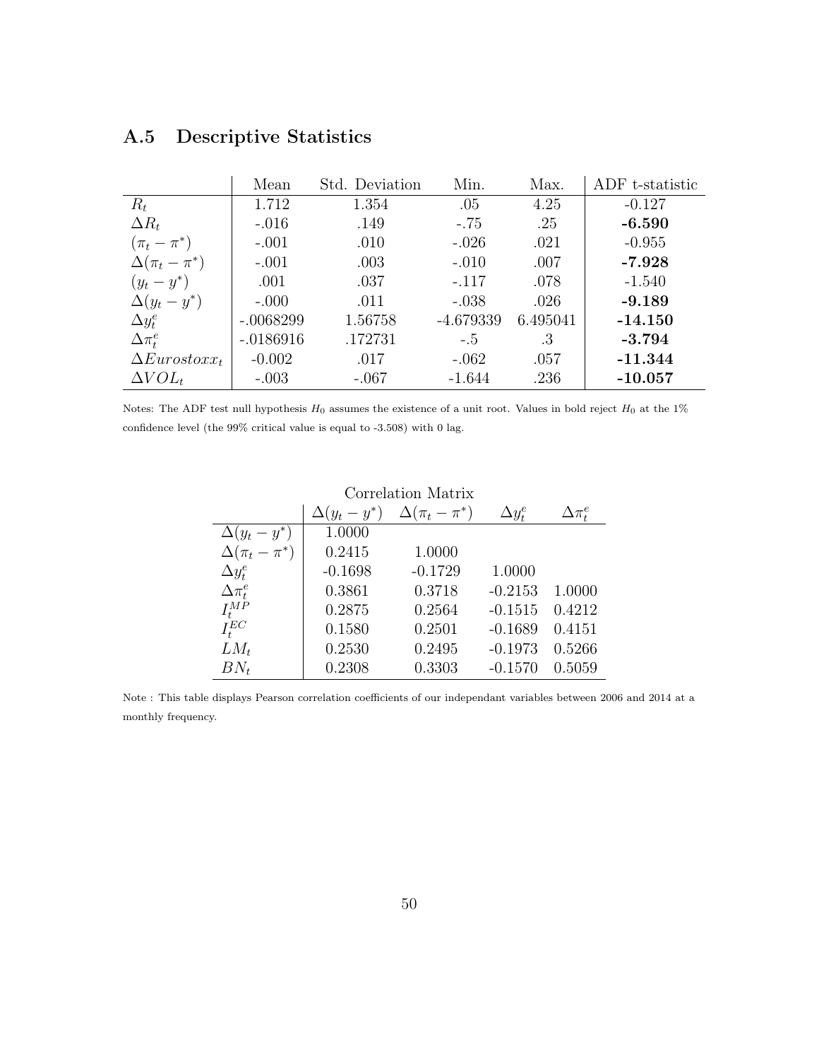## A.5 Descriptive Statistics

| | Mean | Std. Deviation | Min. | Max. | ADF t-statistic |
|---|---|---|---|---|---|
| $R_t$ | 1.712 | 1.354 | .05 | 4.25 | -0.127 |
| $\Delta R_t$ | -.016 | .149 | -.75 | .25 | **-6.590** |
| $(\pi_t - \pi^*)$ | -.001 | .010 | -.026 | .021 | -0.955 |
| $\Delta(\pi_t - \pi^*)$ | -.001 | .003 | -.010 | .007 | **-7.928** |
| $(y_t - y^*)$ | .001 | .037 | -.117 | .078 | -1.540 |
| $\Delta(y_t - y^*)$ | -.000 | .011 | -.038 | .026 | **-9.189** |
| $\Delta y_t^e$ | -.0068299 | 1.56758 | -4.679339 | 6.495041 | **-14.150** |
| $\Delta \pi_t^e$ | -.0186916 | .172731 | -.5 | .3 | **-3.794** |
| $\Delta Eurostoxx_t$ | -0.002 | .017 | -.062 | .057 | **-11.344** |
| $\Delta VOL_t$ | -.003 | -.067 | -1.644 | .236 | **-10.057** |

Notes: The ADF test null hypothesis $H_0$ assumes the existence of a unit root. Values in bold reject $H_0$ at the 1% confidence level (the 99% critical value is equal to -3.508) with 0 lag.

Correlation Matrix

| | $\Delta(y_t - y^*)$ | $\Delta(\pi_t - \pi^*)$ | $\Delta y_t^e$ | $\Delta \pi_t^e$ |
|---|---|---|---|---|
| $\Delta(y_t - y^*)$ | 1.0000 | | | |
| $\Delta(\pi_t - \pi^*)$ | 0.2415 | 1.0000 | | |
| $\Delta y_t^e$ | -0.1698 | -0.1729 | 1.0000 | |
| $\Delta \pi_t^e$ | 0.3861 | 0.3718 | -0.2153 | 1.0000 |
| $I_t^{MP}$ | 0.2875 | 0.2564 | -0.1515 | 0.4212 |
| $I_t^{EC}$ | 0.1580 | 0.2501 | -0.1689 | 0.4151 |
| $LM_t$ | 0.2530 | 0.2495 | -0.1973 | 0.5266 |
| $BN_t$ | 0.2308 | 0.3303 | -0.1570 | 0.5059 |

Note : This table displays Pearson correlation coefficients of our independant variables between 2006 and 2014 at a monthly frequency.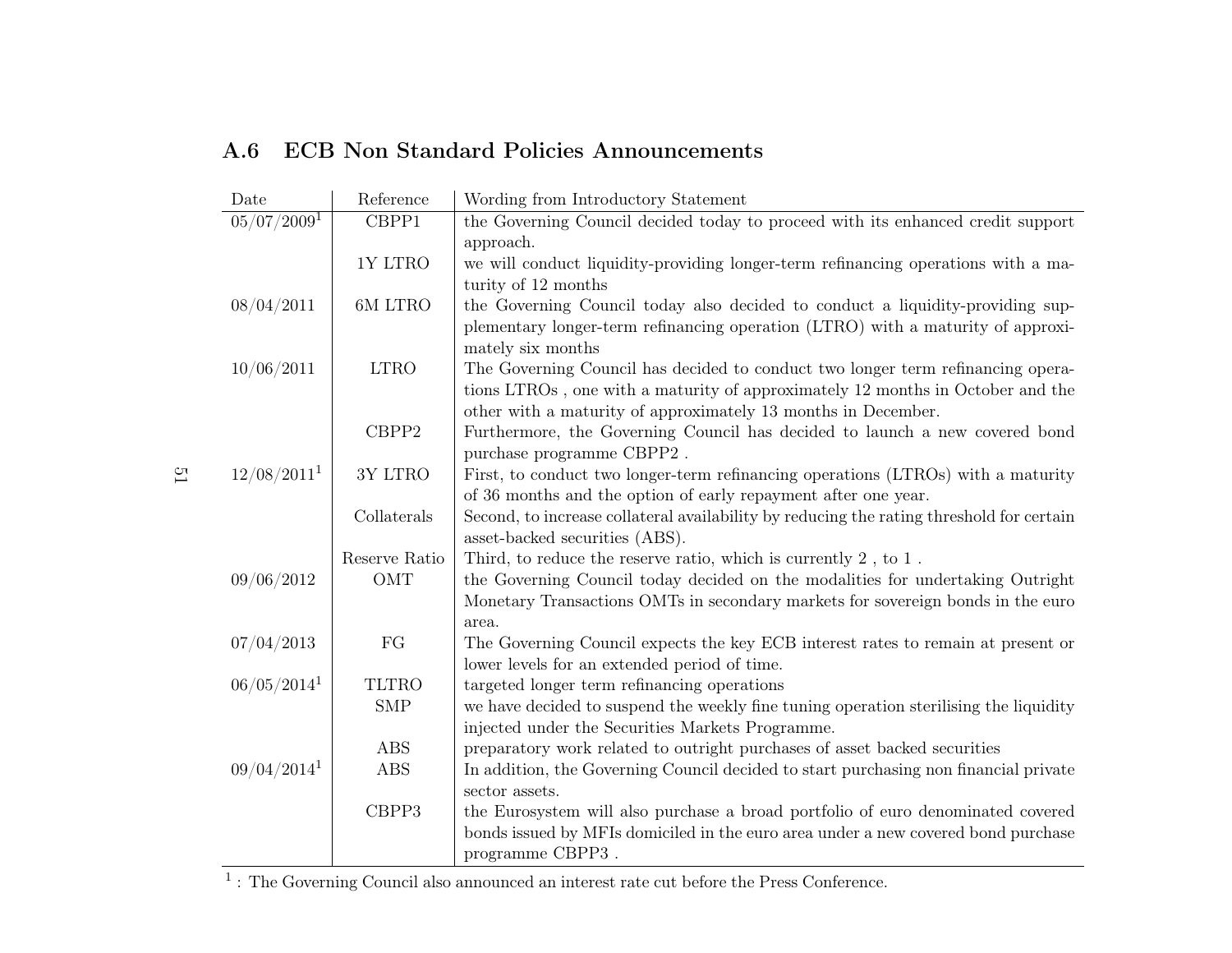### A.6 ECB Non Standard Policies Announcements

| Date | Reference | Wording from Introductory Statement |
|---|---|---|
| 05/07/2009[1] | CBPP1 | the Governing Council decided today to proceed with its enhanced credit support approach. |
| | 1Y LTRO | we will conduct liquidity-providing longer-term refinancing operations with a maturity of 12 months |
| 08/04/2011 | 6M LTRO | the Governing Council today also decided to conduct a liquidity-providing supplementary longer-term refinancing operation (LTRO) with a maturity of approximately six months |
| 10/06/2011 | LTRO | The Governing Council has decided to conduct two longer term refinancing operations LTROs , one with a maturity of approximately 12 months in October and the other with a maturity of approximately 13 months in December. |
| | CBPP2 | Furthermore, the Governing Council has decided to launch a new covered bond purchase programme CBPP2 . |
| 12/08/2011[1] | 3Y LTRO | First, to conduct two longer-term refinancing operations (LTROs) with a maturity of 36 months and the option of early repayment after one year. |
| | Collaterals | Second, to increase collateral availability by reducing the rating threshold for certain asset-backed securities (ABS). |
| | Reserve Ratio | Third, to reduce the reserve ratio, which is currently 2 , to 1 . |
| 09/06/2012 | OMT | the Governing Council today decided on the modalities for undertaking Outright Monetary Transactions OMTs in secondary markets for sovereign bonds in the euro area. |
| 07/04/2013 | FG | The Governing Council expects the key ECB interest rates to remain at present or lower levels for an extended period of time. |
| 06/05/2014[1] | TLTRO | targeted longer term refinancing operations |
| | SMP | we have decided to suspend the weekly fine tuning operation sterilising the liquidity injected under the Securities Markets Programme. |
| | ABS | preparatory work related to outright purchases of asset backed securities |
| 09/04/2014[1] | ABS | In addition, the Governing Council decided to start purchasing non financial private sector assets. |
| | CBPP3 | the Eurosystem will also purchase a broad portfolio of euro denominated covered bonds issued by MFIs domiciled in the euro area under a new covered bond purchase programme CBPP3 . |

[1] : The Governing Council also announced an interest rate cut before the Press Conference.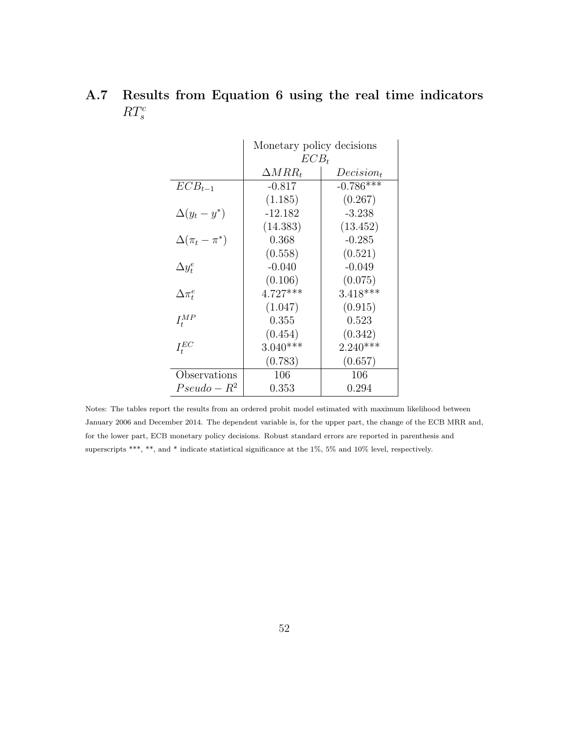## A.7 Results from Equation 6 using the real time indicators $RT_s^c$

| | Monetary policy decisions $ECB_t$ | |
|---|---|---|
| | $\Delta MRR_t$ | $Decision_t$ |
| $ECB_{t-1}$ | -0.817 | -0.786*** |
| | (1.185) | (0.267) |
| $\Delta(y_t - y^*)$ | -12.182 | -3.238 |
| | (14.383) | (13.452) |
| $\Delta(\pi_t - \pi^*)$ | 0.368 | -0.285 |
| | (0.558) | (0.521) |
| $\Delta y_t^e$ | -0.040 | -0.049 |
| | (0.106) | (0.075) |
| $\Delta \pi_t^e$ | 4.727*** | 3.418*** |
| | (1.047) | (0.915) |
| $I_t^{MP}$ | 0.355 | 0.523 |
| | (0.454) | (0.342) |
| $I_t^{EC}$ | 3.040*** | 2.240*** |
| | (0.783) | (0.657) |
| Observations | 106 | 106 |
| $Pseudo-R^2$ | 0.353 | 0.294 |

Notes: The tables report the results from an ordered probit model estimated with maximum likelihood between January 2006 and December 2014. The dependent variable is, for the upper part, the change of the ECB MRR and, for the lower part, ECB monetary policy decisions. Robust standard errors are reported in parenthesis and superscripts ***, **, and * indicate statistical significance at the 1%, 5% and 10% level, respectively.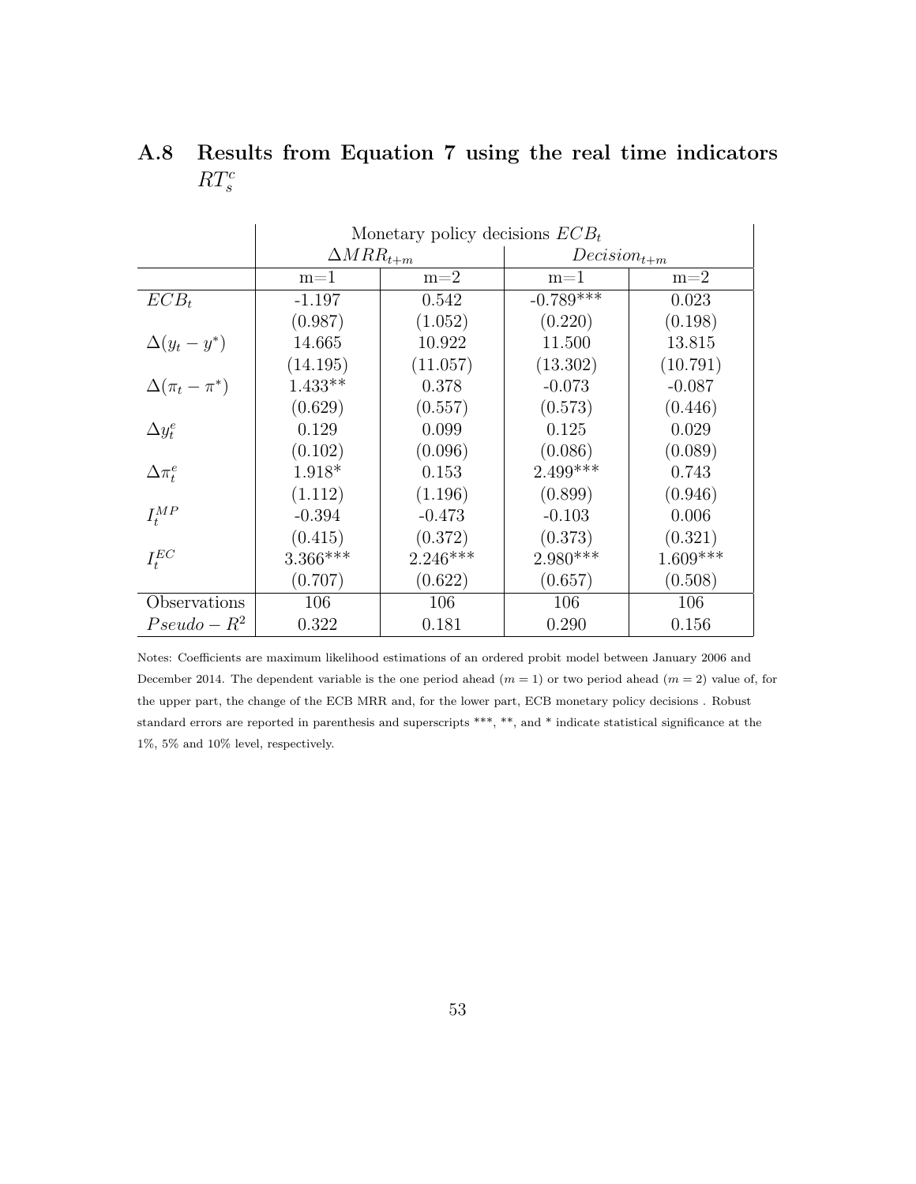## A.8 Results from Equation 7 using the real time indicators $RT_s^c$

| | Monetary policy decisions $ECB_t$ | | | |
|---|---|---|---|---|
| | $\Delta MRR_{t+m}$ | | $Decision_{t+m}$ | |
| | m=1 | m=2 | m=1 | m=2 |
| $ECB_t$ | -1.197 | 0.542 | -0.789*** | 0.023 |
| | (0.987) | (1.052) | (0.220) | (0.198) |
| $\Delta(y_t - y^*)$ | 14.665 | 10.922 | 11.500 | 13.815 |
| | (14.195) | (11.057) | (13.302) | (10.791) |
| $\Delta(\pi_t - \pi^*)$ | 1.433** | 0.378 | -0.073 | -0.087 |
| | (0.629) | (0.557) | (0.573) | (0.446) |
| $\Delta y_t^e$ | 0.129 | 0.099 | 0.125 | 0.029 |
| | (0.102) | (0.096) | (0.086) | (0.089) |
| $\Delta \pi_t^e$ | 1.918* | 0.153 | 2.499*** | 0.743 |
| | (1.112) | (1.196) | (0.899) | (0.946) |
| $I_t^{MP}$ | -0.394 | -0.473 | -0.103 | 0.006 |
| | (0.415) | (0.372) | (0.373) | (0.321) |
| $I_t^{EC}$ | 3.366*** | 2.246*** | 2.980*** | 1.609*** |
| | (0.707) | (0.622) | (0.657) | (0.508) |
| Observations | 106 | 106 | 106 | 106 |
| $Pseudo-R^2$ | 0.322 | 0.181 | 0.290 | 0.156 |

Notes: Coefficients are maximum likelihood estimations of an ordered probit model between January 2006 and December 2014. The dependent variable is the one period ahead ($m = 1$) or two period ahead ($m = 2$) value of, for the upper part, the change of the ECB MRR and, for the lower part, ECB monetary policy decisions . Robust standard errors are reported in parenthesis and superscripts ***, **, and * indicate statistical significance at the 1%, 5% and 10% level, respectively.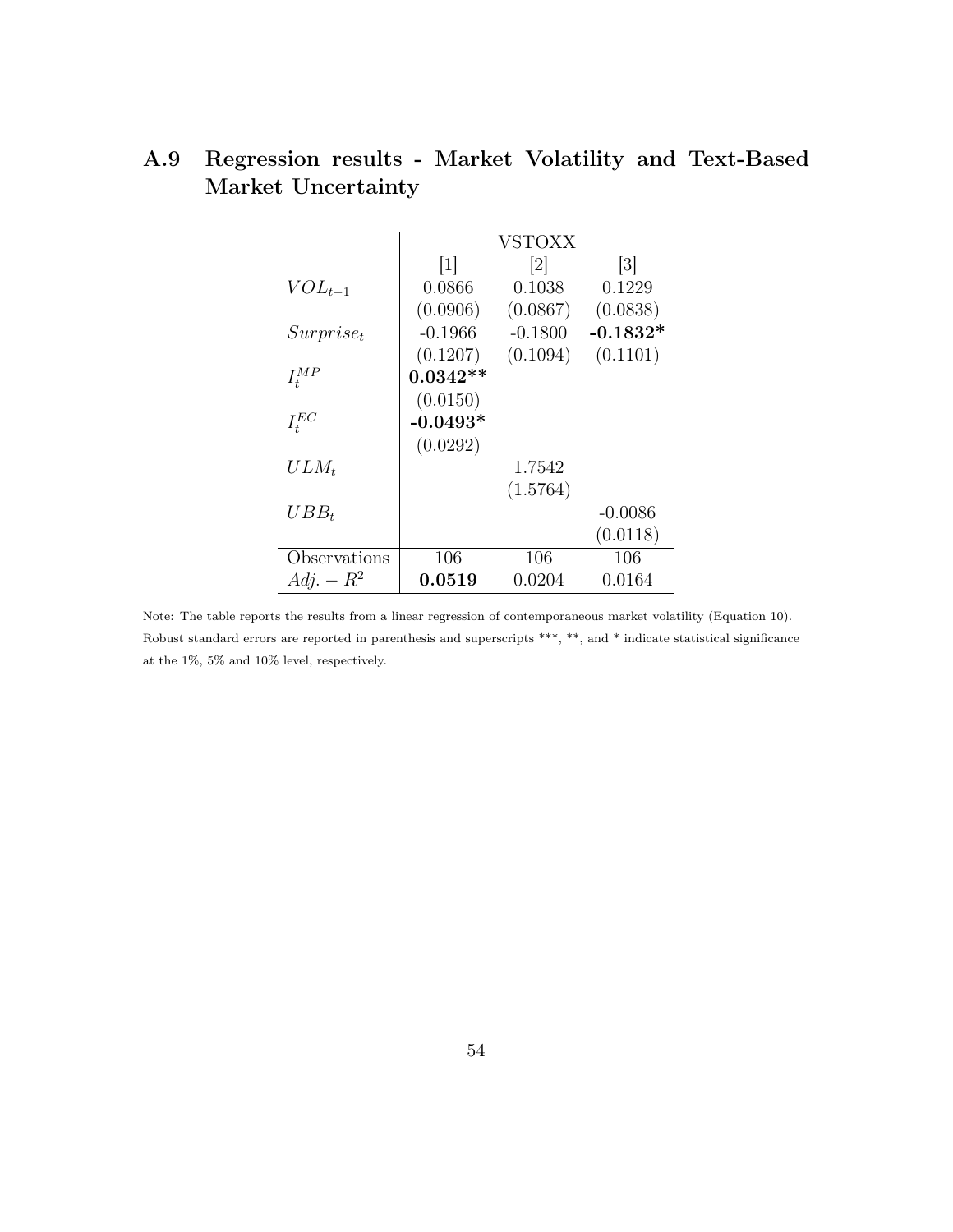## A.9 Regression results - Market Volatility and Text-Based Market Uncertainty

| | VSTOXX | | |
|---|---|---|---|
| | [1] | [2] | [3] |
| $VOL_{t-1}$ | 0.0866 | 0.1038 | 0.1229 |
| | (0.0906) | (0.0867) | (0.0838) |
| $Surprise_t$ | -0.1966 | -0.1800 | **-0.1832*** |
| | (0.1207) | (0.1094) | (0.1101) |
| $I_t^{MP}$ | **0.0342**** | | |
| | (0.0150) | | |
| $I_t^{EC}$ | **-0.0493*** | | |
| | (0.0292) | | |
| $ULM_t$ | | 1.7542 | |
| | | (1.5764) | |
| $UBB_t$ | | | -0.0086 |
| | | | (0.0118) |
| Observations | 106 | 106 | 106 |
| $Adj. - R^2$ | **0.0519** | 0.0204 | 0.0164 |

Note: The table reports the results from a linear regression of contemporaneous market volatility (Equation 10). Robust standard errors are reported in parenthesis and superscripts ***, **, and * indicate statistical significance at the 1%, 5% and 10% level, respectively.